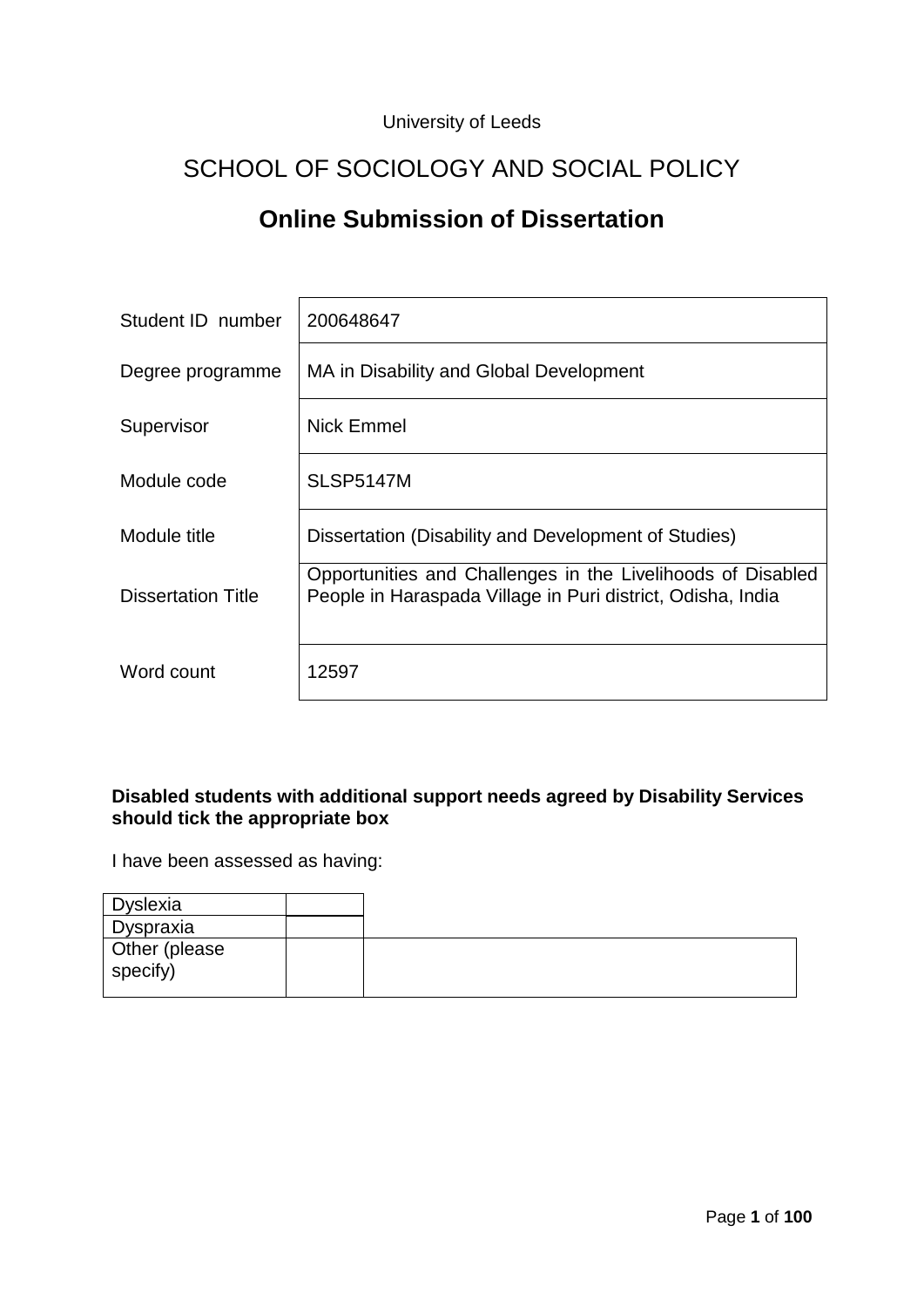University of Leeds

# SCHOOL OF SOCIOLOGY AND SOCIAL POLICY

## Online Submission of Dissertation

| | |
|---|---|
| Student ID number | 200648647 |
| Degree programme | MA in Disability and Global Development |
| Supervisor | Nick Emmel |
| Module code | SLSP5147M |
| Module title | Dissertation (Disability and Development of Studies) |
| Dissertation Title | Opportunities and Challenges in the Livelihoods of Disabled People in Haraspada Village in Puri district, Odisha, India |
| Word count | 12597 |

**Disabled students with additional support needs agreed by Disability Services should tick the appropriate box**

I have been assessed as having:

| | | |
|---|---|---|
| Dyslexia | | |
| Dyspraxia | | |
| Other (please specify) | | |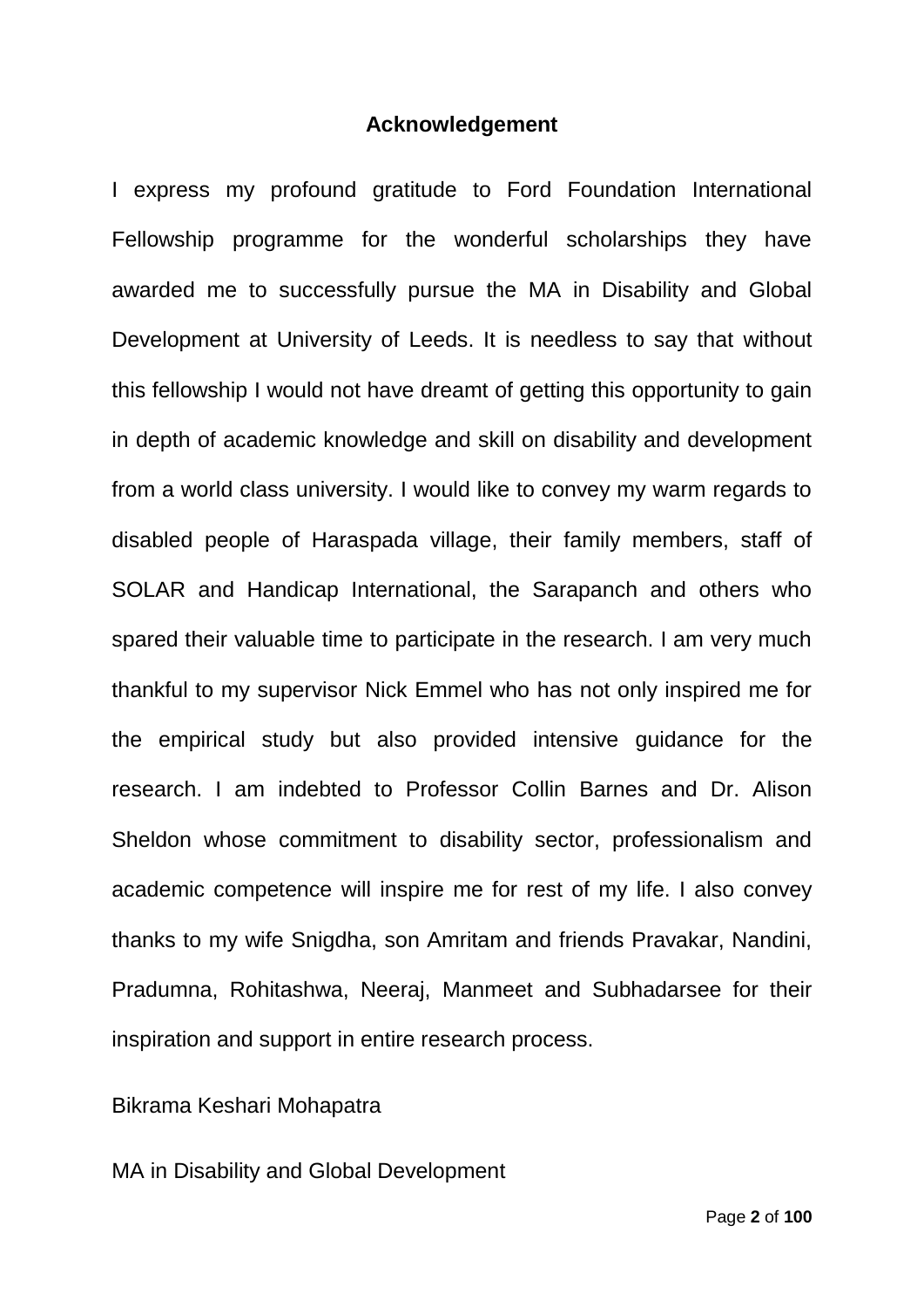## Acknowledgement

I express my profound gratitude to Ford Foundation International Fellowship programme for the wonderful scholarships they have awarded me to successfully pursue the MA in Disability and Global Development at University of Leeds. It is needless to say that without this fellowship I would not have dreamt of getting this opportunity to gain in depth of academic knowledge and skill on disability and development from a world class university. I would like to convey my warm regards to disabled people of Haraspada village, their family members, staff of SOLAR and Handicap International, the Sarapanch and others who spared their valuable time to participate in the research. I am very much thankful to my supervisor Nick Emmel who has not only inspired me for the empirical study but also provided intensive guidance for the research. I am indebted to Professor Collin Barnes and Dr. Alison Sheldon whose commitment to disability sector, professionalism and academic competence will inspire me for rest of my life. I also convey thanks to my wife Snigdha, son Amritam and friends Pravakar, Nandini, Pradumna, Rohitashwa, Neeraj, Manmeet and Subhadarsee for their inspiration and support in entire research process.

Bikrama Keshari Mohapatra

MA in Disability and Global Development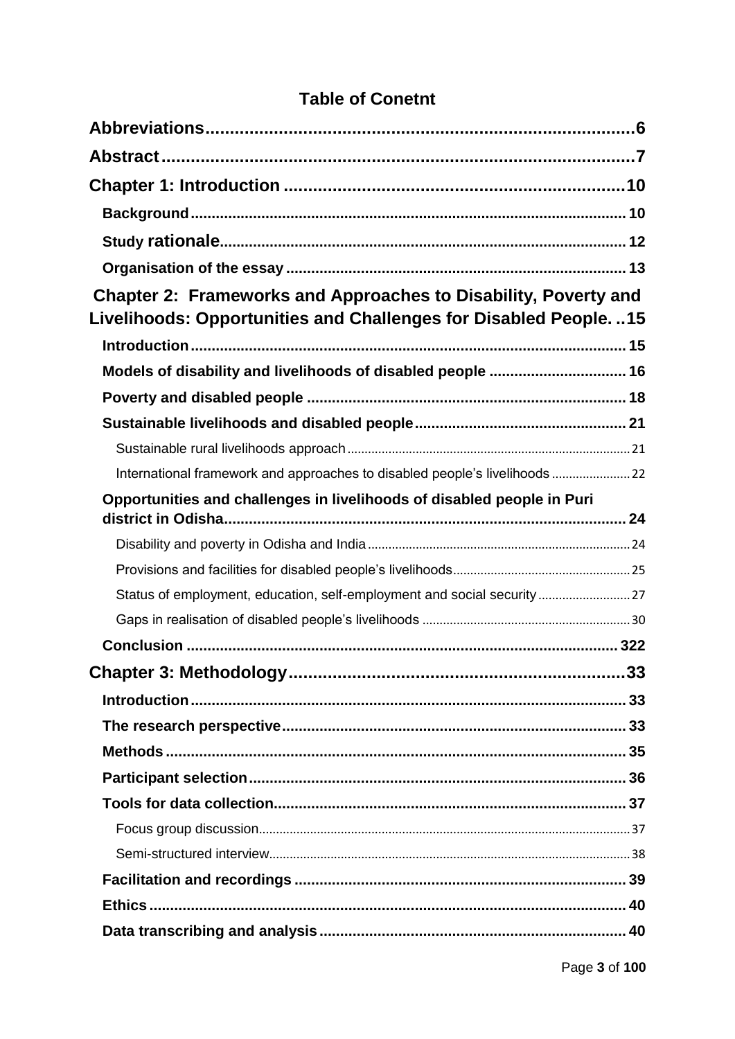## Table of Conetnt

**Abbreviations** .......... 6

**Abstract** .......... 7

**Chapter 1: Introduction** .......... 10

- **Background** .......... 10
- **Study rationale** .......... 12
- **Organisation of the essay** .......... 13

**Chapter 2: Frameworks and Approaches to Disability, Poverty and Livelihoods: Opportunities and Challenges for Disabled People.** .......... 15

- **Introduction** .......... 15
- **Models of disability and livelihoods of disabled people** .......... 16
- **Poverty and disabled people** .......... 18
- **Sustainable livelihoods and disabled people** .......... 21
  - Sustainable rural livelihoods approach .......... 21
  - International framework and approaches to disabled people's livelihoods .......... 22
- **Opportunities and challenges in livelihoods of disabled people in Puri district in Odisha** .......... 24
  - Disability and poverty in Odisha and India .......... 24
  - Provisions and facilities for disabled people's livelihoods .......... 25
  - Status of employment, education, self-employment and social security .......... 27
  - Gaps in realisation of disabled people's livelihoods .......... 30
- **Conclusion** .......... 322

**Chapter 3: Methodology** .......... 33

- **Introduction** .......... 33
- **The research perspective** .......... 33
- **Methods** .......... 35
- **Participant selection** .......... 36
- **Tools for data collection** .......... 37
  - Focus group discussion .......... 37
  - Semi-structured interview .......... 38
- **Facilitation and recordings** .......... 39
- **Ethics** .......... 40
- **Data transcribing and analysis** .......... 40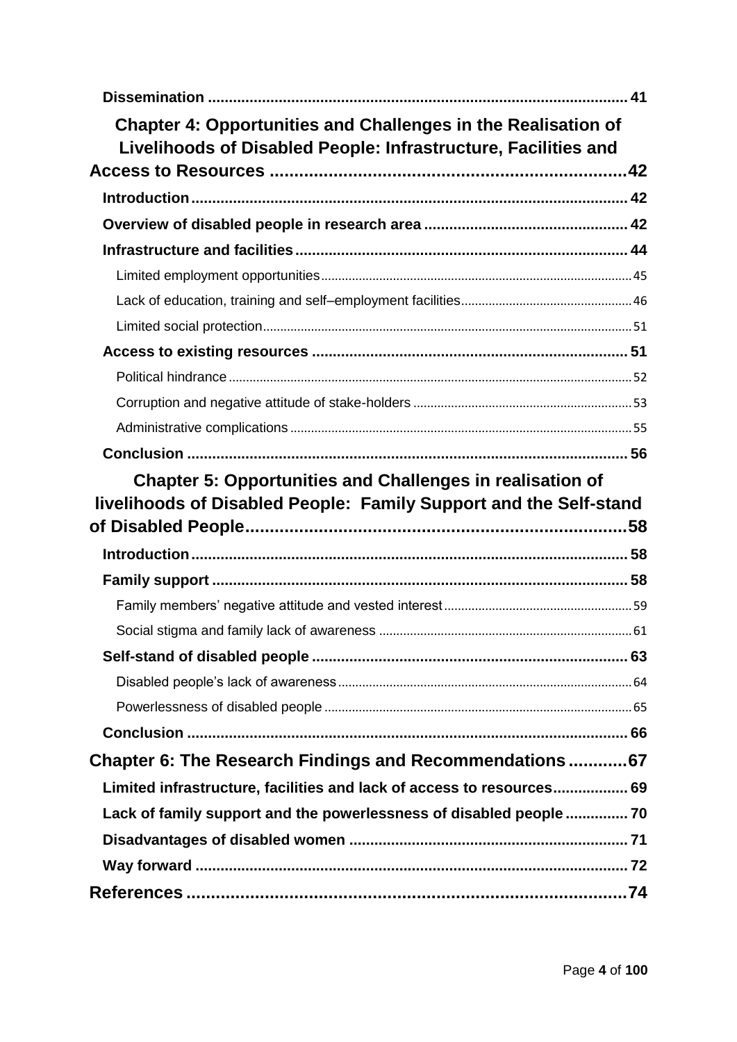**Dissemination** .................................................................................................... 41

**Chapter 4: Opportunities and Challenges in the Realisation of Livelihoods of Disabled People: Infrastructure, Facilities and Access to Resources** .........................................................................42

**Introduction**......................................................................................................... 42

**Overview of disabled people in research area** ................................................ 42

**Infrastructure and facilities** ............................................................................... 44

Limited employment opportunities.......................................................................................... 45

Lack of education, training and self–employment facilities................................................. 46

Limited social protection........................................................................................................... 51

**Access to existing resources** ........................................................................... 51

Political hindrance..................................................................................................................... 52

Corruption and negative attitude of stake-holders ............................................................... 53

Administrative complications ................................................................................................... 55

**Conclusion** .......................................................................................................... 56

**Chapter 5: Opportunities and Challenges in realisation of livelihoods of Disabled People: Family Support and the Self-stand of Disabled People**..........................................................................58

**Introduction**........................................................................................................ 58

**Family support** .................................................................................................... 58

Family members' negative attitude and vested interest....................................................... 59

Social stigma and family lack of awareness ......................................................................... 61

**Self-stand of disabled people** ........................................................................... 63

Disabled people's lack of awareness..................................................................................... 64

Powerlessness of disabled people ......................................................................................... 65

**Conclusion** .......................................................................................................... 66

**Chapter 6: The Research Findings and Recommendations**............67

**Limited infrastructure, facilities and lack of access to resources**.................. 69

**Lack of family support and the powerlessness of disabled people** ............... 70

**Disadvantages of disabled women** ................................................................... 71

**Way forward** ....................................................................................................... 72

**References**...........................................................................................74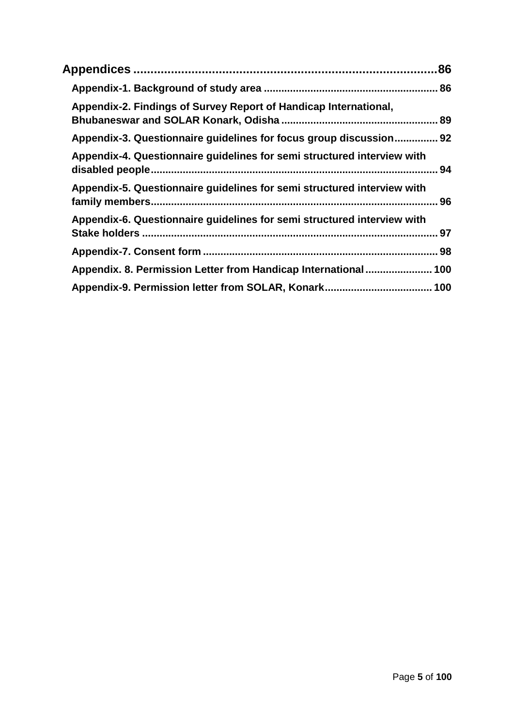**Appendices ........................................................................................86**

- **Appendix-1. Background of study area ........................................................... 86**
- **Appendix-2. Findings of Survey Report of Handicap International, Bhubaneswar and SOLAR Konark, Odisha ..................................................... 89**
- **Appendix-3. Questionnaire guidelines for focus group discussion............... 92**
- **Appendix-4. Questionnaire guidelines for semi structured interview with disabled people................................................................................................ 94**
- **Appendix-5. Questionnaire guidelines for semi structured interview with family members.................................................................................................. 96**
- **Appendix-6. Questionnaire guidelines for semi structured interview with Stake holders ..................................................................................................... 97**
- **Appendix-7. Consent form ................................................................................ 98**
- **Appendix. 8. Permission Letter from Handicap International....................... 100**
- **Appendix-9. Permission letter from SOLAR, Konark..................................... 100**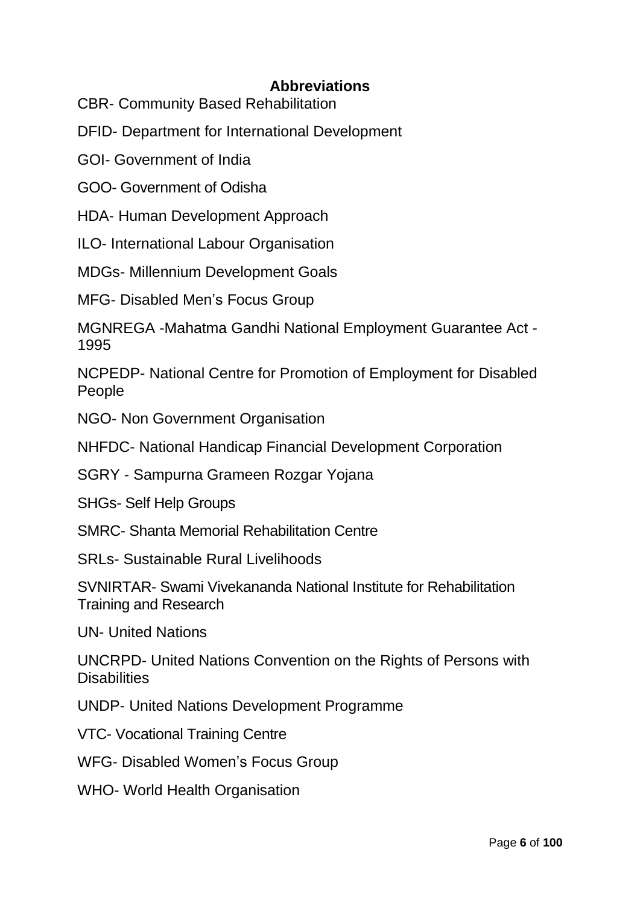## Abbreviations

CBR- Community Based Rehabilitation

DFID- Department for International Development

GOI- Government of India

GOO- Government of Odisha

HDA- Human Development Approach

ILO- International Labour Organisation

MDGs- Millennium Development Goals

MFG- Disabled Men's Focus Group

MGNREGA -Mahatma Gandhi National Employment Guarantee Act -1995

NCPEDP- National Centre for Promotion of Employment for Disabled People

NGO- Non Government Organisation

NHFDC- National Handicap Financial Development Corporation

SGRY - Sampurna Grameen Rozgar Yojana

SHGs- Self Help Groups

SMRC- Shanta Memorial Rehabilitation Centre

SRLs- Sustainable Rural Livelihoods

SVNIRTAR- Swami Vivekananda National Institute for Rehabilitation Training and Research

UN- United Nations

UNCRPD- United Nations Convention on the Rights of Persons with Disabilities

UNDP- United Nations Development Programme

VTC- Vocational Training Centre

WFG- Disabled Women's Focus Group

WHO- World Health Organisation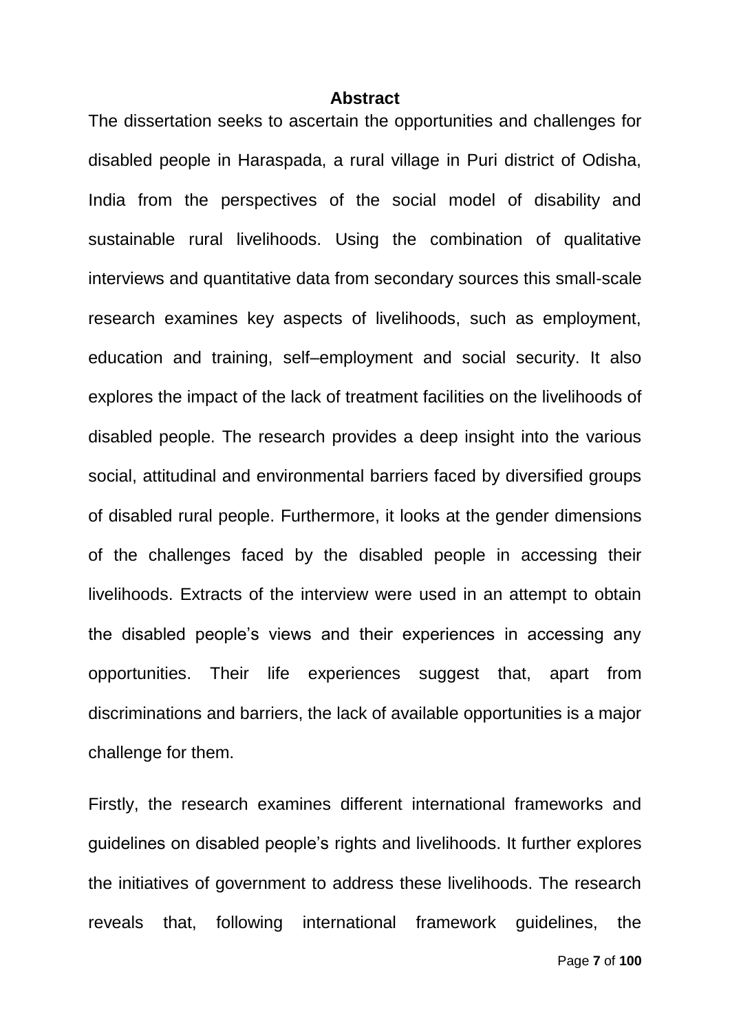## Abstract

The dissertation seeks to ascertain the opportunities and challenges for disabled people in Haraspada, a rural village in Puri district of Odisha, India from the perspectives of the social model of disability and sustainable rural livelihoods. Using the combination of qualitative interviews and quantitative data from secondary sources this small-scale research examines key aspects of livelihoods, such as employment, education and training, self–employment and social security. It also explores the impact of the lack of treatment facilities on the livelihoods of disabled people. The research provides a deep insight into the various social, attitudinal and environmental barriers faced by diversified groups of disabled rural people. Furthermore, it looks at the gender dimensions of the challenges faced by the disabled people in accessing their livelihoods. Extracts of the interview were used in an attempt to obtain the disabled people's views and their experiences in accessing any opportunities. Their life experiences suggest that, apart from discriminations and barriers, the lack of available opportunities is a major challenge for them.

Firstly, the research examines different international frameworks and guidelines on disabled people's rights and livelihoods. It further explores the initiatives of government to address these livelihoods. The research reveals that, following international framework guidelines, the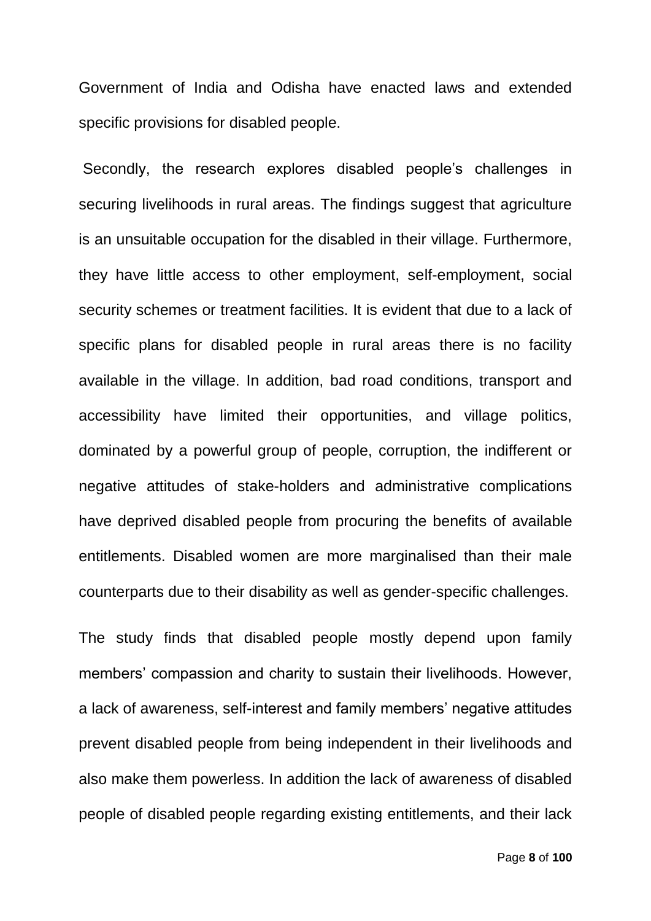Government of India and Odisha have enacted laws and extended specific provisions for disabled people.

Secondly, the research explores disabled people's challenges in securing livelihoods in rural areas. The findings suggest that agriculture is an unsuitable occupation for the disabled in their village. Furthermore, they have little access to other employment, self-employment, social security schemes or treatment facilities. It is evident that due to a lack of specific plans for disabled people in rural areas there is no facility available in the village. In addition, bad road conditions, transport and accessibility have limited their opportunities, and village politics, dominated by a powerful group of people, corruption, the indifferent or negative attitudes of stake-holders and administrative complications have deprived disabled people from procuring the benefits of available entitlements. Disabled women are more marginalised than their male counterparts due to their disability as well as gender-specific challenges.

The study finds that disabled people mostly depend upon family members' compassion and charity to sustain their livelihoods. However, a lack of awareness, self-interest and family members' negative attitudes prevent disabled people from being independent in their livelihoods and also make them powerless. In addition the lack of awareness of disabled people of disabled people regarding existing entitlements, and their lack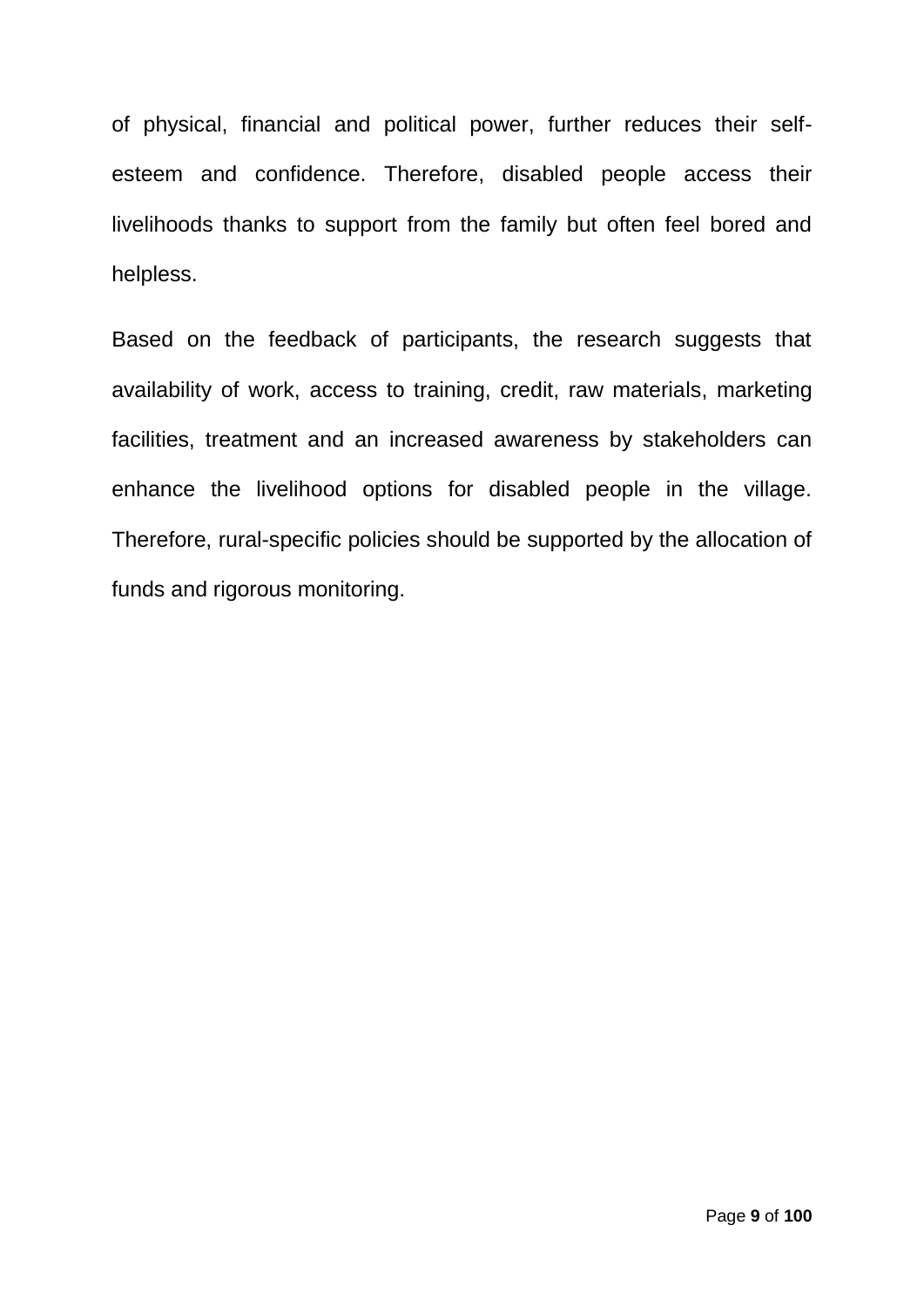of physical, financial and political power, further reduces their self-esteem and confidence. Therefore, disabled people access their livelihoods thanks to support from the family but often feel bored and helpless.

Based on the feedback of participants, the research suggests that availability of work, access to training, credit, raw materials, marketing facilities, treatment and an increased awareness by stakeholders can enhance the livelihood options for disabled people in the village. Therefore, rural-specific policies should be supported by the allocation of funds and rigorous monitoring.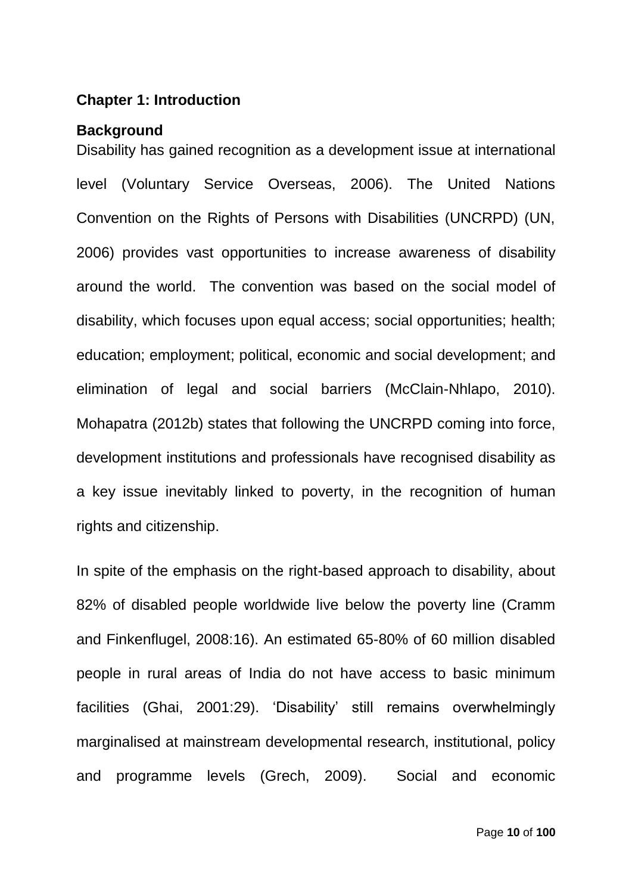# Chapter 1: Introduction

## Background

Disability has gained recognition as a development issue at international level (Voluntary Service Overseas, 2006). The United Nations Convention on the Rights of Persons with Disabilities (UNCRPD) (UN, 2006) provides vast opportunities to increase awareness of disability around the world. The convention was based on the social model of disability, which focuses upon equal access; social opportunities; health; education; employment; political, economic and social development; and elimination of legal and social barriers (McClain-Nhlapo, 2010). Mohapatra (2012b) states that following the UNCRPD coming into force, development institutions and professionals have recognised disability as a key issue inevitably linked to poverty, in the recognition of human rights and citizenship.

In spite of the emphasis on the right-based approach to disability, about 82% of disabled people worldwide live below the poverty line (Cramm and Finkenflugel, 2008:16). An estimated 65-80% of 60 million disabled people in rural areas of India do not have access to basic minimum facilities (Ghai, 2001:29). 'Disability' still remains overwhelmingly marginalised at mainstream developmental research, institutional, policy and programme levels (Grech, 2009). Social and economic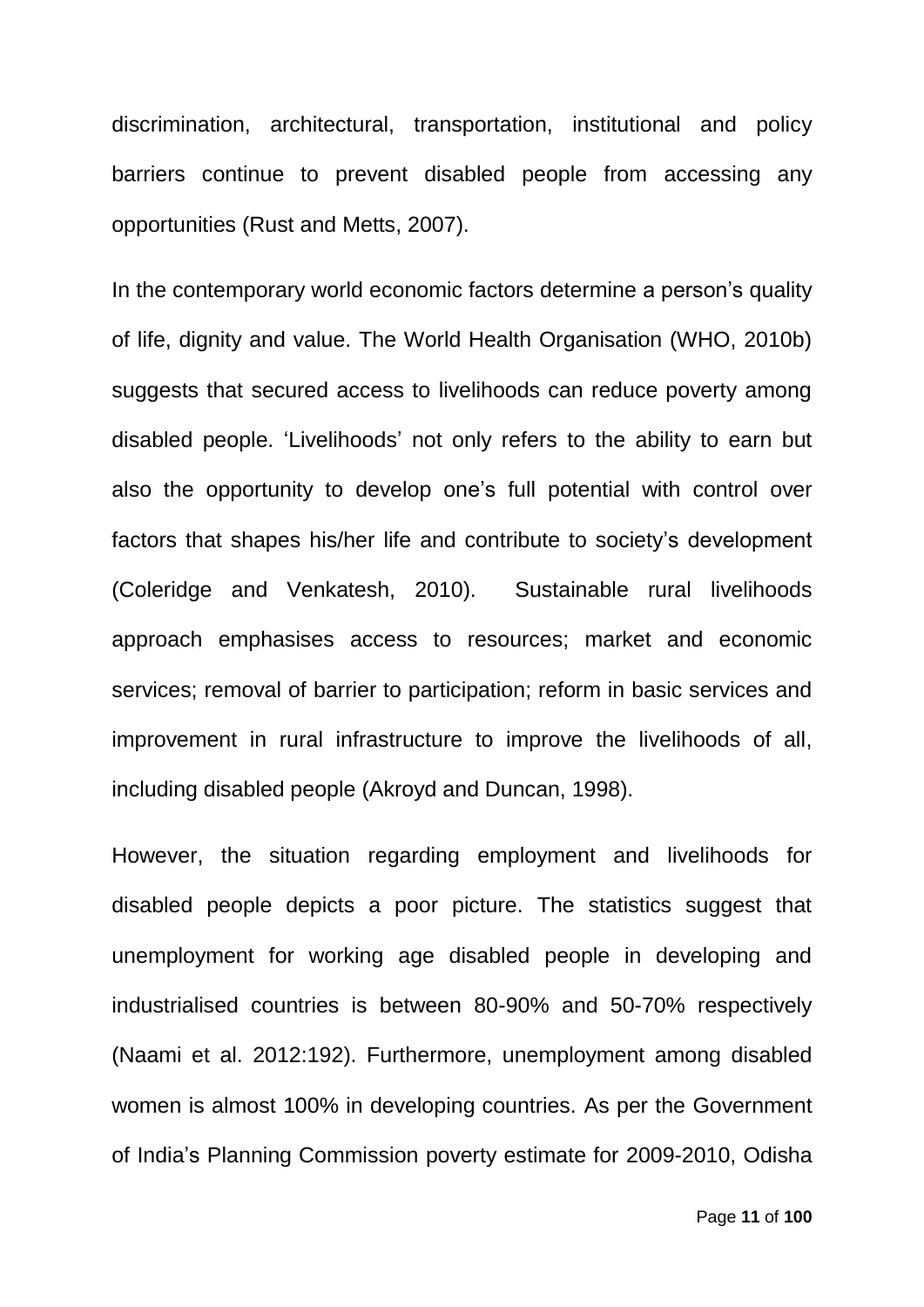discrimination, architectural, transportation, institutional and policy barriers continue to prevent disabled people from accessing any opportunities (Rust and Metts, 2007).

In the contemporary world economic factors determine a person's quality of life, dignity and value. The World Health Organisation (WHO, 2010b) suggests that secured access to livelihoods can reduce poverty among disabled people. 'Livelihoods' not only refers to the ability to earn but also the opportunity to develop one's full potential with control over factors that shapes his/her life and contribute to society's development (Coleridge and Venkatesh, 2010). Sustainable rural livelihoods approach emphasises access to resources; market and economic services; removal of barrier to participation; reform in basic services and improvement in rural infrastructure to improve the livelihoods of all, including disabled people (Akroyd and Duncan, 1998).

However, the situation regarding employment and livelihoods for disabled people depicts a poor picture. The statistics suggest that unemployment for working age disabled people in developing and industrialised countries is between 80-90% and 50-70% respectively (Naami et al. 2012:192). Furthermore, unemployment among disabled women is almost 100% in developing countries. As per the Government of India's Planning Commission poverty estimate for 2009-2010, Odisha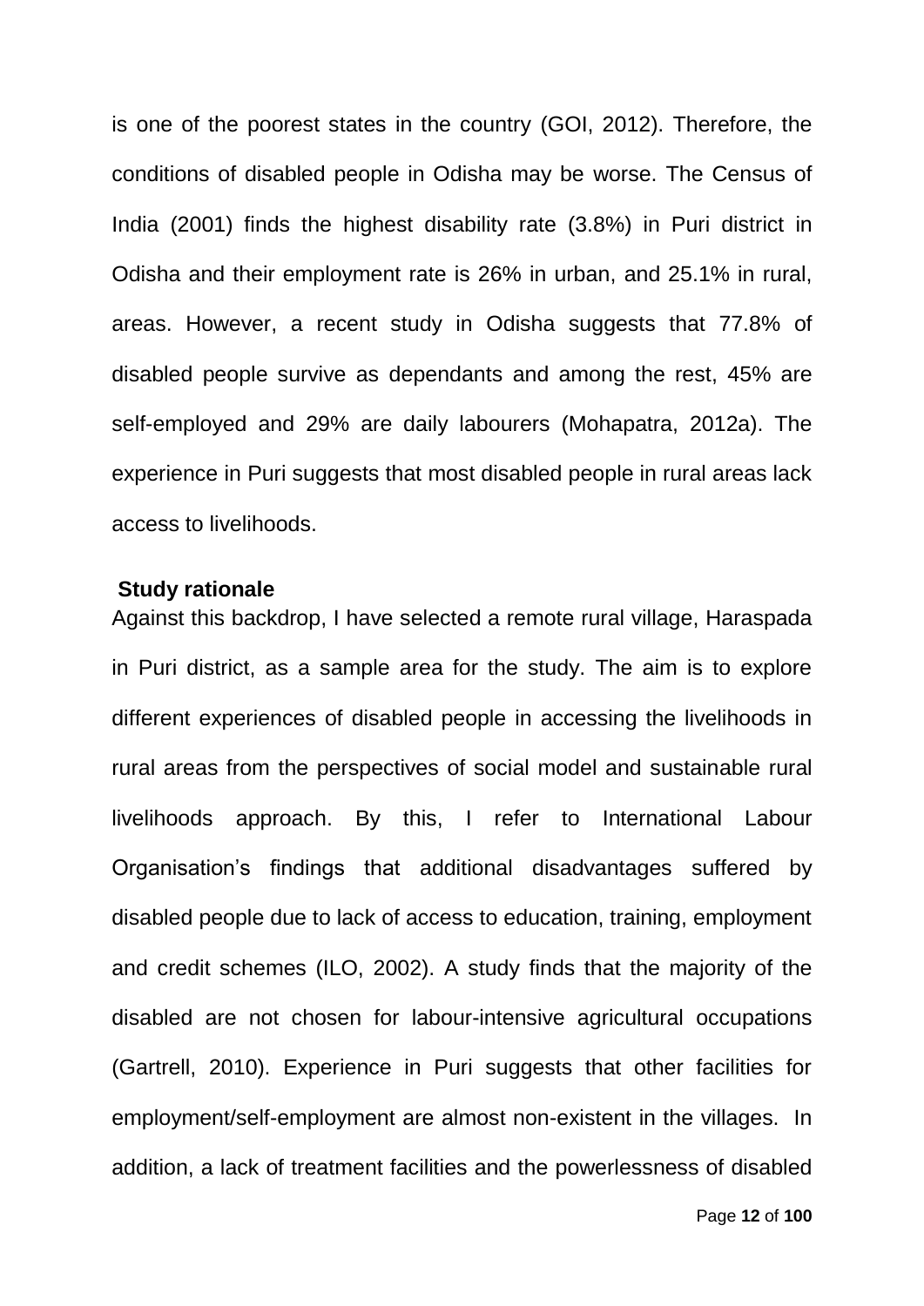is one of the poorest states in the country (GOI, 2012). Therefore, the conditions of disabled people in Odisha may be worse. The Census of India (2001) finds the highest disability rate (3.8%) in Puri district in Odisha and their employment rate is 26% in urban, and 25.1% in rural, areas. However, a recent study in Odisha suggests that 77.8% of disabled people survive as dependants and among the rest, 45% are self-employed and 29% are daily labourers (Mohapatra, 2012a). The experience in Puri suggests that most disabled people in rural areas lack access to livelihoods.

**Study rationale**

Against this backdrop, I have selected a remote rural village, Haraspada in Puri district, as a sample area for the study. The aim is to explore different experiences of disabled people in accessing the livelihoods in rural areas from the perspectives of social model and sustainable rural livelihoods approach. By this, I refer to International Labour Organisation's findings that additional disadvantages suffered by disabled people due to lack of access to education, training, employment and credit schemes (ILO, 2002). A study finds that the majority of the disabled are not chosen for labour-intensive agricultural occupations (Gartrell, 2010). Experience in Puri suggests that other facilities for employment/self-employment are almost non-existent in the villages. In addition, a lack of treatment facilities and the powerlessness of disabled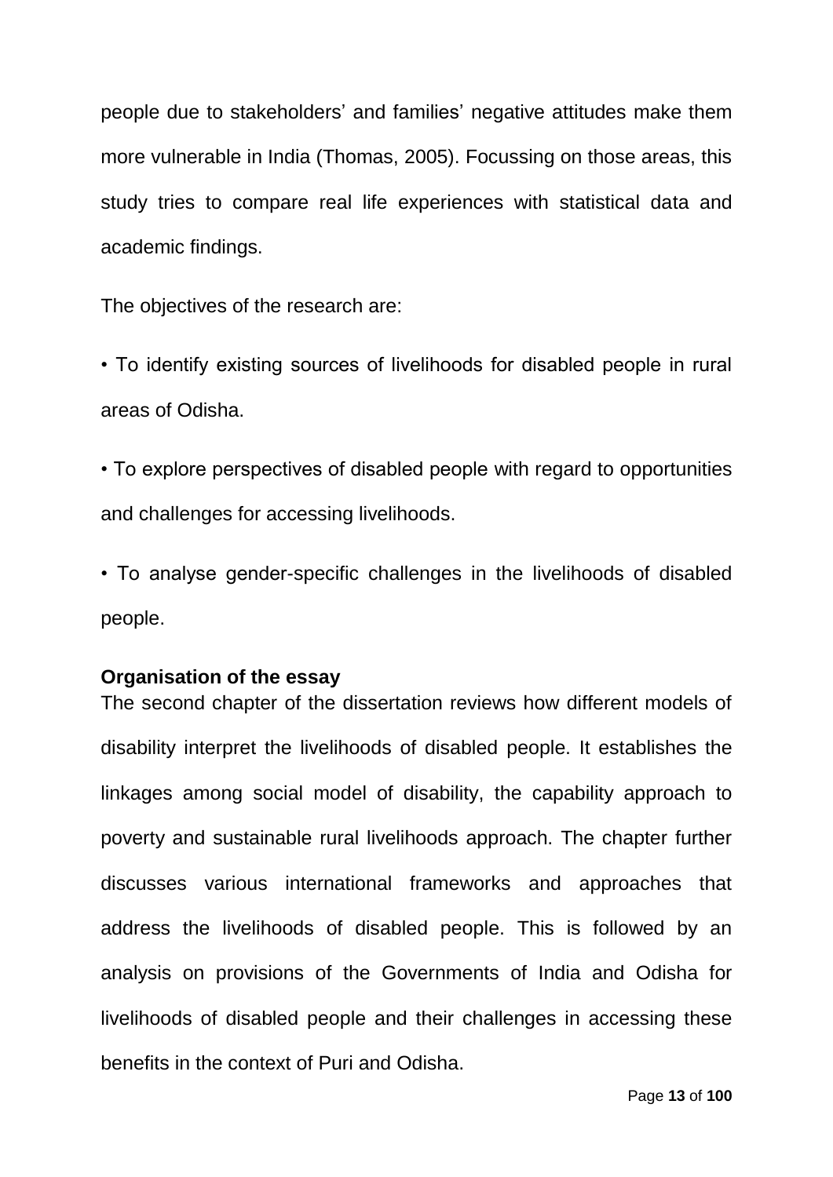people due to stakeholders' and families' negative attitudes make them more vulnerable in India (Thomas, 2005). Focussing on those areas, this study tries to compare real life experiences with statistical data and academic findings.

The objectives of the research are:

- To identify existing sources of livelihoods for disabled people in rural areas of Odisha.
- To explore perspectives of disabled people with regard to opportunities and challenges for accessing livelihoods.
- To analyse gender-specific challenges in the livelihoods of disabled people.

**Organisation of the essay**

The second chapter of the dissertation reviews how different models of disability interpret the livelihoods of disabled people. It establishes the linkages among social model of disability, the capability approach to poverty and sustainable rural livelihoods approach. The chapter further discusses various international frameworks and approaches that address the livelihoods of disabled people. This is followed by an analysis on provisions of the Governments of India and Odisha for livelihoods of disabled people and their challenges in accessing these benefits in the context of Puri and Odisha.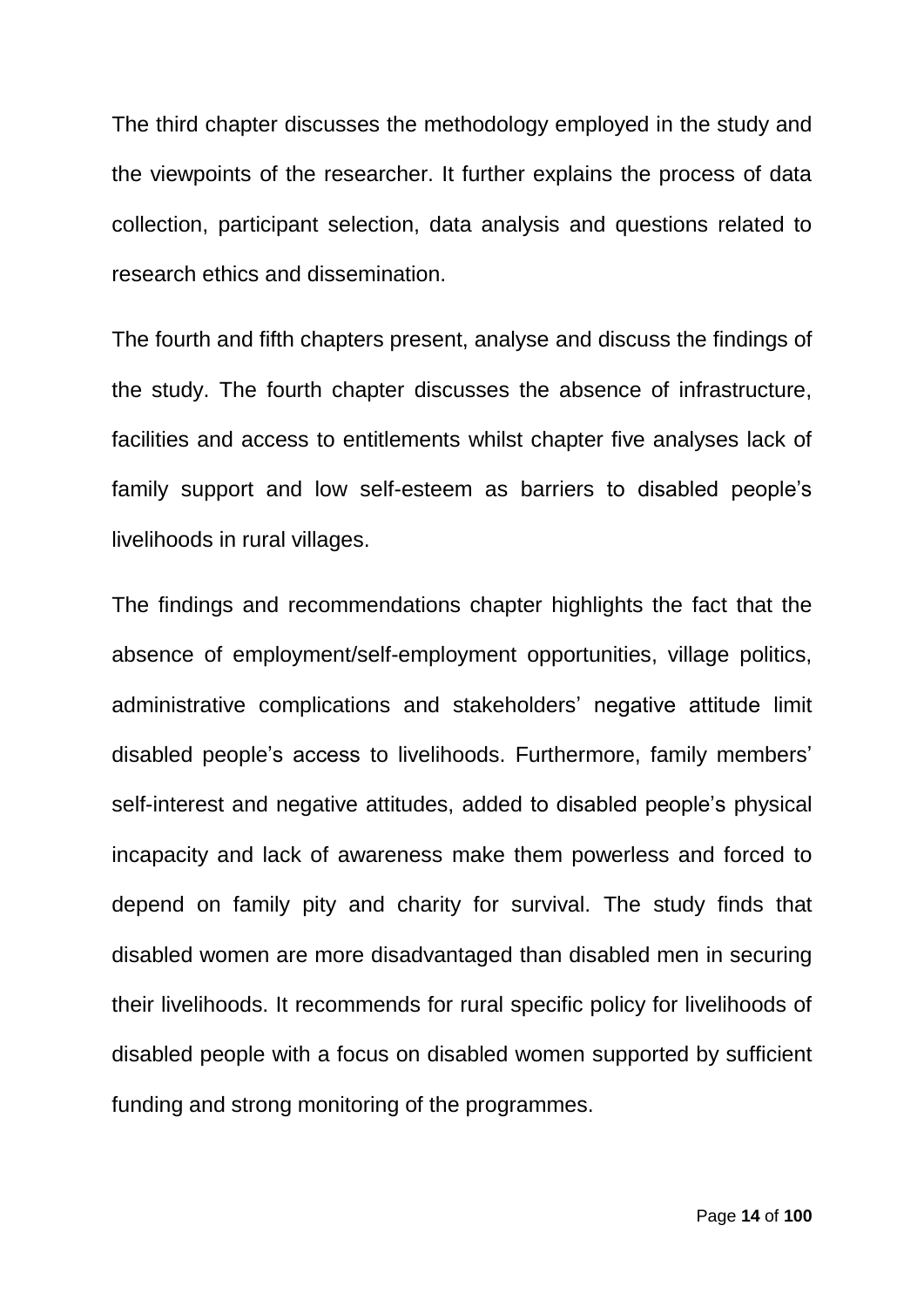The third chapter discusses the methodology employed in the study and the viewpoints of the researcher. It further explains the process of data collection, participant selection, data analysis and questions related to research ethics and dissemination.

The fourth and fifth chapters present, analyse and discuss the findings of the study. The fourth chapter discusses the absence of infrastructure, facilities and access to entitlements whilst chapter five analyses lack of family support and low self-esteem as barriers to disabled people's livelihoods in rural villages.

The findings and recommendations chapter highlights the fact that the absence of employment/self-employment opportunities, village politics, administrative complications and stakeholders' negative attitude limit disabled people's access to livelihoods. Furthermore, family members' self-interest and negative attitudes, added to disabled people's physical incapacity and lack of awareness make them powerless and forced to depend on family pity and charity for survival. The study finds that disabled women are more disadvantaged than disabled men in securing their livelihoods. It recommends for rural specific policy for livelihoods of disabled people with a focus on disabled women supported by sufficient funding and strong monitoring of the programmes.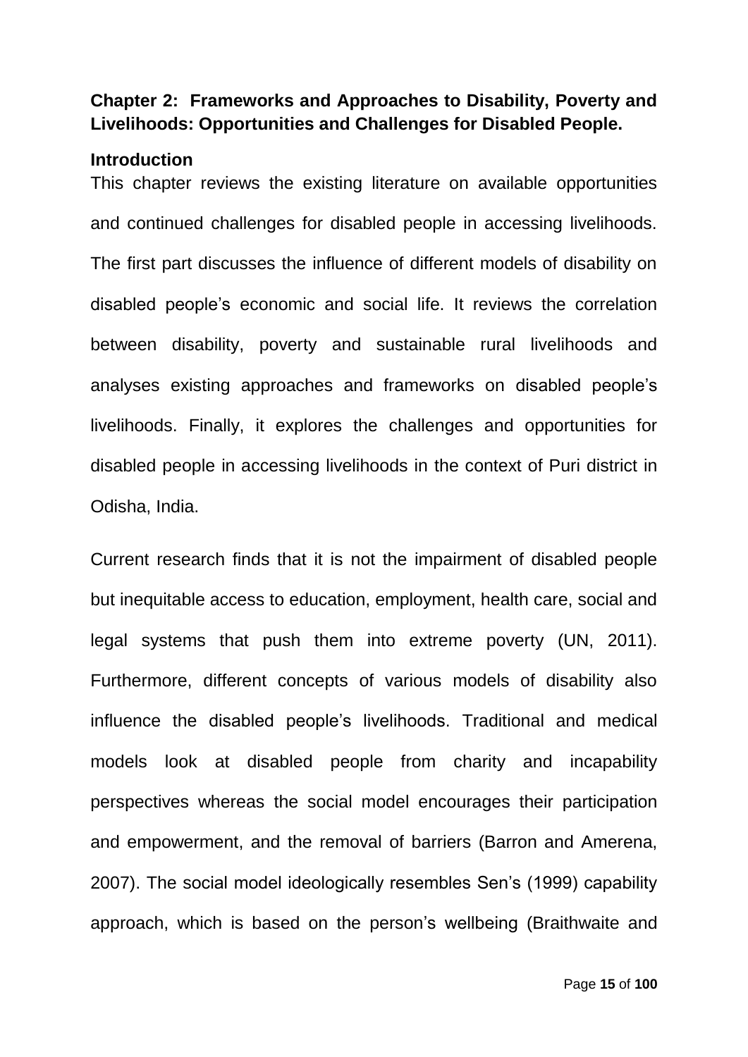## Chapter 2: Frameworks and Approaches to Disability, Poverty and Livelihoods: Opportunities and Challenges for Disabled People.

### Introduction

This chapter reviews the existing literature on available opportunities and continued challenges for disabled people in accessing livelihoods. The first part discusses the influence of different models of disability on disabled people's economic and social life. It reviews the correlation between disability, poverty and sustainable rural livelihoods and analyses existing approaches and frameworks on disabled people's livelihoods. Finally, it explores the challenges and opportunities for disabled people in accessing livelihoods in the context of Puri district in Odisha, India.

Current research finds that it is not the impairment of disabled people but inequitable access to education, employment, health care, social and legal systems that push them into extreme poverty (UN, 2011). Furthermore, different concepts of various models of disability also influence the disabled people's livelihoods. Traditional and medical models look at disabled people from charity and incapability perspectives whereas the social model encourages their participation and empowerment, and the removal of barriers (Barron and Amerena, 2007). The social model ideologically resembles Sen's (1999) capability approach, which is based on the person's wellbeing (Braithwaite and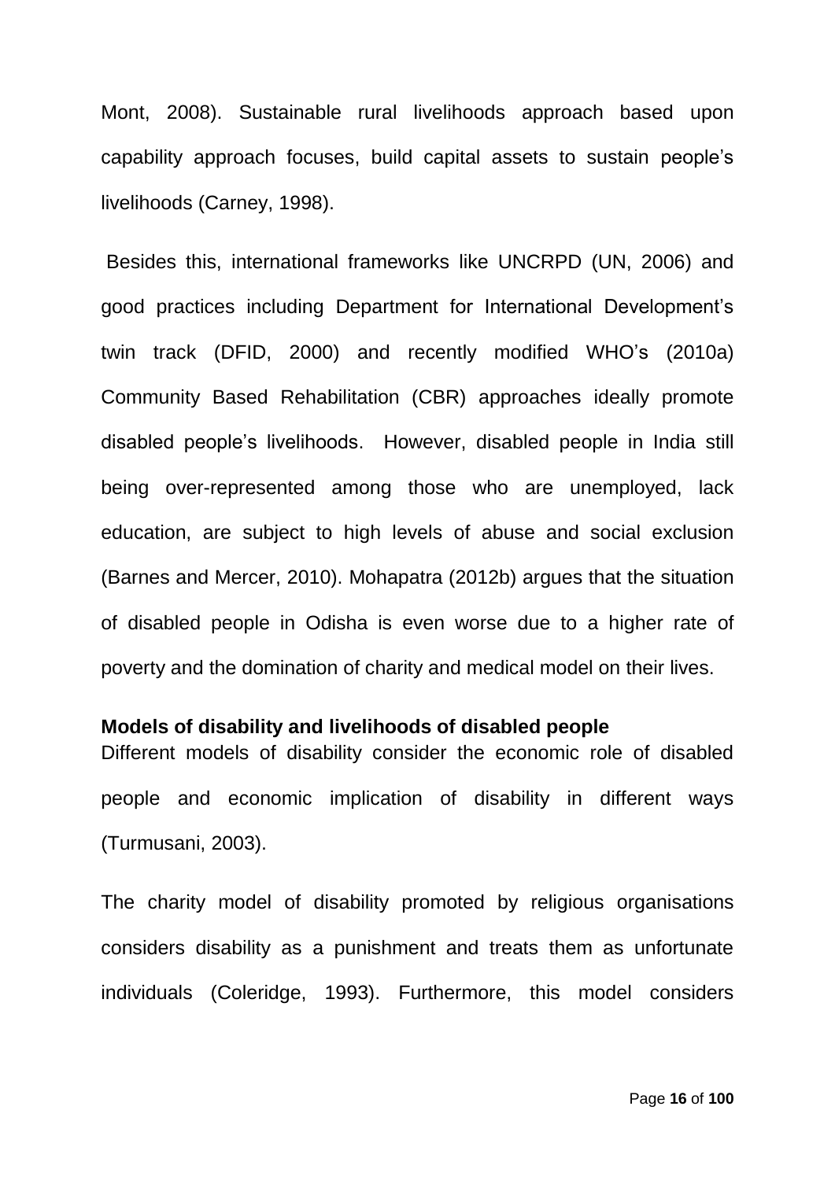Mont, 2008). Sustainable rural livelihoods approach based upon capability approach focuses, build capital assets to sustain people's livelihoods (Carney, 1998).

Besides this, international frameworks like UNCRPD (UN, 2006) and good practices including Department for International Development's twin track (DFID, 2000) and recently modified WHO's (2010a) Community Based Rehabilitation (CBR) approaches ideally promote disabled people's livelihoods. However, disabled people in India still being over-represented among those who are unemployed, lack education, are subject to high levels of abuse and social exclusion (Barnes and Mercer, 2010). Mohapatra (2012b) argues that the situation of disabled people in Odisha is even worse due to a higher rate of poverty and the domination of charity and medical model on their lives.

**Models of disability and livelihoods of disabled people**

Different models of disability consider the economic role of disabled people and economic implication of disability in different ways (Turmusani, 2003).

The charity model of disability promoted by religious organisations considers disability as a punishment and treats them as unfortunate individuals (Coleridge, 1993). Furthermore, this model considers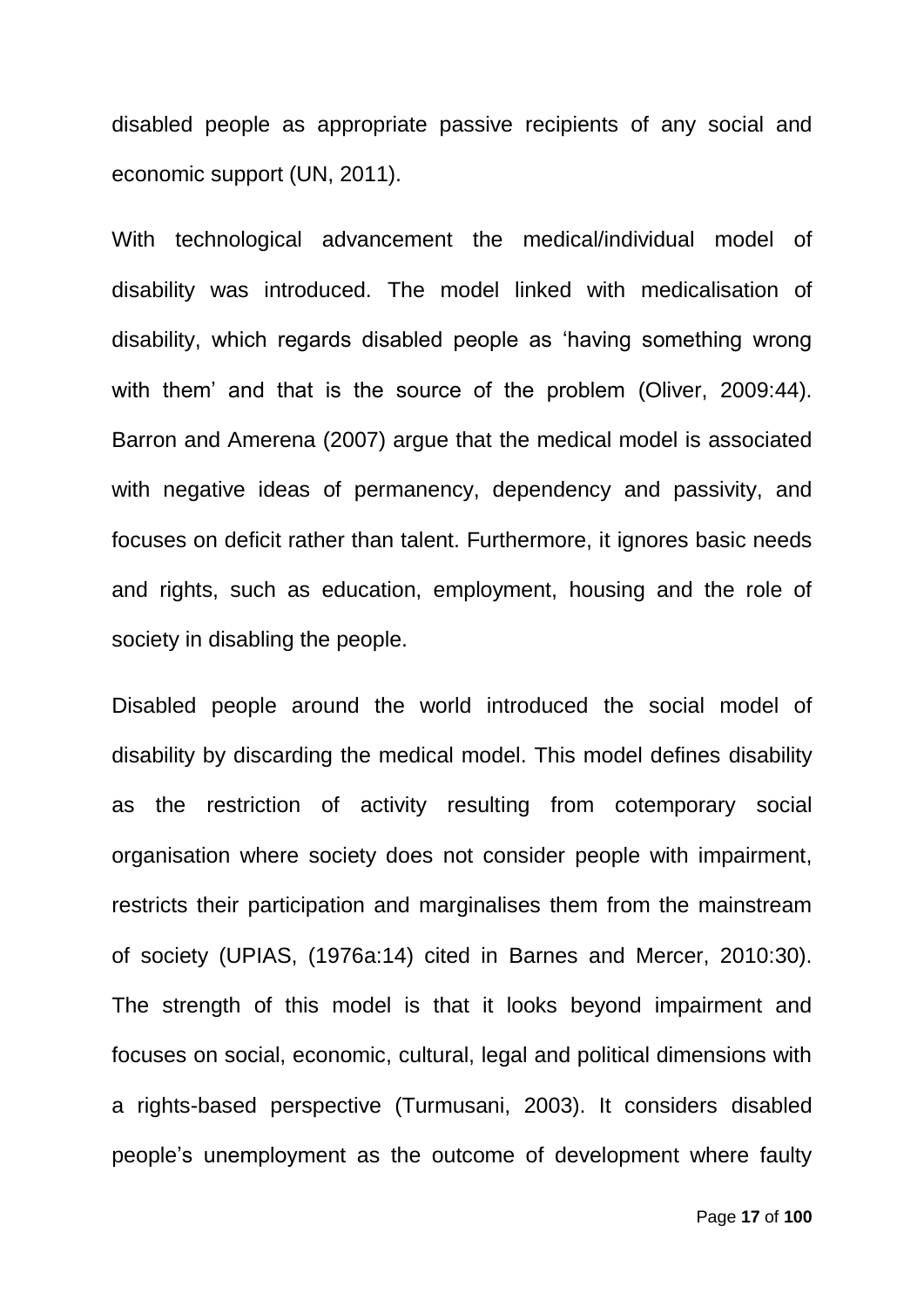disabled people as appropriate passive recipients of any social and economic support (UN, 2011).

With technological advancement the medical/individual model of disability was introduced. The model linked with medicalisation of disability, which regards disabled people as 'having something wrong with them' and that is the source of the problem (Oliver, 2009:44). Barron and Amerena (2007) argue that the medical model is associated with negative ideas of permanency, dependency and passivity, and focuses on deficit rather than talent. Furthermore, it ignores basic needs and rights, such as education, employment, housing and the role of society in disabling the people.

Disabled people around the world introduced the social model of disability by discarding the medical model. This model defines disability as the restriction of activity resulting from cotemporary social organisation where society does not consider people with impairment, restricts their participation and marginalises them from the mainstream of society (UPIAS, (1976a:14) cited in Barnes and Mercer, 2010:30). The strength of this model is that it looks beyond impairment and focuses on social, economic, cultural, legal and political dimensions with a rights-based perspective (Turmusani, 2003). It considers disabled people's unemployment as the outcome of development where faulty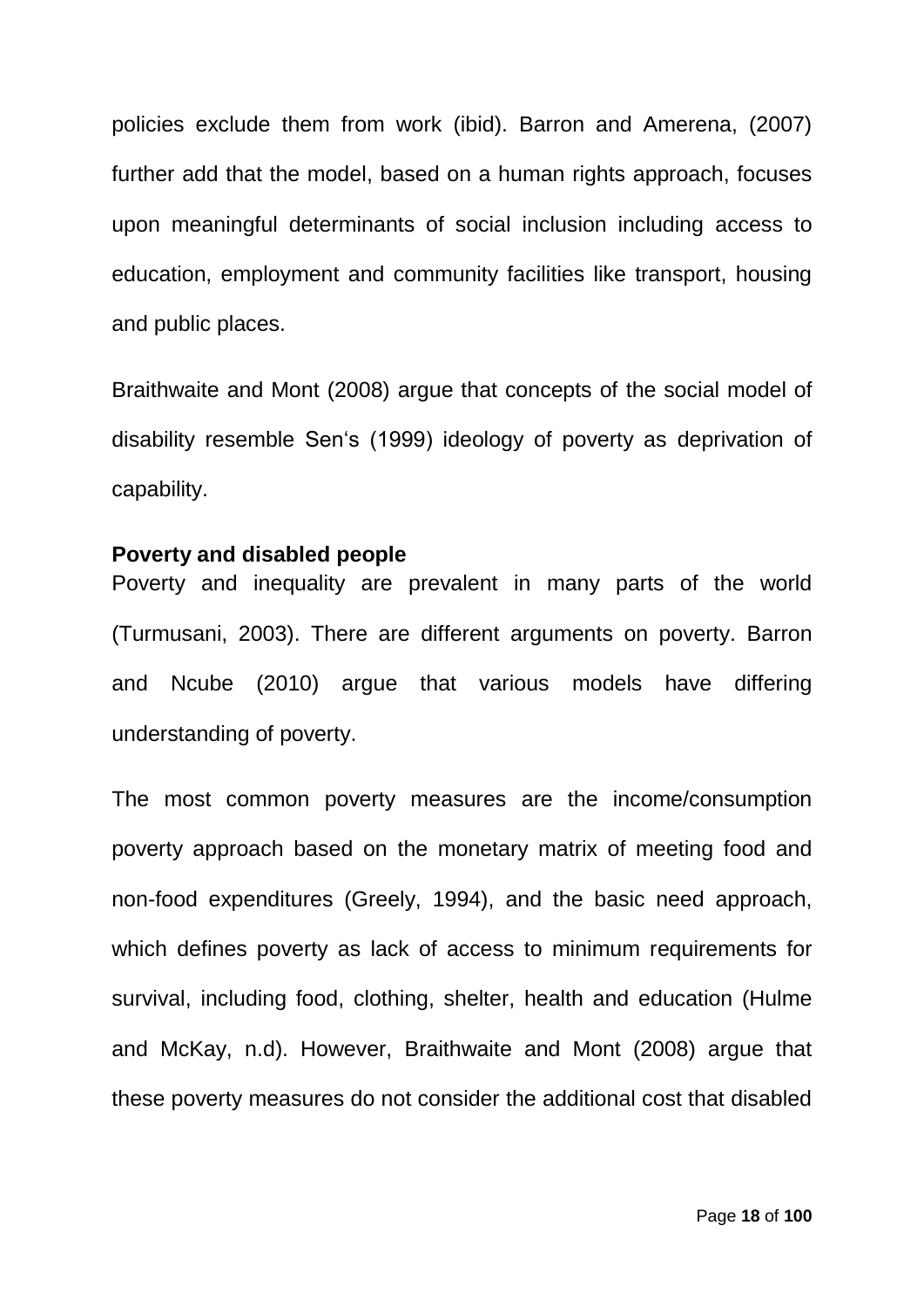policies exclude them from work (ibid). Barron and Amerena, (2007) further add that the model, based on a human rights approach, focuses upon meaningful determinants of social inclusion including access to education, employment and community facilities like transport, housing and public places.

Braithwaite and Mont (2008) argue that concepts of the social model of disability resemble Sen's (1999) ideology of poverty as deprivation of capability.

**Poverty and disabled people**

Poverty and inequality are prevalent in many parts of the world (Turmusani, 2003). There are different arguments on poverty. Barron and Ncube (2010) argue that various models have differing understanding of poverty.

The most common poverty measures are the income/consumption poverty approach based on the monetary matrix of meeting food and non-food expenditures (Greely, 1994), and the basic need approach, which defines poverty as lack of access to minimum requirements for survival, including food, clothing, shelter, health and education (Hulme and McKay, n.d). However, Braithwaite and Mont (2008) argue that these poverty measures do not consider the additional cost that disabled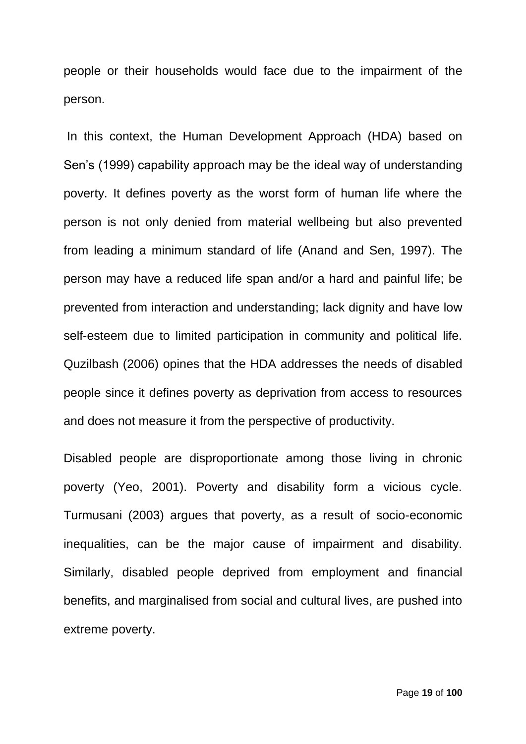people or their households would face due to the impairment of the person.

In this context, the Human Development Approach (HDA) based on Sen's (1999) capability approach may be the ideal way of understanding poverty. It defines poverty as the worst form of human life where the person is not only denied from material wellbeing but also prevented from leading a minimum standard of life (Anand and Sen, 1997). The person may have a reduced life span and/or a hard and painful life; be prevented from interaction and understanding; lack dignity and have low self-esteem due to limited participation in community and political life. Quzilbash (2006) opines that the HDA addresses the needs of disabled people since it defines poverty as deprivation from access to resources and does not measure it from the perspective of productivity.

Disabled people are disproportionate among those living in chronic poverty (Yeo, 2001). Poverty and disability form a vicious cycle. Turmusani (2003) argues that poverty, as a result of socio-economic inequalities, can be the major cause of impairment and disability. Similarly, disabled people deprived from employment and financial benefits, and marginalised from social and cultural lives, are pushed into extreme poverty.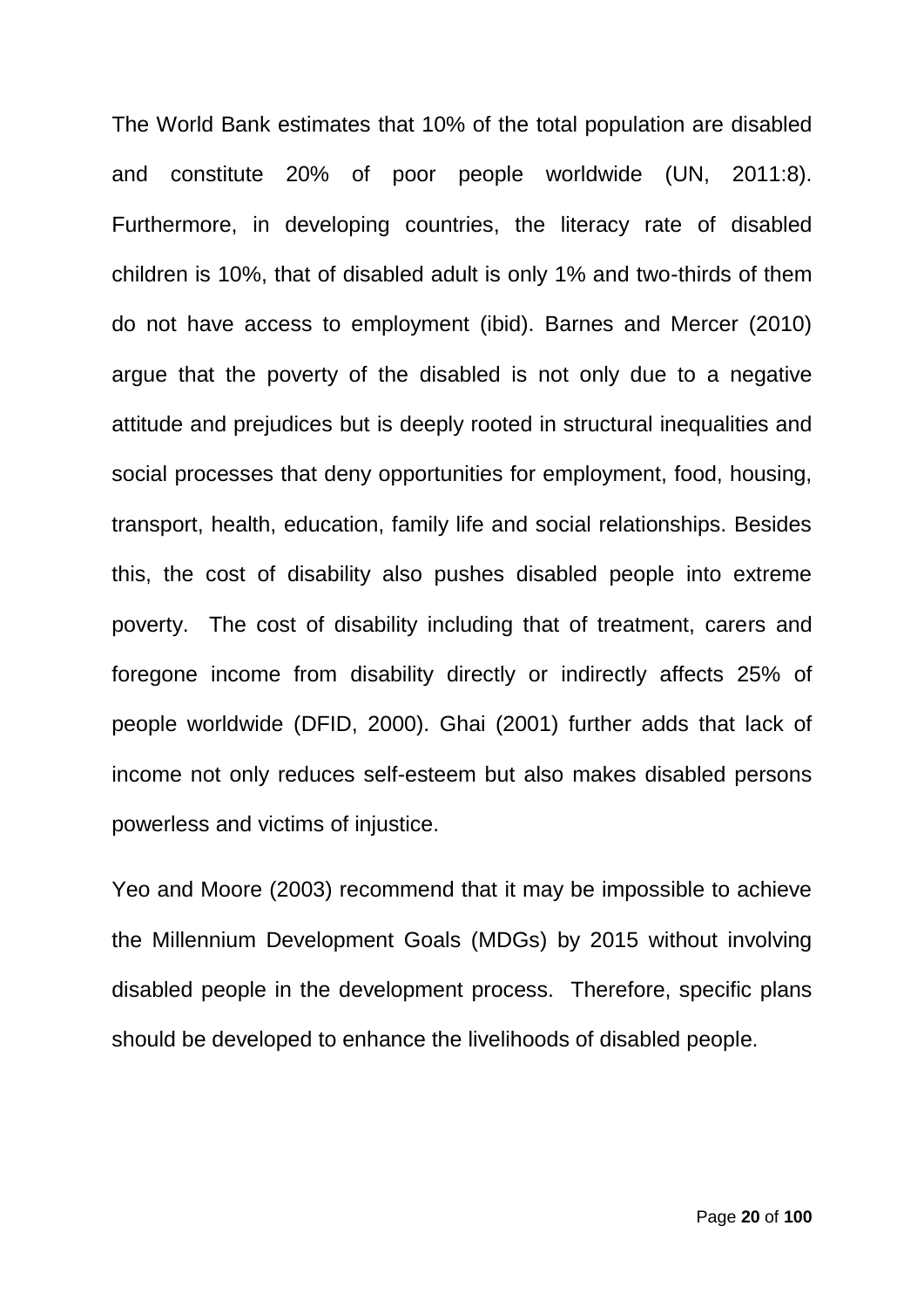The World Bank estimates that 10% of the total population are disabled and constitute 20% of poor people worldwide (UN, 2011:8). Furthermore, in developing countries, the literacy rate of disabled children is 10%, that of disabled adult is only 1% and two-thirds of them do not have access to employment (ibid). Barnes and Mercer (2010) argue that the poverty of the disabled is not only due to a negative attitude and prejudices but is deeply rooted in structural inequalities and social processes that deny opportunities for employment, food, housing, transport, health, education, family life and social relationships. Besides this, the cost of disability also pushes disabled people into extreme poverty. The cost of disability including that of treatment, carers and foregone income from disability directly or indirectly affects 25% of people worldwide (DFID, 2000). Ghai (2001) further adds that lack of income not only reduces self-esteem but also makes disabled persons powerless and victims of injustice.

Yeo and Moore (2003) recommend that it may be impossible to achieve the Millennium Development Goals (MDGs) by 2015 without involving disabled people in the development process. Therefore, specific plans should be developed to enhance the livelihoods of disabled people.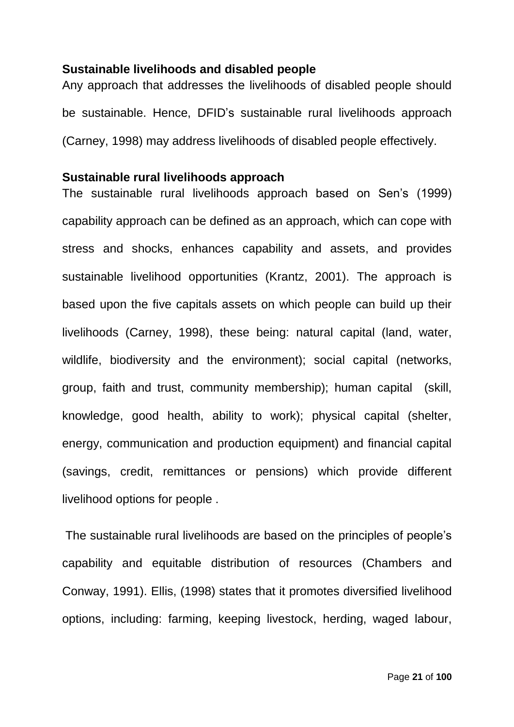**Sustainable livelihoods and disabled people**

Any approach that addresses the livelihoods of disabled people should be sustainable. Hence, DFID's sustainable rural livelihoods approach (Carney, 1998) may address livelihoods of disabled people effectively.

**Sustainable rural livelihoods approach**

The sustainable rural livelihoods approach based on Sen's (1999) capability approach can be defined as an approach, which can cope with stress and shocks, enhances capability and assets, and provides sustainable livelihood opportunities (Krantz, 2001). The approach is based upon the five capitals assets on which people can build up their livelihoods (Carney, 1998), these being: natural capital (land, water, wildlife, biodiversity and the environment); social capital (networks, group, faith and trust, community membership); human capital (skill, knowledge, good health, ability to work); physical capital (shelter, energy, communication and production equipment) and financial capital (savings, credit, remittances or pensions) which provide different livelihood options for people .

The sustainable rural livelihoods are based on the principles of people's capability and equitable distribution of resources (Chambers and Conway, 1991). Ellis, (1998) states that it promotes diversified livelihood options, including: farming, keeping livestock, herding, waged labour,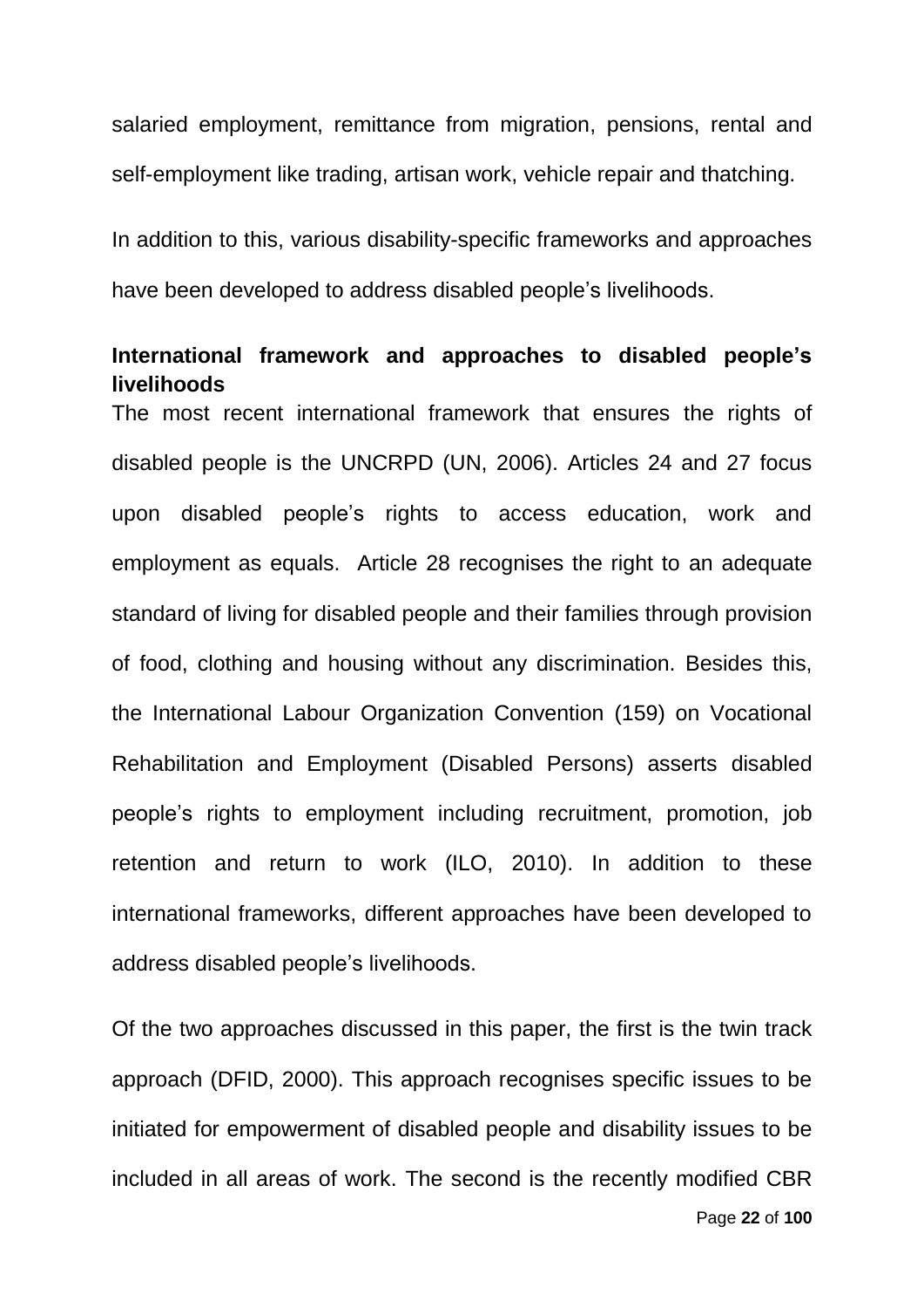salaried employment, remittance from migration, pensions, rental and self-employment like trading, artisan work, vehicle repair and thatching.

In addition to this, various disability-specific frameworks and approaches have been developed to address disabled people's livelihoods.

### International framework and approaches to disabled people's livelihoods

The most recent international framework that ensures the rights of disabled people is the UNCRPD (UN, 2006). Articles 24 and 27 focus upon disabled people's rights to access education, work and employment as equals. Article 28 recognises the right to an adequate standard of living for disabled people and their families through provision of food, clothing and housing without any discrimination. Besides this, the International Labour Organization Convention (159) on Vocational Rehabilitation and Employment (Disabled Persons) asserts disabled people's rights to employment including recruitment, promotion, job retention and return to work (ILO, 2010). In addition to these international frameworks, different approaches have been developed to address disabled people's livelihoods.

Of the two approaches discussed in this paper, the first is the twin track approach (DFID, 2000). This approach recognises specific issues to be initiated for empowerment of disabled people and disability issues to be included in all areas of work. The second is the recently modified CBR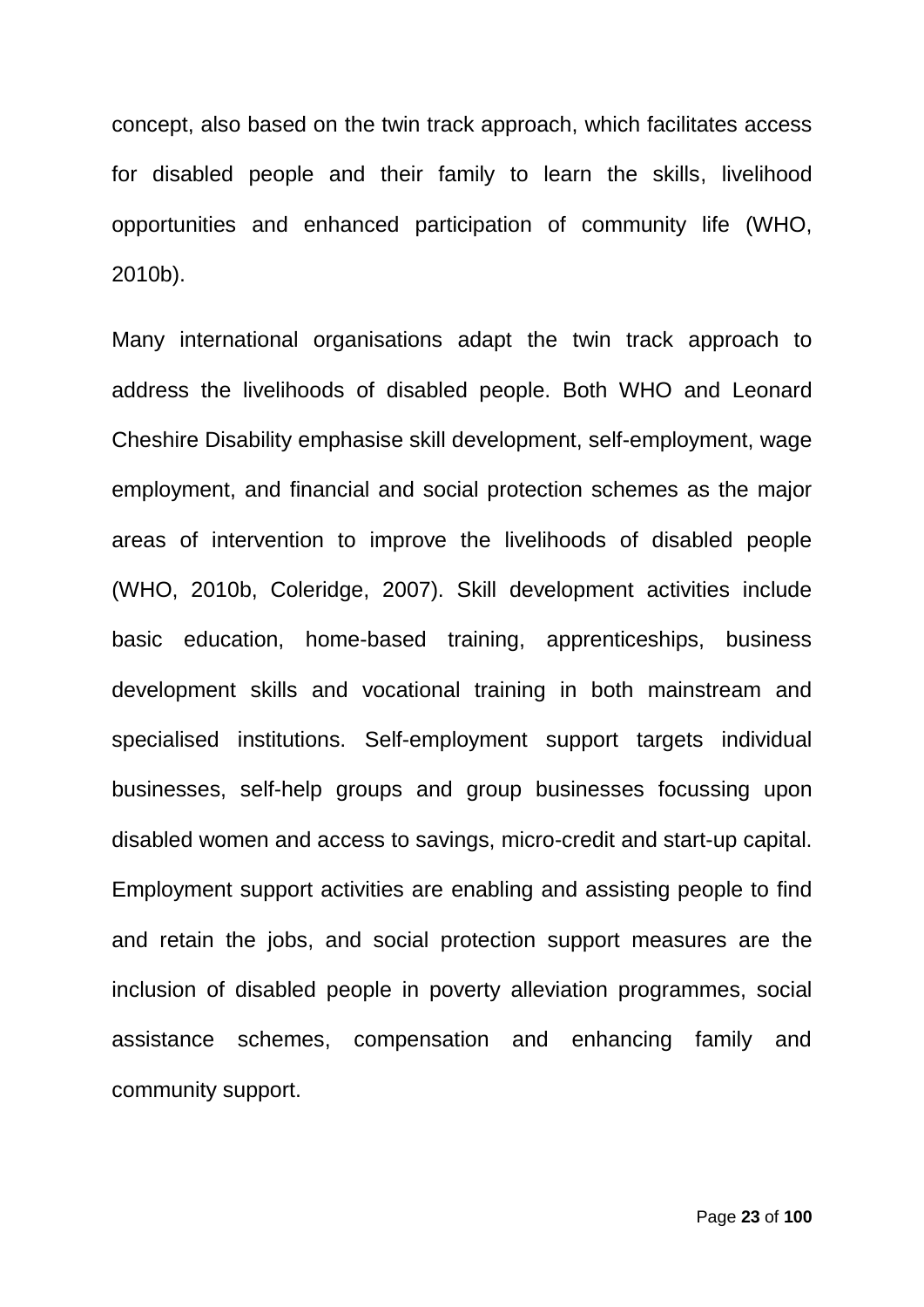concept, also based on the twin track approach, which facilitates access for disabled people and their family to learn the skills, livelihood opportunities and enhanced participation of community life (WHO, 2010b).

Many international organisations adapt the twin track approach to address the livelihoods of disabled people. Both WHO and Leonard Cheshire Disability emphasise skill development, self-employment, wage employment, and financial and social protection schemes as the major areas of intervention to improve the livelihoods of disabled people (WHO, 2010b, Coleridge, 2007). Skill development activities include basic education, home-based training, apprenticeships, business development skills and vocational training in both mainstream and specialised institutions. Self-employment support targets individual businesses, self-help groups and group businesses focussing upon disabled women and access to savings, micro-credit and start-up capital. Employment support activities are enabling and assisting people to find and retain the jobs, and social protection support measures are the inclusion of disabled people in poverty alleviation programmes, social assistance schemes, compensation and enhancing family and community support.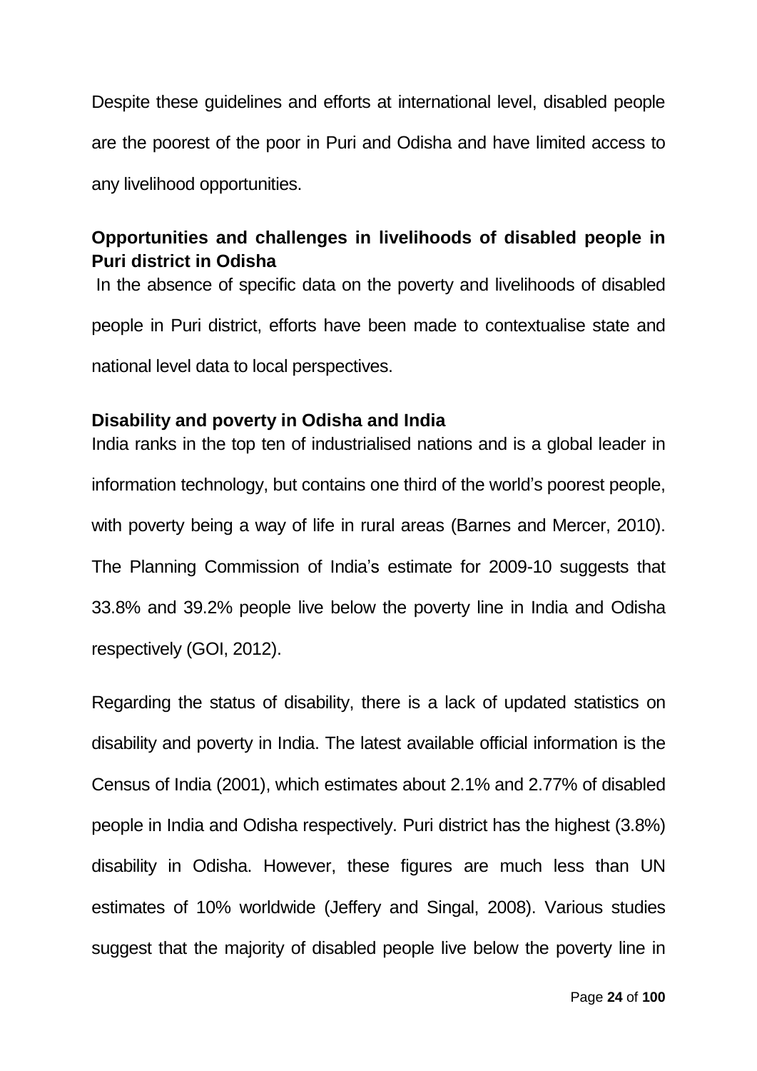Despite these guidelines and efforts at international level, disabled people are the poorest of the poor in Puri and Odisha and have limited access to any livelihood opportunities.

## Opportunities and challenges in livelihoods of disabled people in Puri district in Odisha

In the absence of specific data on the poverty and livelihoods of disabled people in Puri district, efforts have been made to contextualise state and national level data to local perspectives.

### Disability and poverty in Odisha and India

India ranks in the top ten of industrialised nations and is a global leader in information technology, but contains one third of the world's poorest people, with poverty being a way of life in rural areas (Barnes and Mercer, 2010). The Planning Commission of India's estimate for 2009-10 suggests that 33.8% and 39.2% people live below the poverty line in India and Odisha respectively (GOI, 2012).

Regarding the status of disability, there is a lack of updated statistics on disability and poverty in India. The latest available official information is the Census of India (2001), which estimates about 2.1% and 2.77% of disabled people in India and Odisha respectively. Puri district has the highest (3.8%) disability in Odisha. However, these figures are much less than UN estimates of 10% worldwide (Jeffery and Singal, 2008). Various studies suggest that the majority of disabled people live below the poverty line in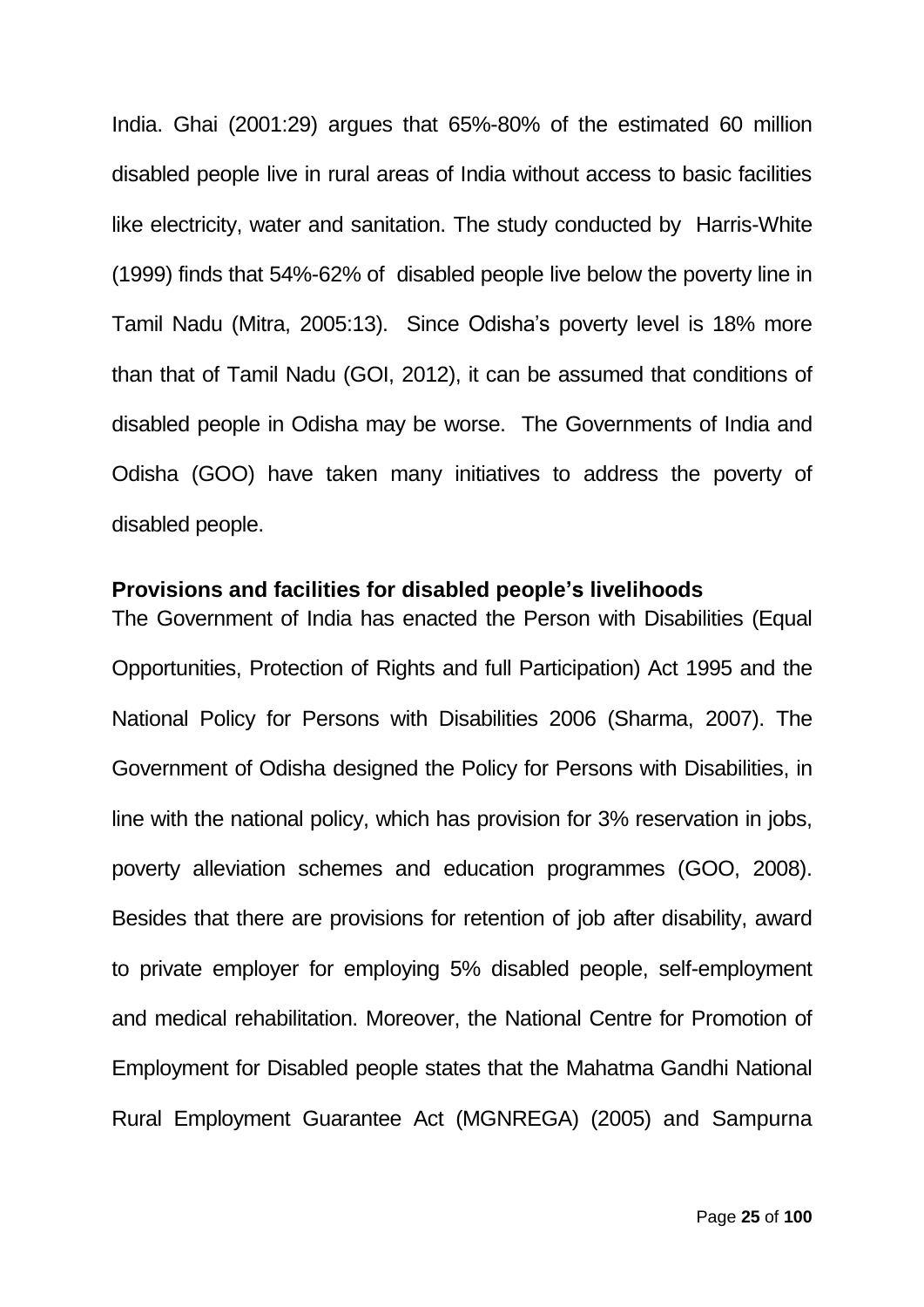India. Ghai (2001:29) argues that 65%-80% of the estimated 60 million disabled people live in rural areas of India without access to basic facilities like electricity, water and sanitation. The study conducted by Harris-White (1999) finds that 54%-62% of disabled people live below the poverty line in Tamil Nadu (Mitra, 2005:13). Since Odisha's poverty level is 18% more than that of Tamil Nadu (GOI, 2012), it can be assumed that conditions of disabled people in Odisha may be worse. The Governments of India and Odisha (GOO) have taken many initiatives to address the poverty of disabled people.

**Provisions and facilities for disabled people's livelihoods**

The Government of India has enacted the Person with Disabilities (Equal Opportunities, Protection of Rights and full Participation) Act 1995 and the National Policy for Persons with Disabilities 2006 (Sharma, 2007). The Government of Odisha designed the Policy for Persons with Disabilities, in line with the national policy, which has provision for 3% reservation in jobs, poverty alleviation schemes and education programmes (GOO, 2008). Besides that there are provisions for retention of job after disability, award to private employer for employing 5% disabled people, self-employment and medical rehabilitation. Moreover, the National Centre for Promotion of Employment for Disabled people states that the Mahatma Gandhi National Rural Employment Guarantee Act (MGNREGA) (2005) and Sampurna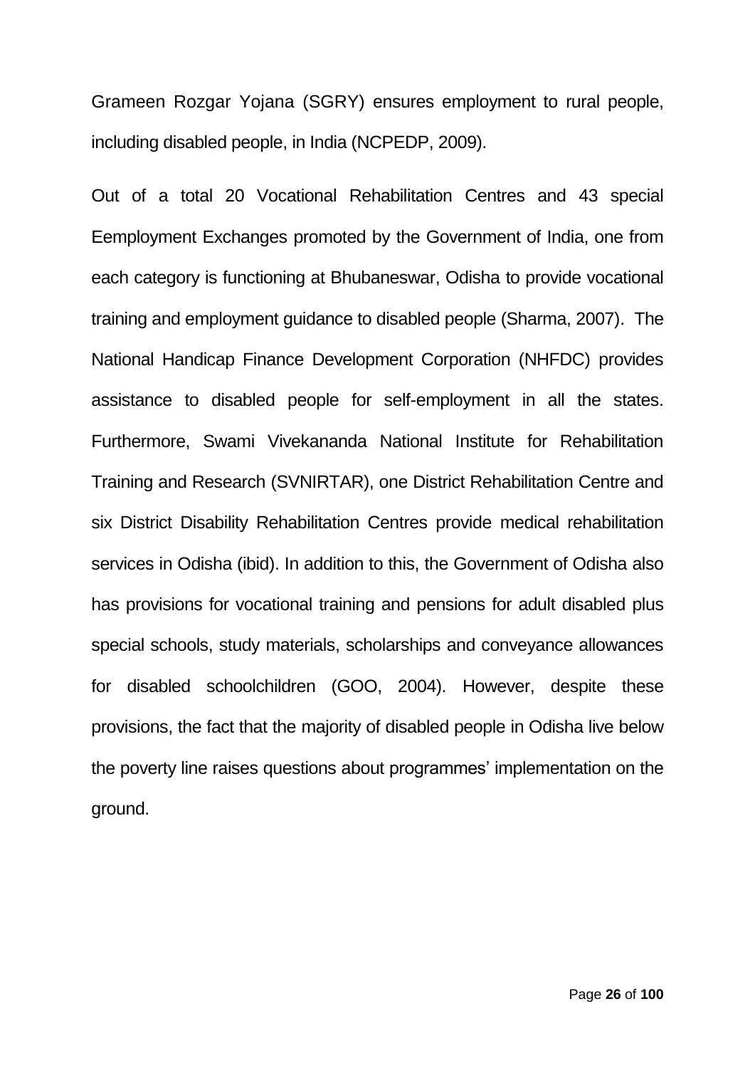Grameen Rozgar Yojana (SGRY) ensures employment to rural people, including disabled people, in India (NCPEDP, 2009).

Out of a total 20 Vocational Rehabilitation Centres and 43 special Eemployment Exchanges promoted by the Government of India, one from each category is functioning at Bhubaneswar, Odisha to provide vocational training and employment guidance to disabled people (Sharma, 2007). The National Handicap Finance Development Corporation (NHFDC) provides assistance to disabled people for self-employment in all the states. Furthermore, Swami Vivekananda National Institute for Rehabilitation Training and Research (SVNIRTAR), one District Rehabilitation Centre and six District Disability Rehabilitation Centres provide medical rehabilitation services in Odisha (ibid). In addition to this, the Government of Odisha also has provisions for vocational training and pensions for adult disabled plus special schools, study materials, scholarships and conveyance allowances for disabled schoolchildren (GOO, 2004). However, despite these provisions, the fact that the majority of disabled people in Odisha live below the poverty line raises questions about programmes' implementation on the ground.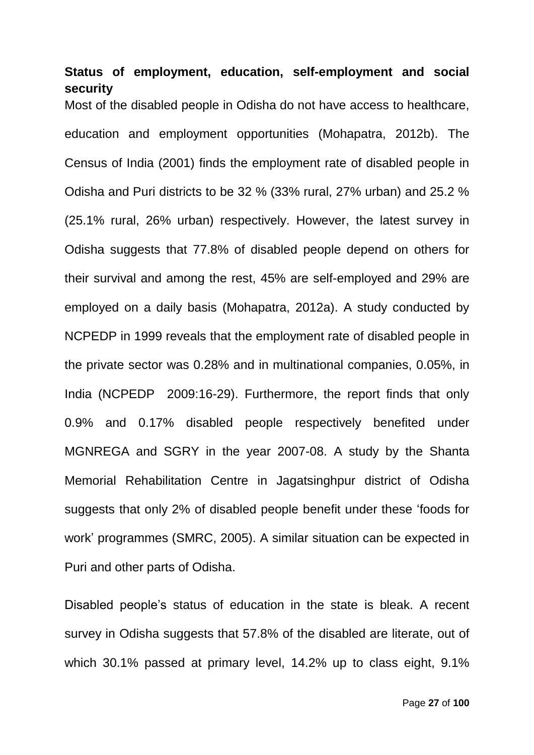**Status of employment, education, self-employment and social security**

Most of the disabled people in Odisha do not have access to healthcare, education and employment opportunities (Mohapatra, 2012b). The Census of India (2001) finds the employment rate of disabled people in Odisha and Puri districts to be 32 % (33% rural, 27% urban) and 25.2 % (25.1% rural, 26% urban) respectively. However, the latest survey in Odisha suggests that 77.8% of disabled people depend on others for their survival and among the rest, 45% are self-employed and 29% are employed on a daily basis (Mohapatra, 2012a). A study conducted by NCPEDP in 1999 reveals that the employment rate of disabled people in the private sector was 0.28% and in multinational companies, 0.05%, in India (NCPEDP 2009:16-29). Furthermore, the report finds that only 0.9% and 0.17% disabled people respectively benefited under MGNREGA and SGRY in the year 2007-08. A study by the Shanta Memorial Rehabilitation Centre in Jagatsinghpur district of Odisha suggests that only 2% of disabled people benefit under these 'foods for work' programmes (SMRC, 2005). A similar situation can be expected in Puri and other parts of Odisha.

Disabled people's status of education in the state is bleak. A recent survey in Odisha suggests that 57.8% of the disabled are literate, out of which 30.1% passed at primary level, 14.2% up to class eight, 9.1%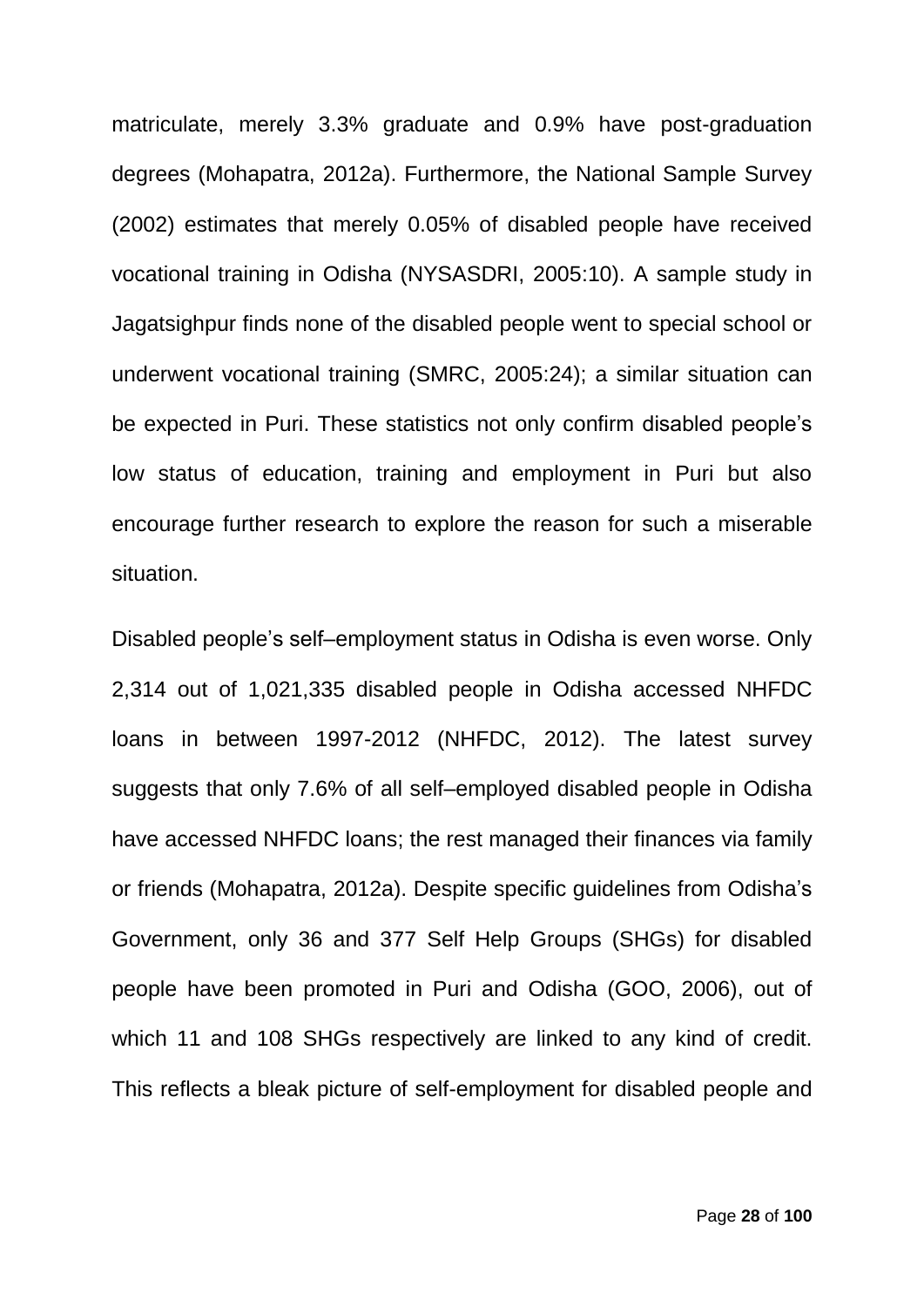matriculate, merely 3.3% graduate and 0.9% have post-graduation degrees (Mohapatra, 2012a). Furthermore, the National Sample Survey (2002) estimates that merely 0.05% of disabled people have received vocational training in Odisha (NYSASDRI, 2005:10). A sample study in Jagatsighpur finds none of the disabled people went to special school or underwent vocational training (SMRC, 2005:24); a similar situation can be expected in Puri. These statistics not only confirm disabled people's low status of education, training and employment in Puri but also encourage further research to explore the reason for such a miserable situation.

Disabled people's self–employment status in Odisha is even worse. Only 2,314 out of 1,021,335 disabled people in Odisha accessed NHFDC loans in between 1997-2012 (NHFDC, 2012). The latest survey suggests that only 7.6% of all self–employed disabled people in Odisha have accessed NHFDC loans; the rest managed their finances via family or friends (Mohapatra, 2012a). Despite specific guidelines from Odisha's Government, only 36 and 377 Self Help Groups (SHGs) for disabled people have been promoted in Puri and Odisha (GOO, 2006), out of which 11 and 108 SHGs respectively are linked to any kind of credit. This reflects a bleak picture of self-employment for disabled people and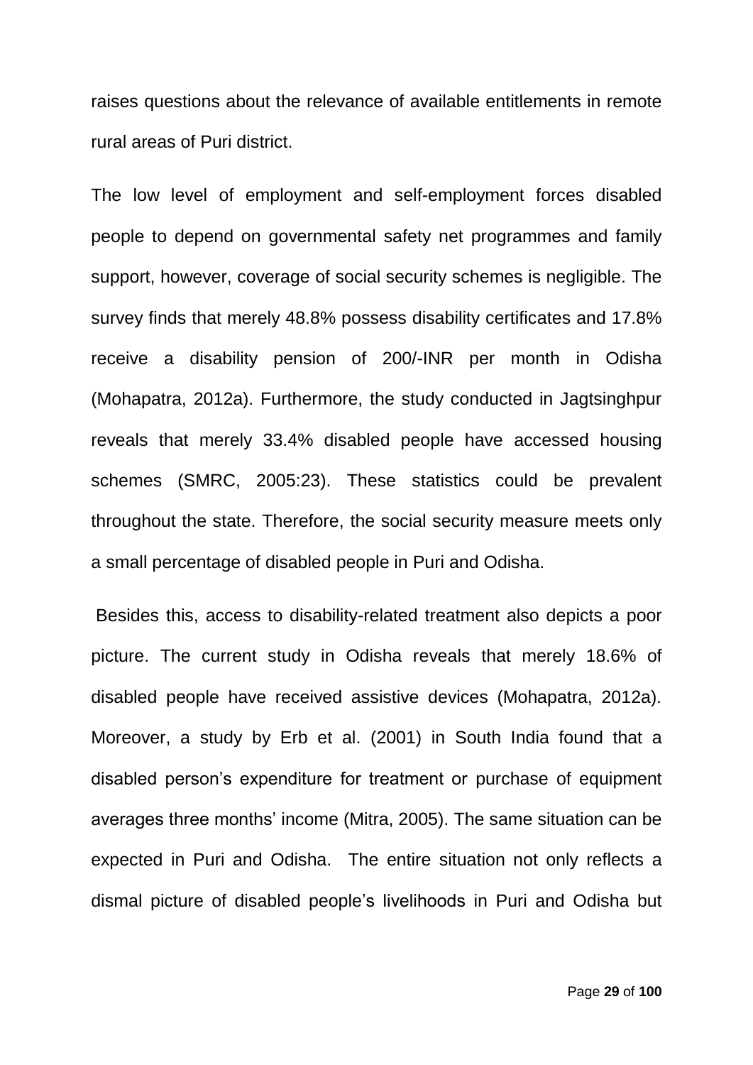raises questions about the relevance of available entitlements in remote rural areas of Puri district.

The low level of employment and self-employment forces disabled people to depend on governmental safety net programmes and family support, however, coverage of social security schemes is negligible. The survey finds that merely 48.8% possess disability certificates and 17.8% receive a disability pension of 200/-INR per month in Odisha (Mohapatra, 2012a). Furthermore, the study conducted in Jagtsinghpur reveals that merely 33.4% disabled people have accessed housing schemes (SMRC, 2005:23). These statistics could be prevalent throughout the state. Therefore, the social security measure meets only a small percentage of disabled people in Puri and Odisha.

Besides this, access to disability-related treatment also depicts a poor picture. The current study in Odisha reveals that merely 18.6% of disabled people have received assistive devices (Mohapatra, 2012a). Moreover, a study by Erb et al. (2001) in South India found that a disabled person's expenditure for treatment or purchase of equipment averages three months' income (Mitra, 2005). The same situation can be expected in Puri and Odisha. The entire situation not only reflects a dismal picture of disabled people's livelihoods in Puri and Odisha but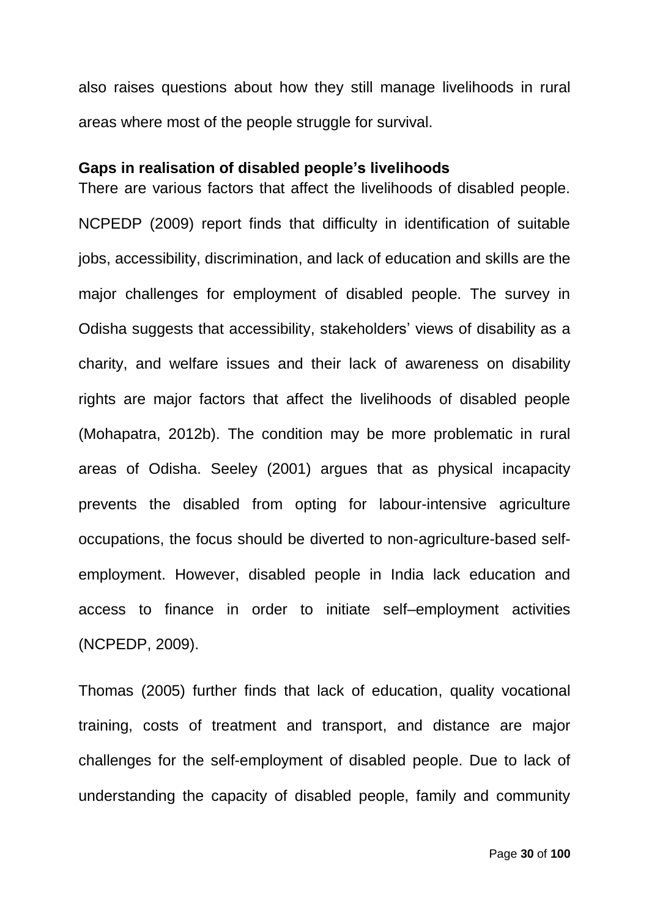also raises questions about how they still manage livelihoods in rural areas where most of the people struggle for survival.

**Gaps in realisation of disabled people's livelihoods**

There are various factors that affect the livelihoods of disabled people. NCPEDP (2009) report finds that difficulty in identification of suitable jobs, accessibility, discrimination, and lack of education and skills are the major challenges for employment of disabled people. The survey in Odisha suggests that accessibility, stakeholders' views of disability as a charity, and welfare issues and their lack of awareness on disability rights are major factors that affect the livelihoods of disabled people (Mohapatra, 2012b). The condition may be more problematic in rural areas of Odisha. Seeley (2001) argues that as physical incapacity prevents the disabled from opting for labour-intensive agriculture occupations, the focus should be diverted to non-agriculture-based self-employment. However, disabled people in India lack education and access to finance in order to initiate self–employment activities (NCPEDP, 2009).

Thomas (2005) further finds that lack of education, quality vocational training, costs of treatment and transport, and distance are major challenges for the self-employment of disabled people. Due to lack of understanding the capacity of disabled people, family and community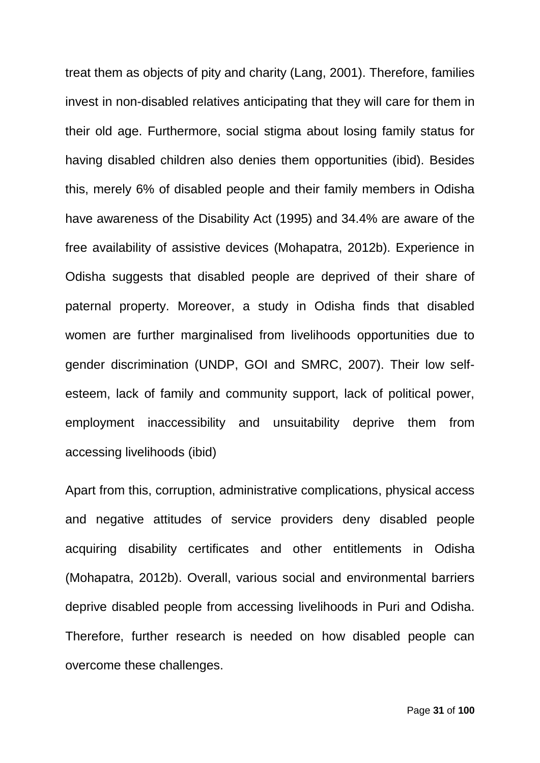treat them as objects of pity and charity (Lang, 2001). Therefore, families invest in non-disabled relatives anticipating that they will care for them in their old age. Furthermore, social stigma about losing family status for having disabled children also denies them opportunities (ibid). Besides this, merely 6% of disabled people and their family members in Odisha have awareness of the Disability Act (1995) and 34.4% are aware of the free availability of assistive devices (Mohapatra, 2012b). Experience in Odisha suggests that disabled people are deprived of their share of paternal property. Moreover, a study in Odisha finds that disabled women are further marginalised from livelihoods opportunities due to gender discrimination (UNDP, GOI and SMRC, 2007). Their low self-esteem, lack of family and community support, lack of political power, employment inaccessibility and unsuitability deprive them from accessing livelihoods (ibid)

Apart from this, corruption, administrative complications, physical access and negative attitudes of service providers deny disabled people acquiring disability certificates and other entitlements in Odisha (Mohapatra, 2012b). Overall, various social and environmental barriers deprive disabled people from accessing livelihoods in Puri and Odisha. Therefore, further research is needed on how disabled people can overcome these challenges.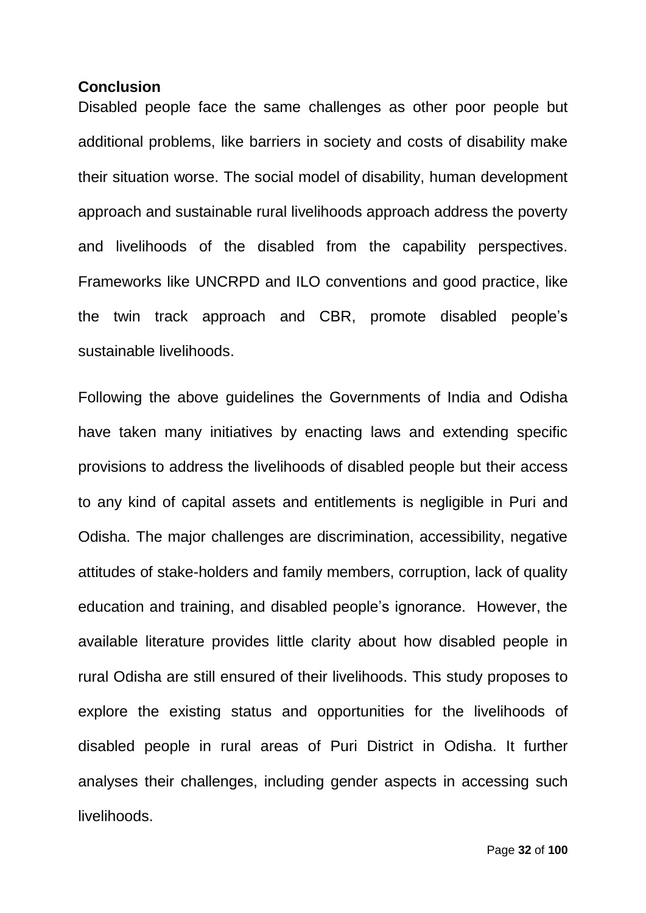**Conclusion**

Disabled people face the same challenges as other poor people but additional problems, like barriers in society and costs of disability make their situation worse. The social model of disability, human development approach and sustainable rural livelihoods approach address the poverty and livelihoods of the disabled from the capability perspectives. Frameworks like UNCRPD and ILO conventions and good practice, like the twin track approach and CBR, promote disabled people's sustainable livelihoods.

Following the above guidelines the Governments of India and Odisha have taken many initiatives by enacting laws and extending specific provisions to address the livelihoods of disabled people but their access to any kind of capital assets and entitlements is negligible in Puri and Odisha. The major challenges are discrimination, accessibility, negative attitudes of stake-holders and family members, corruption, lack of quality education and training, and disabled people's ignorance. However, the available literature provides little clarity about how disabled people in rural Odisha are still ensured of their livelihoods. This study proposes to explore the existing status and opportunities for the livelihoods of disabled people in rural areas of Puri District in Odisha. It further analyses their challenges, including gender aspects in accessing such livelihoods.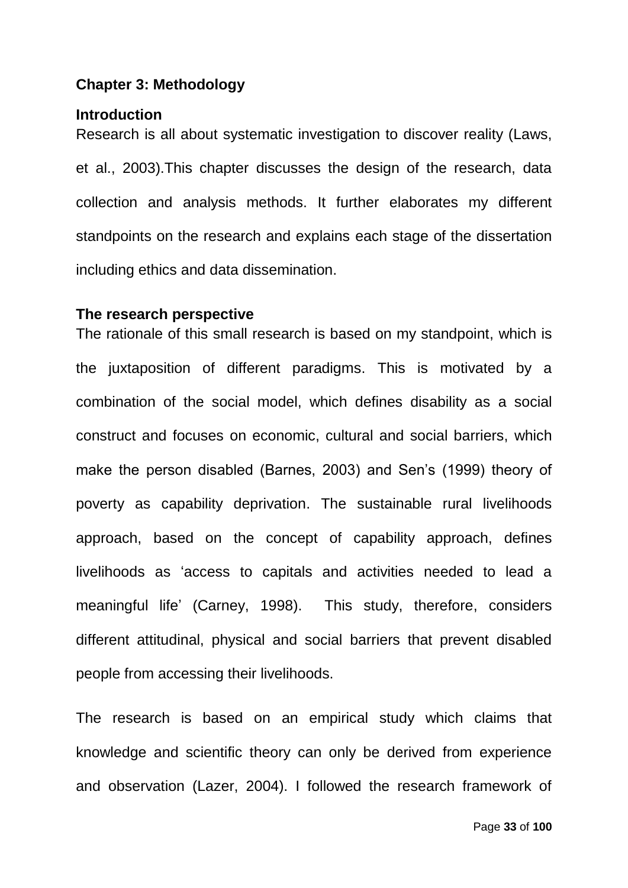## Chapter 3: Methodology

### Introduction

Research is all about systematic investigation to discover reality (Laws, et al., 2003).This chapter discusses the design of the research, data collection and analysis methods. It further elaborates my different standpoints on the research and explains each stage of the dissertation including ethics and data dissemination.

### The research perspective

The rationale of this small research is based on my standpoint, which is the juxtaposition of different paradigms. This is motivated by a combination of the social model, which defines disability as a social construct and focuses on economic, cultural and social barriers, which make the person disabled (Barnes, 2003) and Sen's (1999) theory of poverty as capability deprivation. The sustainable rural livelihoods approach, based on the concept of capability approach, defines livelihoods as 'access to capitals and activities needed to lead a meaningful life' (Carney, 1998). This study, therefore, considers different attitudinal, physical and social barriers that prevent disabled people from accessing their livelihoods.

The research is based on an empirical study which claims that knowledge and scientific theory can only be derived from experience and observation (Lazer, 2004). I followed the research framework of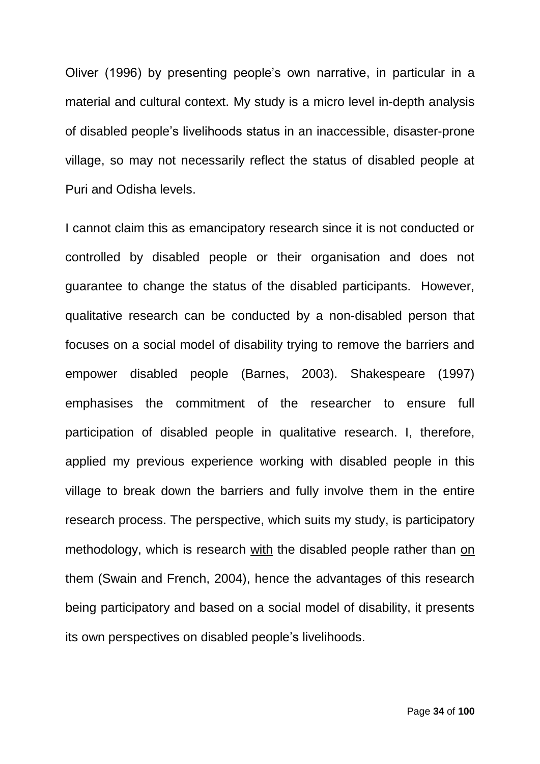Oliver (1996) by presenting people's own narrative, in particular in a material and cultural context. My study is a micro level in-depth analysis of disabled people's livelihoods status in an inaccessible, disaster-prone village, so may not necessarily reflect the status of disabled people at Puri and Odisha levels.

I cannot claim this as emancipatory research since it is not conducted or controlled by disabled people or their organisation and does not guarantee to change the status of the disabled participants. However, qualitative research can be conducted by a non-disabled person that focuses on a social model of disability trying to remove the barriers and empower disabled people (Barnes, 2003). Shakespeare (1997) emphasises the commitment of the researcher to ensure full participation of disabled people in qualitative research. I, therefore, applied my previous experience working with disabled people in this village to break down the barriers and fully involve them in the entire research process. The perspective, which suits my study, is participatory methodology, which is research <u>with</u> the disabled people rather than <u>on</u> them (Swain and French, 2004), hence the advantages of this research being participatory and based on a social model of disability, it presents its own perspectives on disabled people's livelihoods.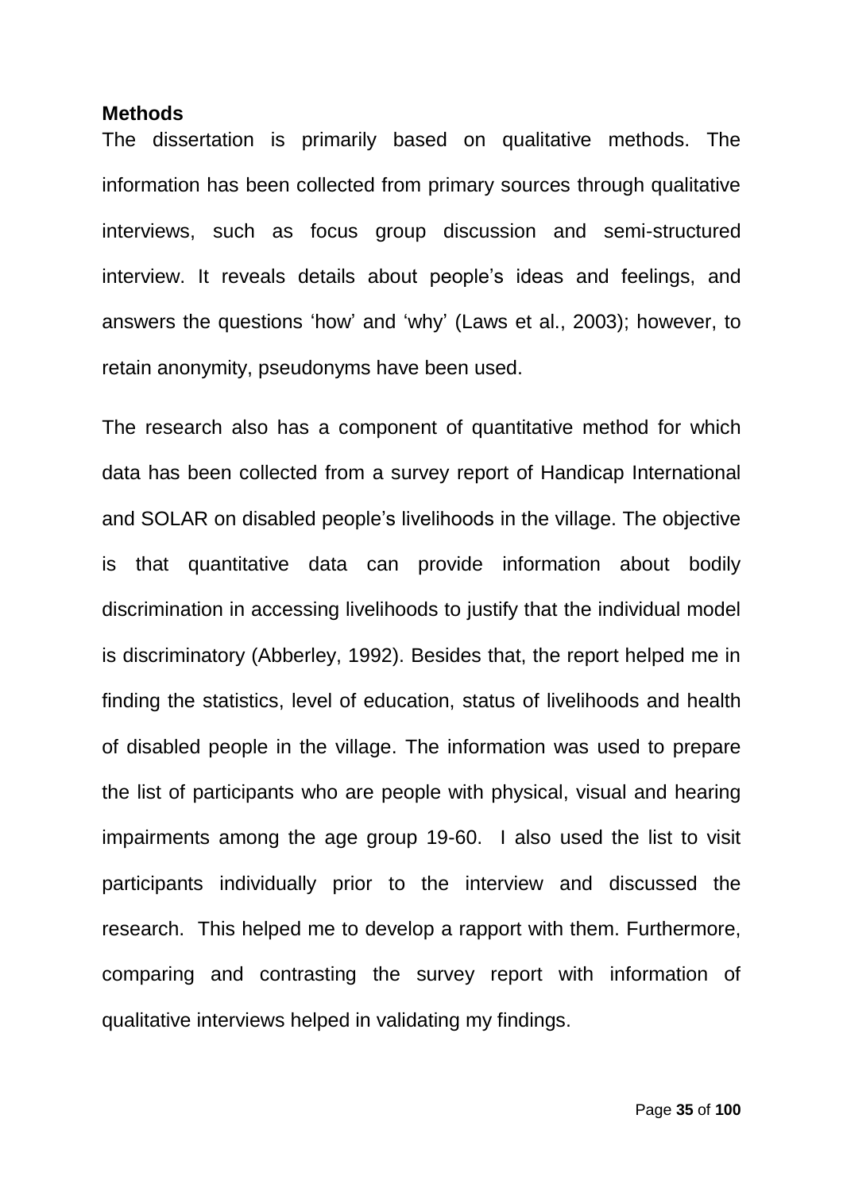**Methods**

The dissertation is primarily based on qualitative methods. The information has been collected from primary sources through qualitative interviews, such as focus group discussion and semi-structured interview. It reveals details about people's ideas and feelings, and answers the questions 'how' and 'why' (Laws et al., 2003); however, to retain anonymity, pseudonyms have been used.

The research also has a component of quantitative method for which data has been collected from a survey report of Handicap International and SOLAR on disabled people's livelihoods in the village. The objective is that quantitative data can provide information about bodily discrimination in accessing livelihoods to justify that the individual model is discriminatory (Abberley, 1992). Besides that, the report helped me in finding the statistics, level of education, status of livelihoods and health of disabled people in the village. The information was used to prepare the list of participants who are people with physical, visual and hearing impairments among the age group 19-60. I also used the list to visit participants individually prior to the interview and discussed the research. This helped me to develop a rapport with them. Furthermore, comparing and contrasting the survey report with information of qualitative interviews helped in validating my findings.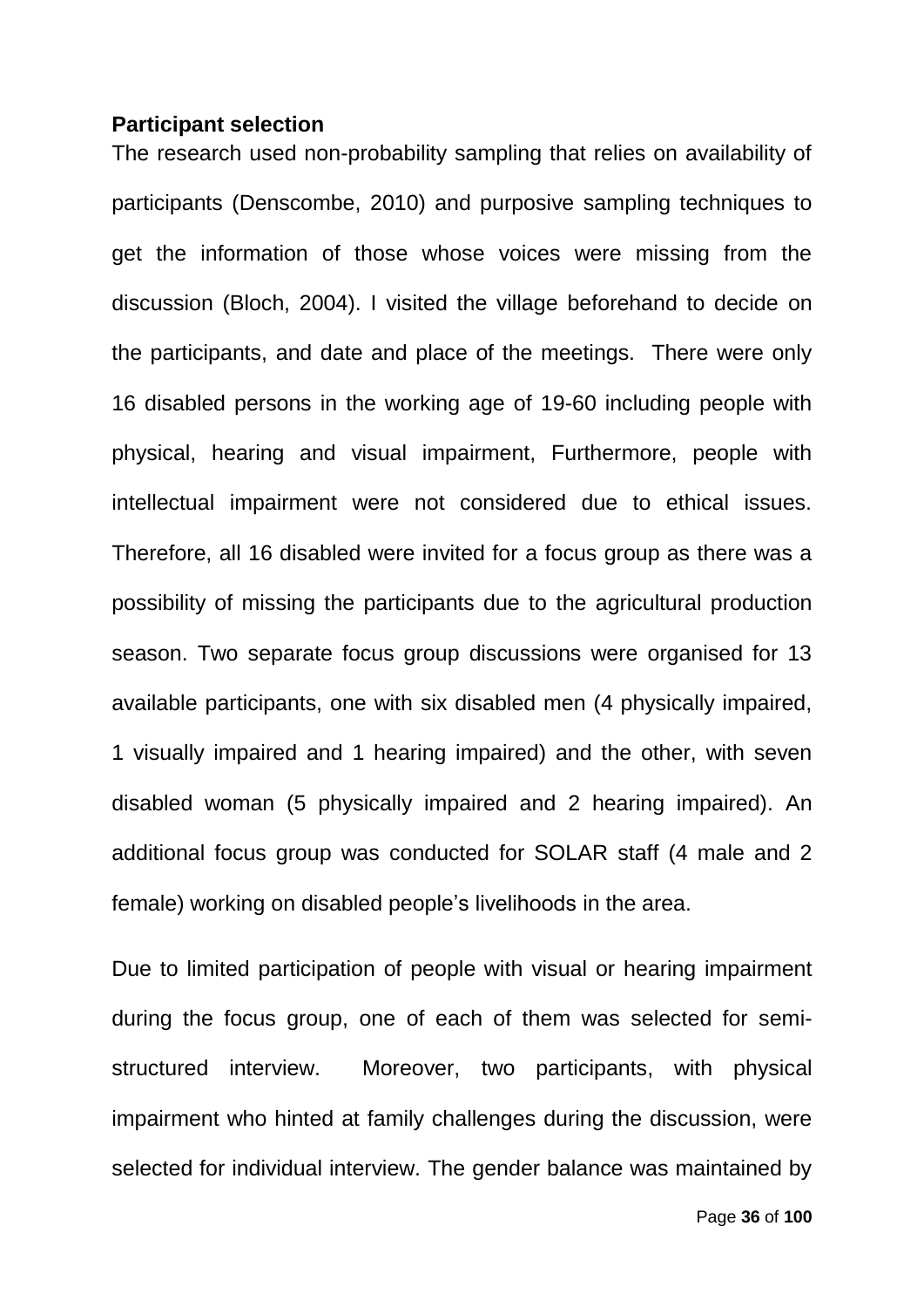**Participant selection**

The research used non-probability sampling that relies on availability of participants (Denscombe, 2010) and purposive sampling techniques to get the information of those whose voices were missing from the discussion (Bloch, 2004). I visited the village beforehand to decide on the participants, and date and place of the meetings. There were only 16 disabled persons in the working age of 19-60 including people with physical, hearing and visual impairment, Furthermore, people with intellectual impairment were not considered due to ethical issues. Therefore, all 16 disabled were invited for a focus group as there was a possibility of missing the participants due to the agricultural production season. Two separate focus group discussions were organised for 13 available participants, one with six disabled men (4 physically impaired, 1 visually impaired and 1 hearing impaired) and the other, with seven disabled woman (5 physically impaired and 2 hearing impaired). An additional focus group was conducted for SOLAR staff (4 male and 2 female) working on disabled people's livelihoods in the area.

Due to limited participation of people with visual or hearing impairment during the focus group, one of each of them was selected for semi-structured interview. Moreover, two participants, with physical impairment who hinted at family challenges during the discussion, were selected for individual interview. The gender balance was maintained by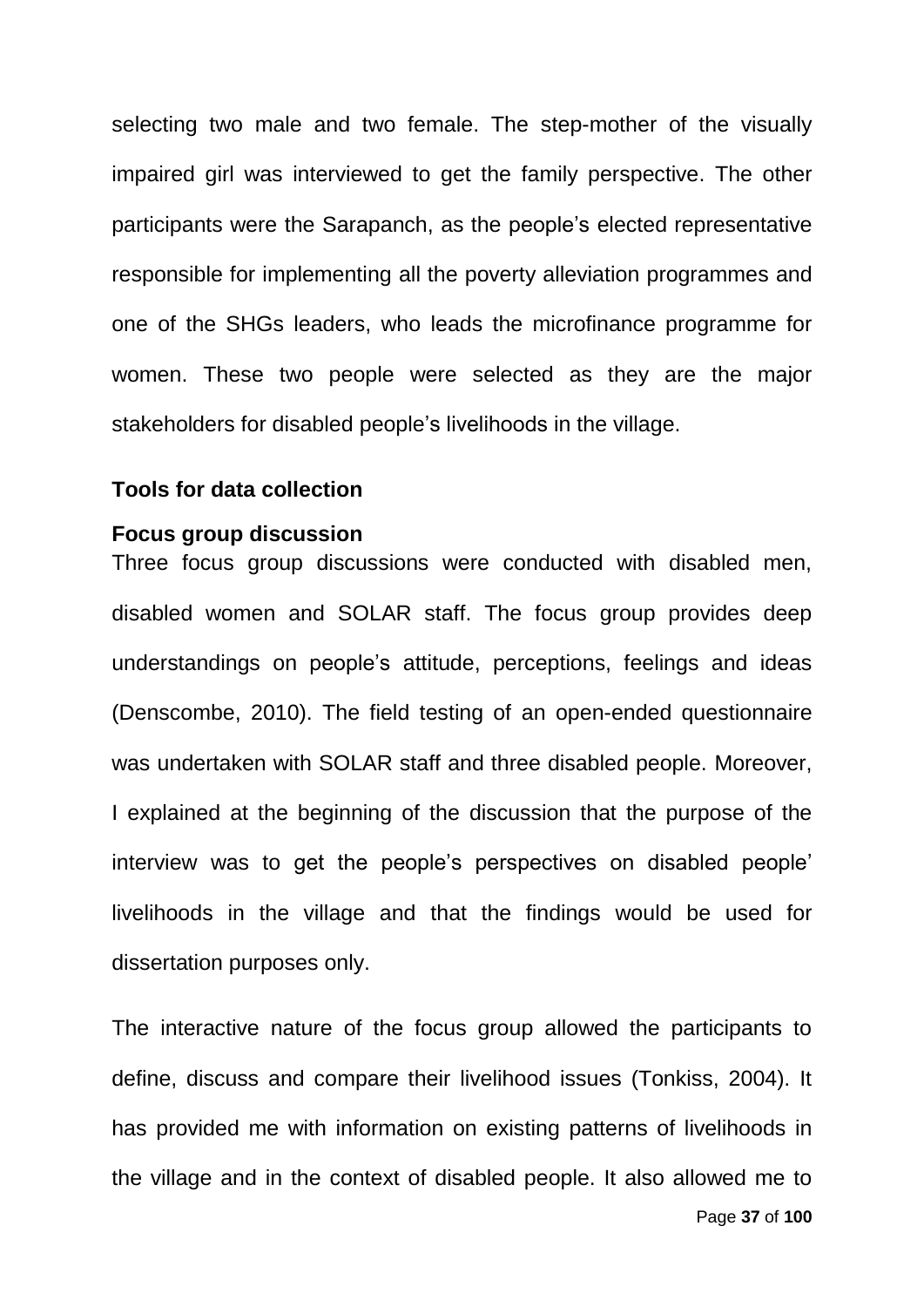selecting two male and two female. The step-mother of the visually impaired girl was interviewed to get the family perspective. The other participants were the Sarapanch, as the people's elected representative responsible for implementing all the poverty alleviation programmes and one of the SHGs leaders, who leads the microfinance programme for women. These two people were selected as they are the major stakeholders for disabled people's livelihoods in the village.

**Tools for data collection**

**Focus group discussion**

Three focus group discussions were conducted with disabled men, disabled women and SOLAR staff. The focus group provides deep understandings on people's attitude, perceptions, feelings and ideas (Denscombe, 2010). The field testing of an open-ended questionnaire was undertaken with SOLAR staff and three disabled people. Moreover, I explained at the beginning of the discussion that the purpose of the interview was to get the people's perspectives on disabled people' livelihoods in the village and that the findings would be used for dissertation purposes only.

The interactive nature of the focus group allowed the participants to define, discuss and compare their livelihood issues (Tonkiss, 2004). It has provided me with information on existing patterns of livelihoods in the village and in the context of disabled people. It also allowed me to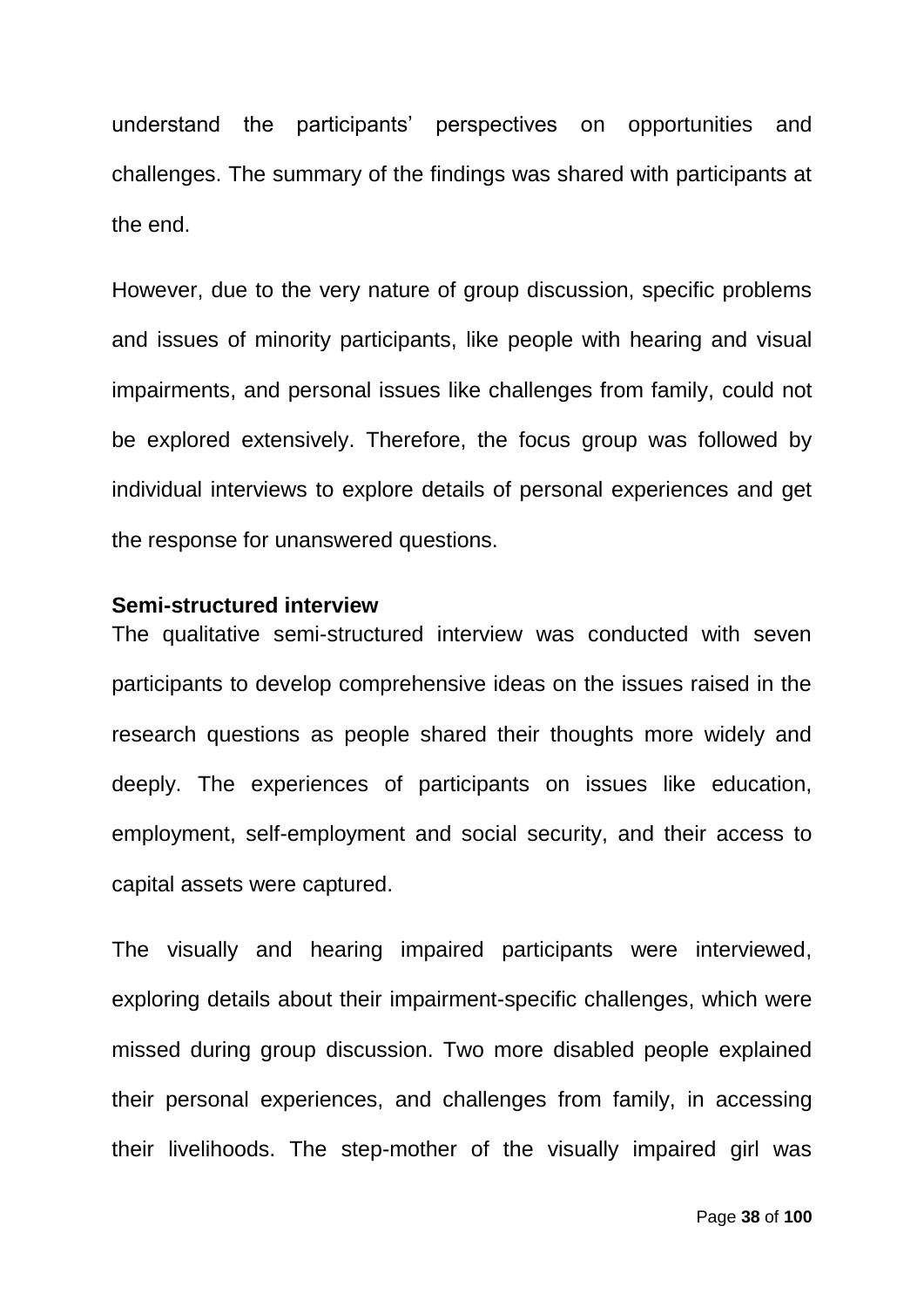understand the participants' perspectives on opportunities and challenges. The summary of the findings was shared with participants at the end.

However, due to the very nature of group discussion, specific problems and issues of minority participants, like people with hearing and visual impairments, and personal issues like challenges from family, could not be explored extensively. Therefore, the focus group was followed by individual interviews to explore details of personal experiences and get the response for unanswered questions.

**Semi-structured interview**

The qualitative semi-structured interview was conducted with seven participants to develop comprehensive ideas on the issues raised in the research questions as people shared their thoughts more widely and deeply. The experiences of participants on issues like education, employment, self-employment and social security, and their access to capital assets were captured.

The visually and hearing impaired participants were interviewed, exploring details about their impairment-specific challenges, which were missed during group discussion. Two more disabled people explained their personal experiences, and challenges from family, in accessing their livelihoods. The step-mother of the visually impaired girl was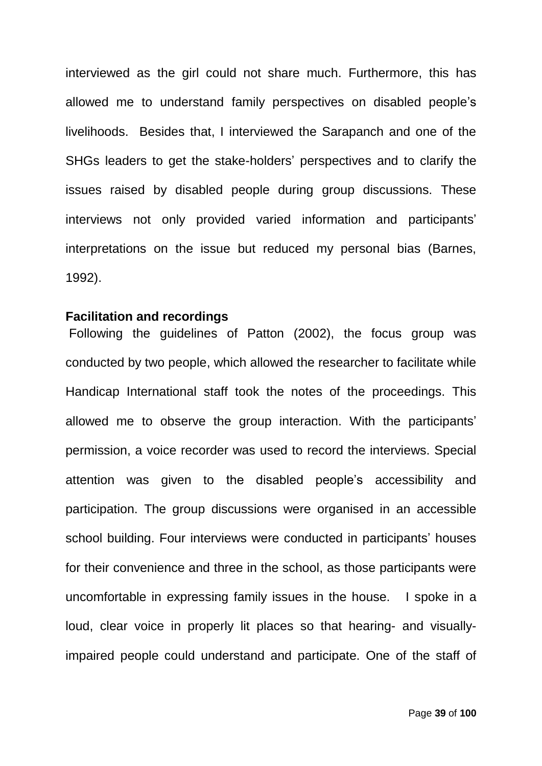interviewed as the girl could not share much. Furthermore, this has allowed me to understand family perspectives on disabled people's livelihoods. Besides that, I interviewed the Sarapanch and one of the SHGs leaders to get the stake-holders' perspectives and to clarify the issues raised by disabled people during group discussions. These interviews not only provided varied information and participants' interpretations on the issue but reduced my personal bias (Barnes, 1992).

**Facilitation and recordings**

Following the guidelines of Patton (2002), the focus group was conducted by two people, which allowed the researcher to facilitate while Handicap International staff took the notes of the proceedings. This allowed me to observe the group interaction. With the participants' permission, a voice recorder was used to record the interviews. Special attention was given to the disabled people's accessibility and participation. The group discussions were organised in an accessible school building. Four interviews were conducted in participants' houses for their convenience and three in the school, as those participants were uncomfortable in expressing family issues in the house. I spoke in a loud, clear voice in properly lit places so that hearing- and visually-impaired people could understand and participate. One of the staff of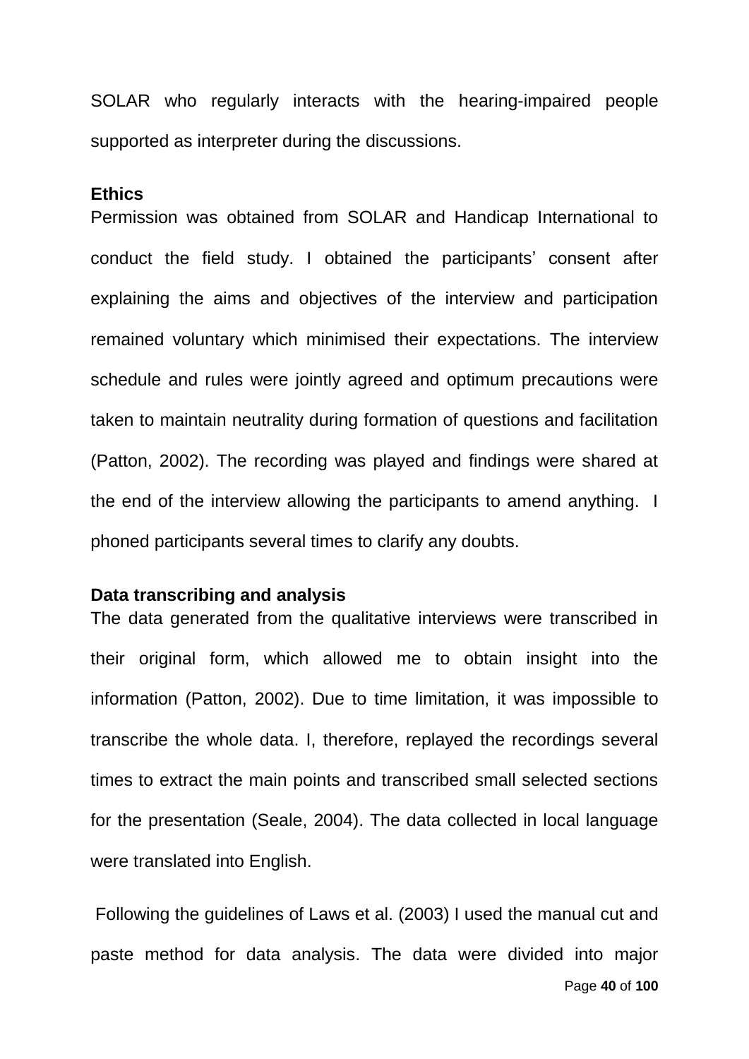SOLAR who regularly interacts with the hearing-impaired people supported as interpreter during the discussions.

### Ethics

Permission was obtained from SOLAR and Handicap International to conduct the field study. I obtained the participants' consent after explaining the aims and objectives of the interview and participation remained voluntary which minimised their expectations. The interview schedule and rules were jointly agreed and optimum precautions were taken to maintain neutrality during formation of questions and facilitation (Patton, 2002). The recording was played and findings were shared at the end of the interview allowing the participants to amend anything. I phoned participants several times to clarify any doubts.

### Data transcribing and analysis

The data generated from the qualitative interviews were transcribed in their original form, which allowed me to obtain insight into the information (Patton, 2002). Due to time limitation, it was impossible to transcribe the whole data. I, therefore, replayed the recordings several times to extract the main points and transcribed small selected sections for the presentation (Seale, 2004). The data collected in local language were translated into English.

Following the guidelines of Laws et al. (2003) I used the manual cut and paste method for data analysis. The data were divided into major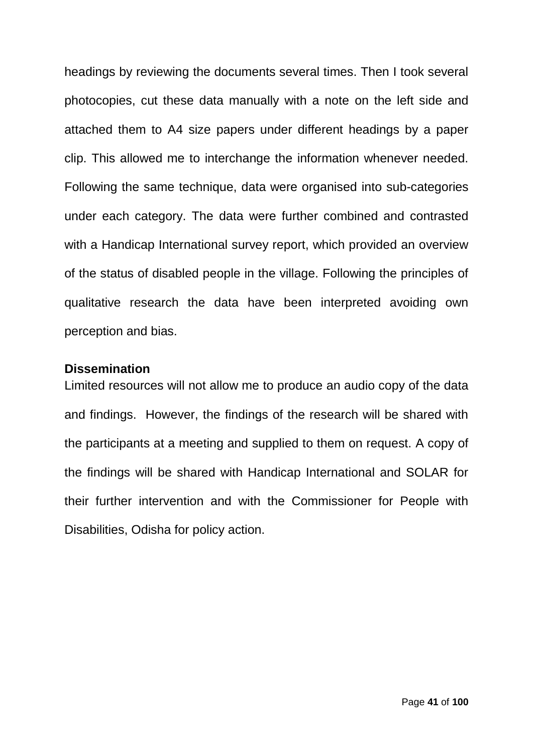headings by reviewing the documents several times. Then I took several photocopies, cut these data manually with a note on the left side and attached them to A4 size papers under different headings by a paper clip. This allowed me to interchange the information whenever needed. Following the same technique, data were organised into sub-categories under each category. The data were further combined and contrasted with a Handicap International survey report, which provided an overview of the status of disabled people in the village. Following the principles of qualitative research the data have been interpreted avoiding own perception and bias.

**Dissemination**

Limited resources will not allow me to produce an audio copy of the data and findings. However, the findings of the research will be shared with the participants at a meeting and supplied to them on request. A copy of the findings will be shared with Handicap International and SOLAR for their further intervention and with the Commissioner for People with Disabilities, Odisha for policy action.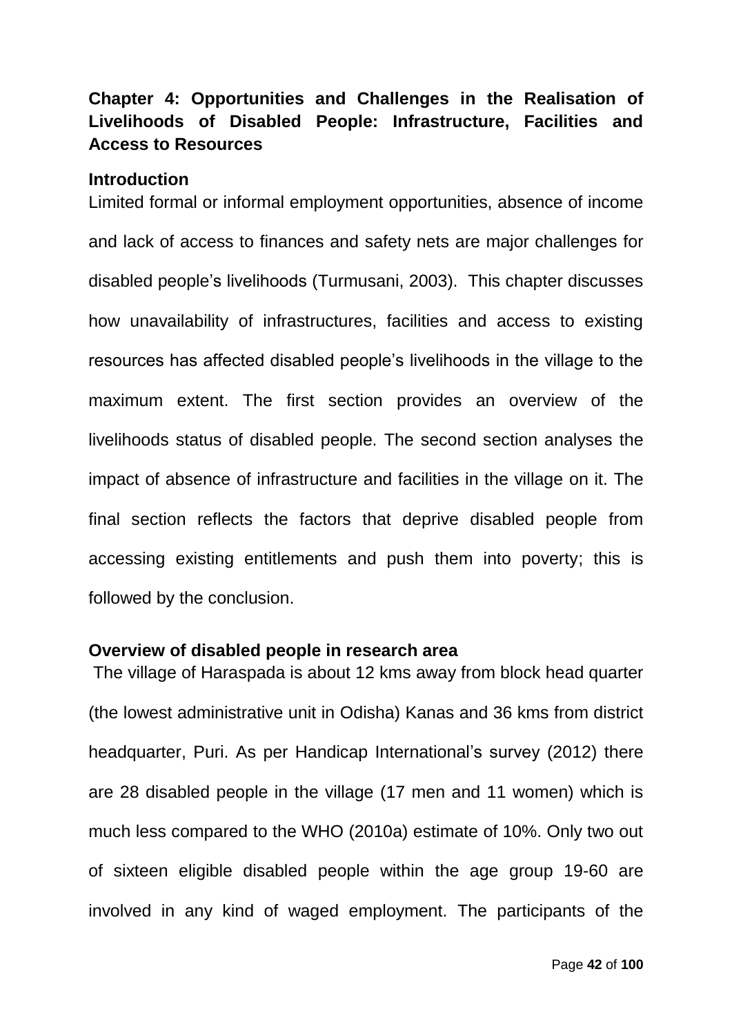## Chapter 4: Opportunities and Challenges in the Realisation of Livelihoods of Disabled People: Infrastructure, Facilities and Access to Resources

### Introduction

Limited formal or informal employment opportunities, absence of income and lack of access to finances and safety nets are major challenges for disabled people's livelihoods (Turmusani, 2003). This chapter discusses how unavailability of infrastructures, facilities and access to existing resources has affected disabled people's livelihoods in the village to the maximum extent. The first section provides an overview of the livelihoods status of disabled people. The second section analyses the impact of absence of infrastructure and facilities in the village on it. The final section reflects the factors that deprive disabled people from accessing existing entitlements and push them into poverty; this is followed by the conclusion.

### Overview of disabled people in research area

The village of Haraspada is about 12 kms away from block head quarter (the lowest administrative unit in Odisha) Kanas and 36 kms from district headquarter, Puri. As per Handicap International's survey (2012) there are 28 disabled people in the village (17 men and 11 women) which is much less compared to the WHO (2010a) estimate of 10%. Only two out of sixteen eligible disabled people within the age group 19-60 are involved in any kind of waged employment. The participants of the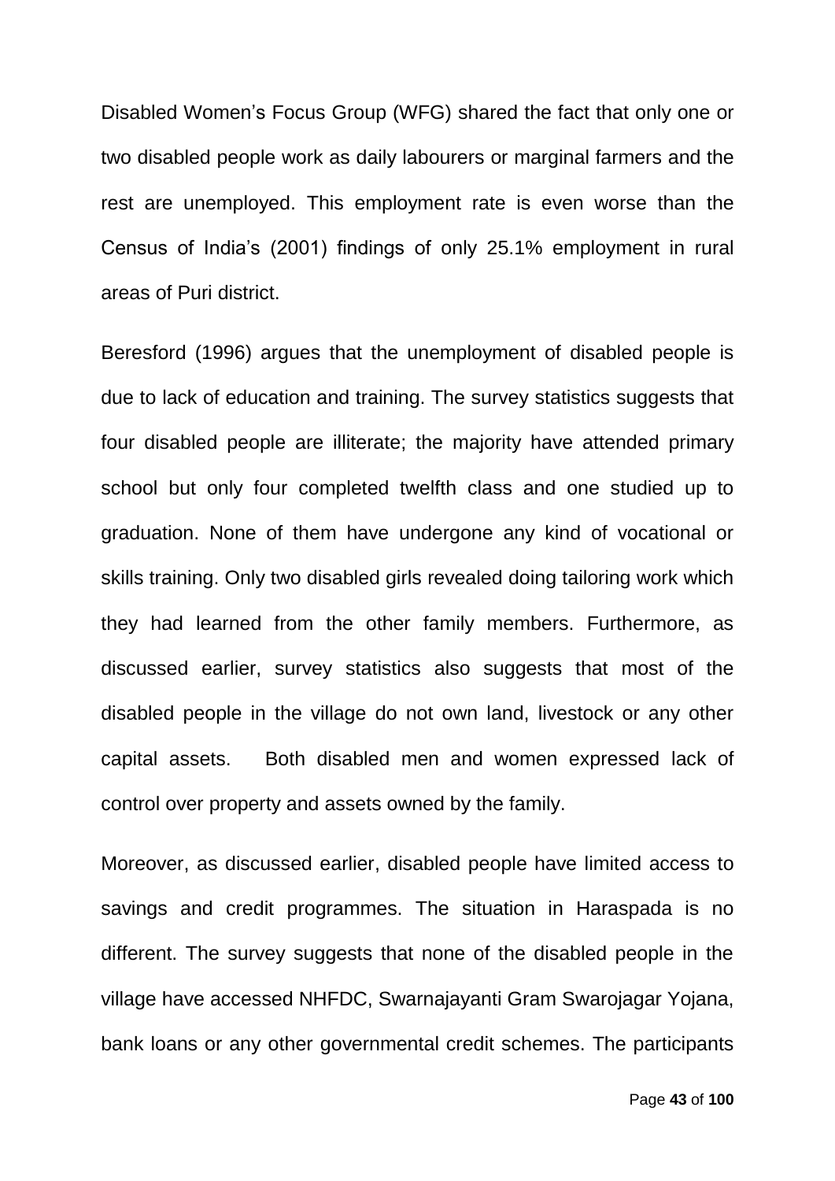Disabled Women's Focus Group (WFG) shared the fact that only one or two disabled people work as daily labourers or marginal farmers and the rest are unemployed. This employment rate is even worse than the Census of India's (2001) findings of only 25.1% employment in rural areas of Puri district.

Beresford (1996) argues that the unemployment of disabled people is due to lack of education and training. The survey statistics suggests that four disabled people are illiterate; the majority have attended primary school but only four completed twelfth class and one studied up to graduation. None of them have undergone any kind of vocational or skills training. Only two disabled girls revealed doing tailoring work which they had learned from the other family members. Furthermore, as discussed earlier, survey statistics also suggests that most of the disabled people in the village do not own land, livestock or any other capital assets. Both disabled men and women expressed lack of control over property and assets owned by the family.

Moreover, as discussed earlier, disabled people have limited access to savings and credit programmes. The situation in Haraspada is no different. The survey suggests that none of the disabled people in the village have accessed NHFDC, Swarnajayanti Gram Swarojagar Yojana, bank loans or any other governmental credit schemes. The participants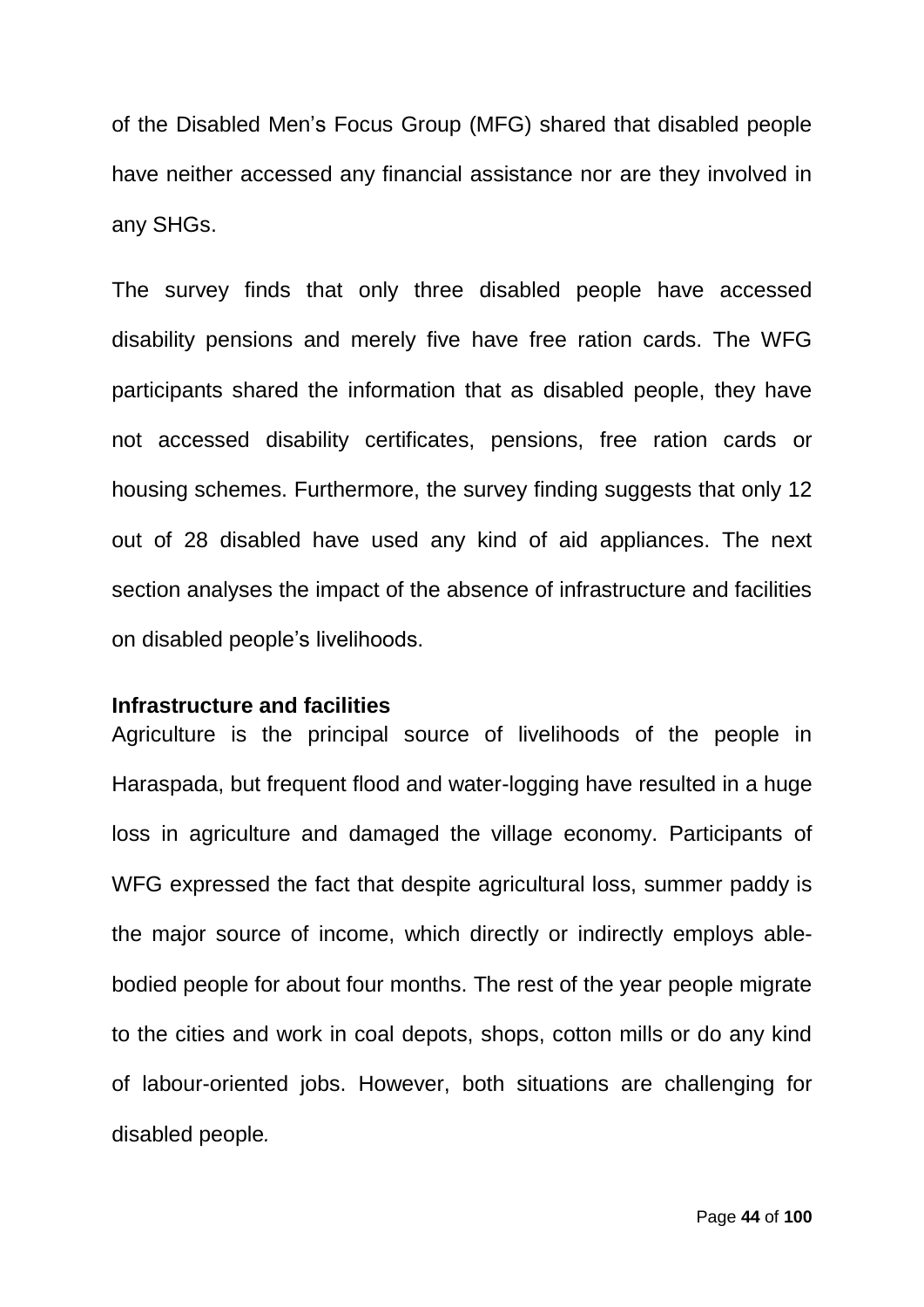of the Disabled Men's Focus Group (MFG) shared that disabled people have neither accessed any financial assistance nor are they involved in any SHGs.

The survey finds that only three disabled people have accessed disability pensions and merely five have free ration cards. The WFG participants shared the information that as disabled people, they have not accessed disability certificates, pensions, free ration cards or housing schemes. Furthermore, the survey finding suggests that only 12 out of 28 disabled have used any kind of aid appliances. The next section analyses the impact of the absence of infrastructure and facilities on disabled people's livelihoods.

**Infrastructure and facilities**

Agriculture is the principal source of livelihoods of the people in Haraspada, but frequent flood and water-logging have resulted in a huge loss in agriculture and damaged the village economy. Participants of WFG expressed the fact that despite agricultural loss, summer paddy is the major source of income, which directly or indirectly employs able-bodied people for about four months. The rest of the year people migrate to the cities and work in coal depots, shops, cotton mills or do any kind of labour-oriented jobs. However, both situations are challenging for disabled people.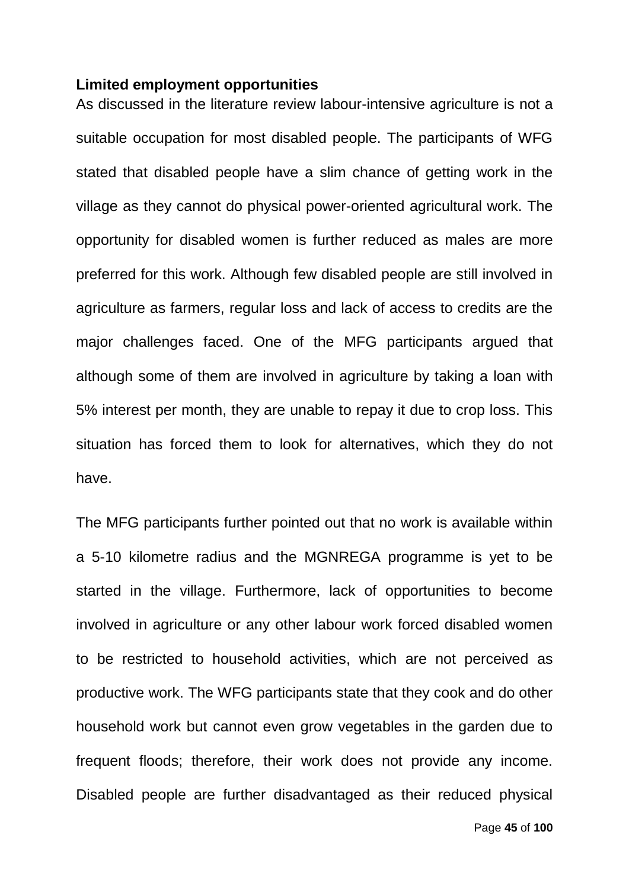**Limited employment opportunities**

As discussed in the literature review labour-intensive agriculture is not a suitable occupation for most disabled people. The participants of WFG stated that disabled people have a slim chance of getting work in the village as they cannot do physical power-oriented agricultural work. The opportunity for disabled women is further reduced as males are more preferred for this work. Although few disabled people are still involved in agriculture as farmers, regular loss and lack of access to credits are the major challenges faced. One of the MFG participants argued that although some of them are involved in agriculture by taking a loan with 5% interest per month, they are unable to repay it due to crop loss. This situation has forced them to look for alternatives, which they do not have.

The MFG participants further pointed out that no work is available within a 5-10 kilometre radius and the MGNREGA programme is yet to be started in the village. Furthermore, lack of opportunities to become involved in agriculture or any other labour work forced disabled women to be restricted to household activities, which are not perceived as productive work. The WFG participants state that they cook and do other household work but cannot even grow vegetables in the garden due to frequent floods; therefore, their work does not provide any income. Disabled people are further disadvantaged as their reduced physical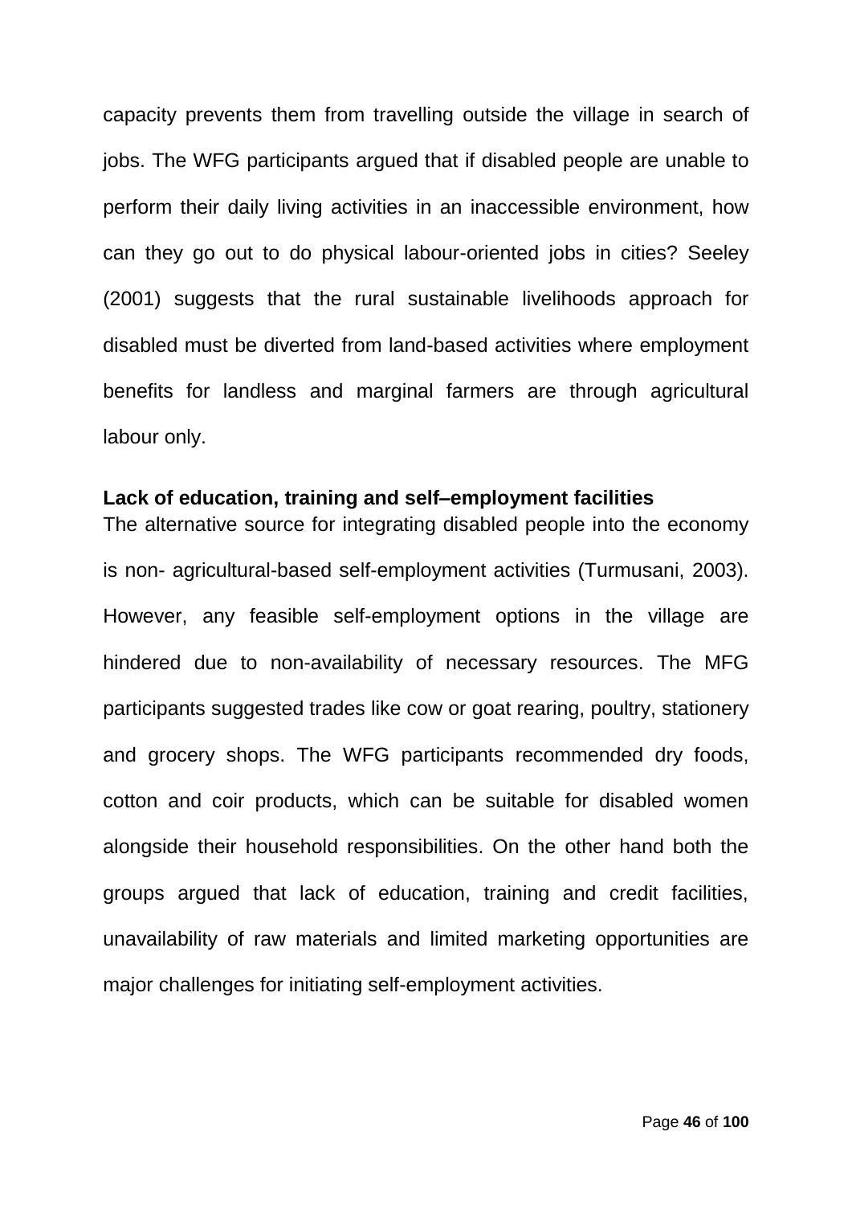capacity prevents them from travelling outside the village in search of jobs. The WFG participants argued that if disabled people are unable to perform their daily living activities in an inaccessible environment, how can they go out to do physical labour-oriented jobs in cities? Seeley (2001) suggests that the rural sustainable livelihoods approach for disabled must be diverted from land-based activities where employment benefits for landless and marginal farmers are through agricultural labour only.

**Lack of education, training and self–employment facilities**

The alternative source for integrating disabled people into the economy is non- agricultural-based self-employment activities (Turmusani, 2003). However, any feasible self-employment options in the village are hindered due to non-availability of necessary resources. The MFG participants suggested trades like cow or goat rearing, poultry, stationery and grocery shops. The WFG participants recommended dry foods, cotton and coir products, which can be suitable for disabled women alongside their household responsibilities. On the other hand both the groups argued that lack of education, training and credit facilities, unavailability of raw materials and limited marketing opportunities are major challenges for initiating self-employment activities.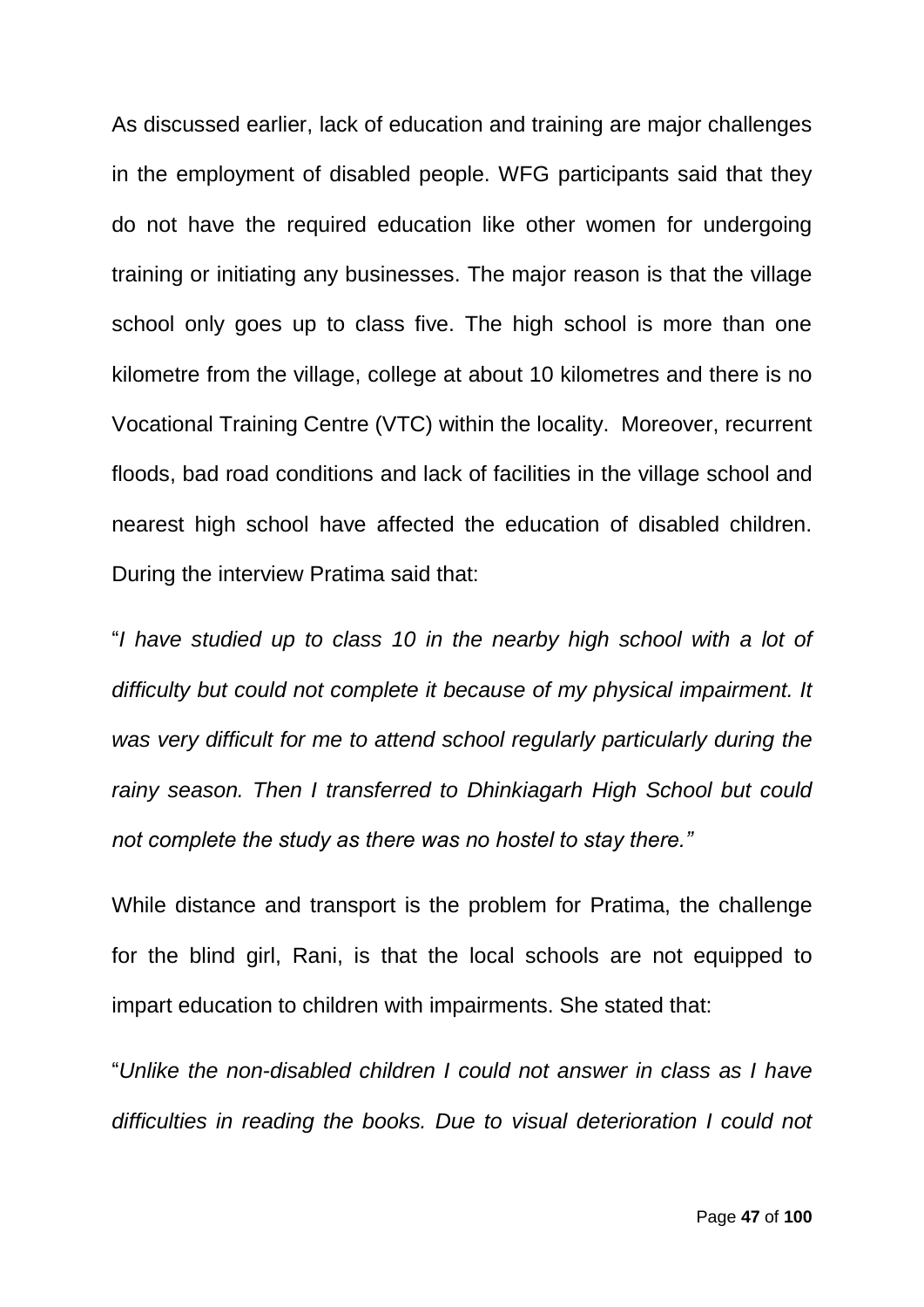As discussed earlier, lack of education and training are major challenges in the employment of disabled people. WFG participants said that they do not have the required education like other women for undergoing training or initiating any businesses. The major reason is that the village school only goes up to class five. The high school is more than one kilometre from the village, college at about 10 kilometres and there is no Vocational Training Centre (VTC) within the locality. Moreover, recurrent floods, bad road conditions and lack of facilities in the village school and nearest high school have affected the education of disabled children. During the interview Pratima said that:

"*I have studied up to class 10 in the nearby high school with a lot of difficulty but could not complete it because of my physical impairment. It was very difficult for me to attend school regularly particularly during the rainy season. Then I transferred to Dhinkiagarh High School but could not complete the study as there was no hostel to stay there."*

While distance and transport is the problem for Pratima, the challenge for the blind girl, Rani, is that the local schools are not equipped to impart education to children with impairments. She stated that:

"*Unlike the non-disabled children I could not answer in class as I have difficulties in reading the books. Due to visual deterioration I could not*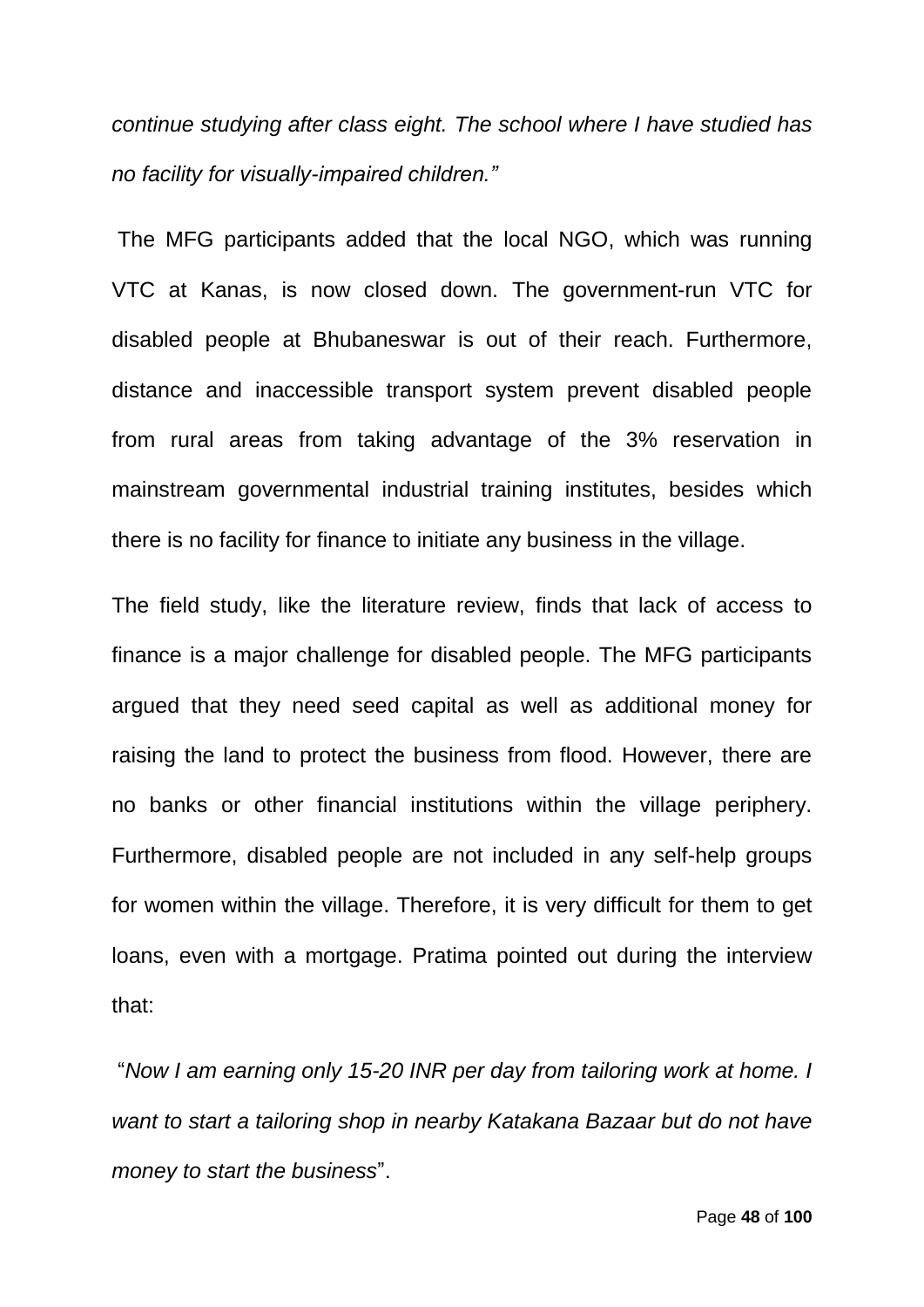*continue studying after class eight. The school where I have studied has no facility for visually-impaired children."*

The MFG participants added that the local NGO, which was running VTC at Kanas, is now closed down. The government-run VTC for disabled people at Bhubaneswar is out of their reach. Furthermore, distance and inaccessible transport system prevent disabled people from rural areas from taking advantage of the 3% reservation in mainstream governmental industrial training institutes, besides which there is no facility for finance to initiate any business in the village.

The field study, like the literature review, finds that lack of access to finance is a major challenge for disabled people. The MFG participants argued that they need seed capital as well as additional money for raising the land to protect the business from flood. However, there are no banks or other financial institutions within the village periphery. Furthermore, disabled people are not included in any self-help groups for women within the village. Therefore, it is very difficult for them to get loans, even with a mortgage. Pratima pointed out during the interview that:

"*Now I am earning only 15-20 INR per day from tailoring work at home. I want to start a tailoring shop in nearby Katakana Bazaar but do not have money to start the business*".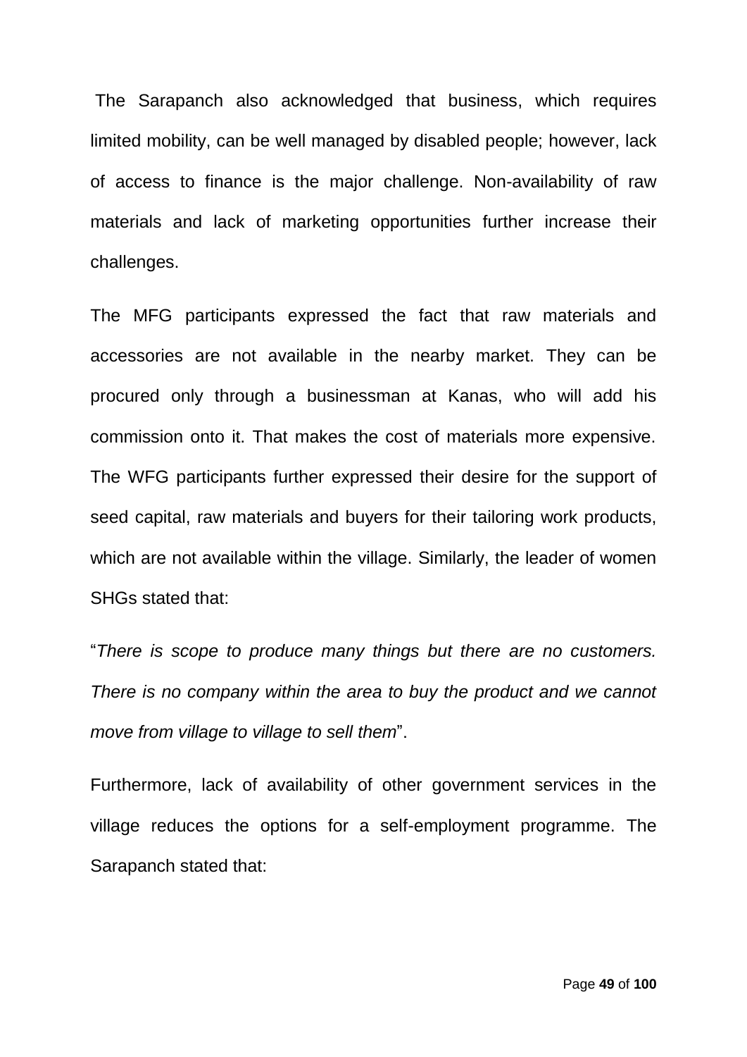The Sarapanch also acknowledged that business, which requires limited mobility, can be well managed by disabled people; however, lack of access to finance is the major challenge. Non-availability of raw materials and lack of marketing opportunities further increase their challenges.

The MFG participants expressed the fact that raw materials and accessories are not available in the nearby market. They can be procured only through a businessman at Kanas, who will add his commission onto it. That makes the cost of materials more expensive. The WFG participants further expressed their desire for the support of seed capital, raw materials and buyers for their tailoring work products, which are not available within the village. Similarly, the leader of women SHGs stated that:

"*There is scope to produce many things but there are no customers. There is no company within the area to buy the product and we cannot move from village to village to sell them*".

Furthermore, lack of availability of other government services in the village reduces the options for a self-employment programme. The Sarapanch stated that: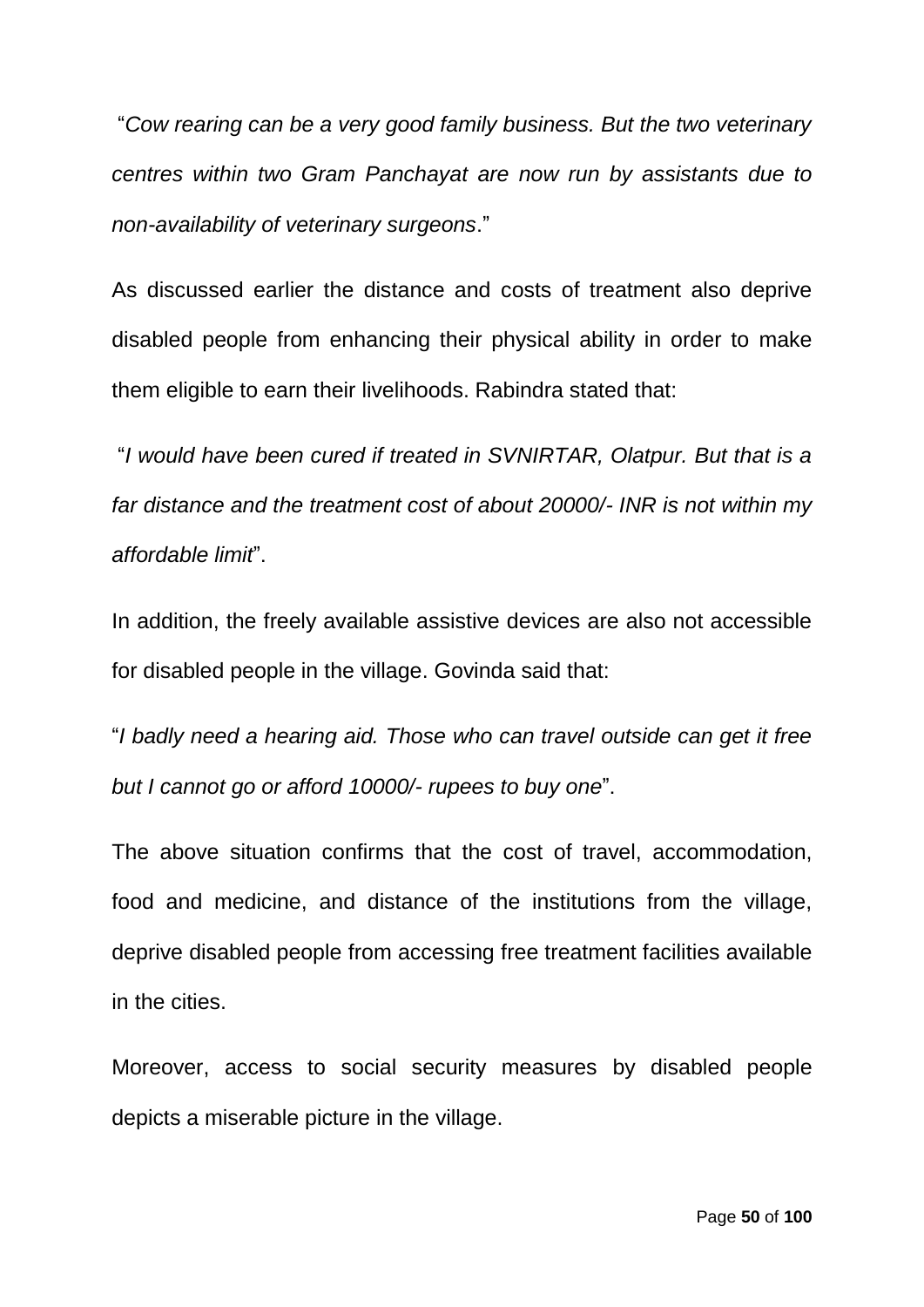"*Cow rearing can be a very good family business. But the two veterinary centres within two Gram Panchayat are now run by assistants due to non-availability of veterinary surgeons*."

As discussed earlier the distance and costs of treatment also deprive disabled people from enhancing their physical ability in order to make them eligible to earn their livelihoods. Rabindra stated that:

"*I would have been cured if treated in SVNIRTAR, Olatpur. But that is a far distance and the treatment cost of about 20000/- INR is not within my affordable limit*".

In addition, the freely available assistive devices are also not accessible for disabled people in the village. Govinda said that:

"*I badly need a hearing aid. Those who can travel outside can get it free but I cannot go or afford 10000/- rupees to buy one*".

The above situation confirms that the cost of travel, accommodation, food and medicine, and distance of the institutions from the village, deprive disabled people from accessing free treatment facilities available in the cities.

Moreover, access to social security measures by disabled people depicts a miserable picture in the village.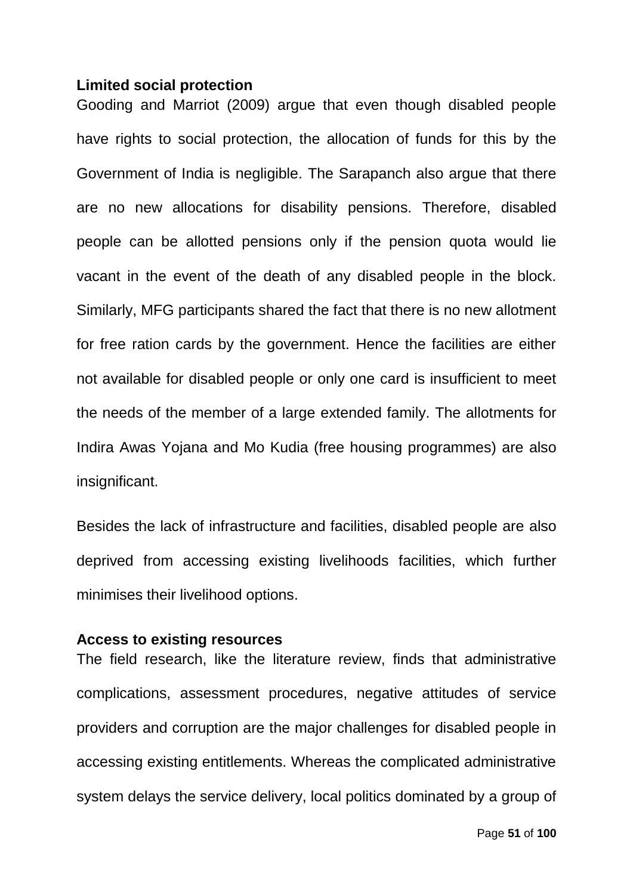**Limited social protection**

Gooding and Marriot (2009) argue that even though disabled people have rights to social protection, the allocation of funds for this by the Government of India is negligible. The Sarapanch also argue that there are no new allocations for disability pensions. Therefore, disabled people can be allotted pensions only if the pension quota would lie vacant in the event of the death of any disabled people in the block. Similarly, MFG participants shared the fact that there is no new allotment for free ration cards by the government. Hence the facilities are either not available for disabled people or only one card is insufficient to meet the needs of the member of a large extended family. The allotments for Indira Awas Yojana and Mo Kudia (free housing programmes) are also insignificant.

Besides the lack of infrastructure and facilities, disabled people are also deprived from accessing existing livelihoods facilities, which further minimises their livelihood options.

**Access to existing resources**

The field research, like the literature review, finds that administrative complications, assessment procedures, negative attitudes of service providers and corruption are the major challenges for disabled people in accessing existing entitlements. Whereas the complicated administrative system delays the service delivery, local politics dominated by a group of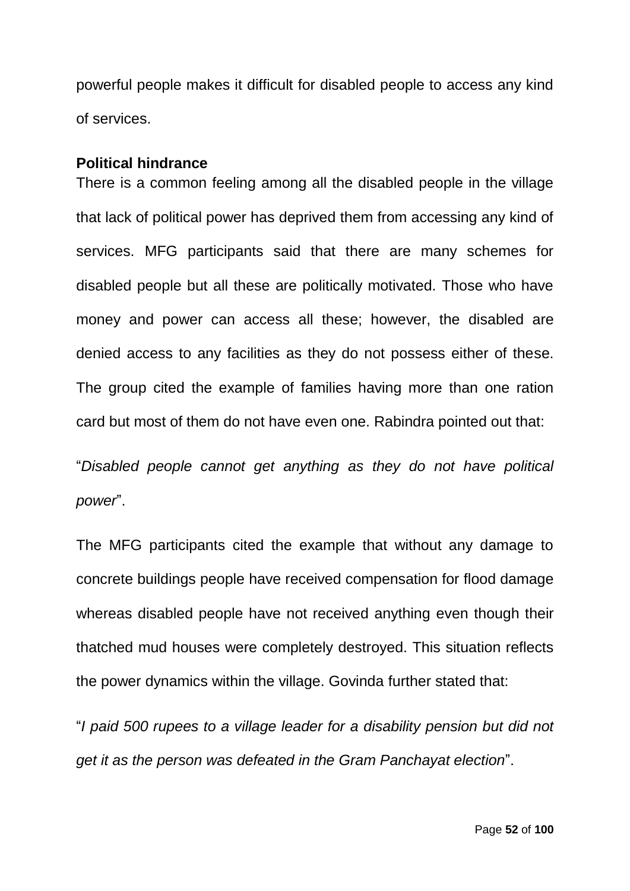powerful people makes it difficult for disabled people to access any kind of services.

**Political hindrance**

There is a common feeling among all the disabled people in the village that lack of political power has deprived them from accessing any kind of services. MFG participants said that there are many schemes for disabled people but all these are politically motivated. Those who have money and power can access all these; however, the disabled are denied access to any facilities as they do not possess either of these. The group cited the example of families having more than one ration card but most of them do not have even one. Rabindra pointed out that:

"*Disabled people cannot get anything as they do not have political power*".

The MFG participants cited the example that without any damage to concrete buildings people have received compensation for flood damage whereas disabled people have not received anything even though their thatched mud houses were completely destroyed. This situation reflects the power dynamics within the village. Govinda further stated that:

"*I paid 500 rupees to a village leader for a disability pension but did not get it as the person was defeated in the Gram Panchayat election*".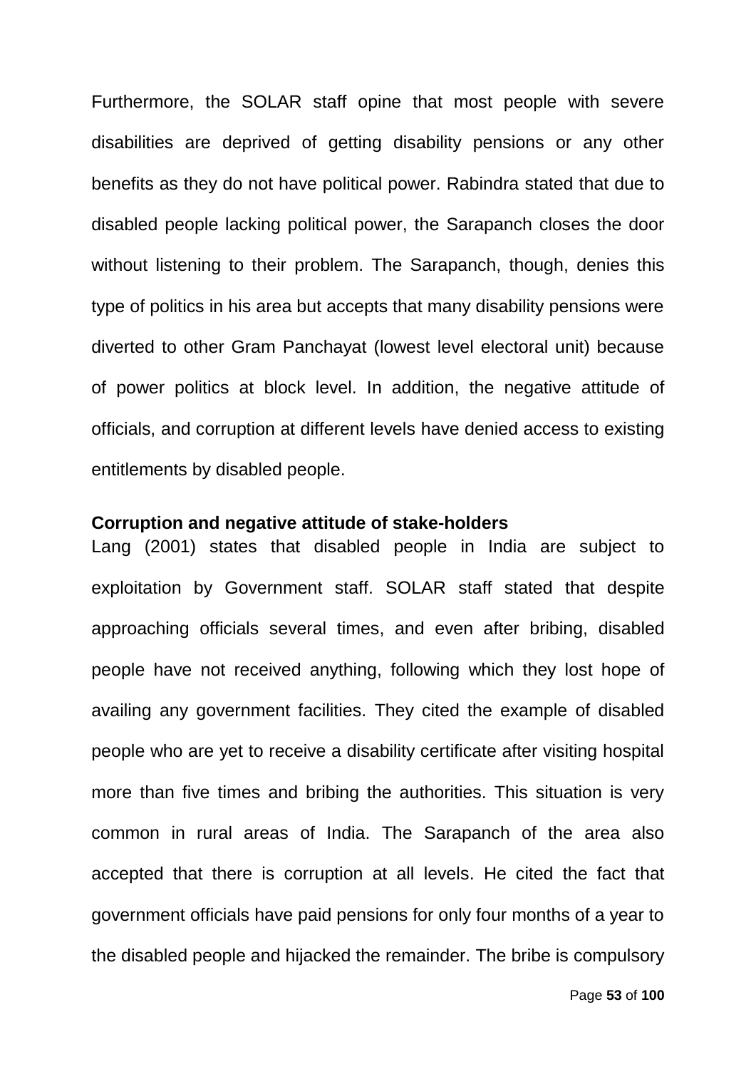Furthermore, the SOLAR staff opine that most people with severe disabilities are deprived of getting disability pensions or any other benefits as they do not have political power. Rabindra stated that due to disabled people lacking political power, the Sarapanch closes the door without listening to their problem. The Sarapanch, though, denies this type of politics in his area but accepts that many disability pensions were diverted to other Gram Panchayat (lowest level electoral unit) because of power politics at block level. In addition, the negative attitude of officials, and corruption at different levels have denied access to existing entitlements by disabled people.

**Corruption and negative attitude of stake-holders**

Lang (2001) states that disabled people in India are subject to exploitation by Government staff. SOLAR staff stated that despite approaching officials several times, and even after bribing, disabled people have not received anything, following which they lost hope of availing any government facilities. They cited the example of disabled people who are yet to receive a disability certificate after visiting hospital more than five times and bribing the authorities. This situation is very common in rural areas of India. The Sarapanch of the area also accepted that there is corruption at all levels. He cited the fact that government officials have paid pensions for only four months of a year to the disabled people and hijacked the remainder. The bribe is compulsory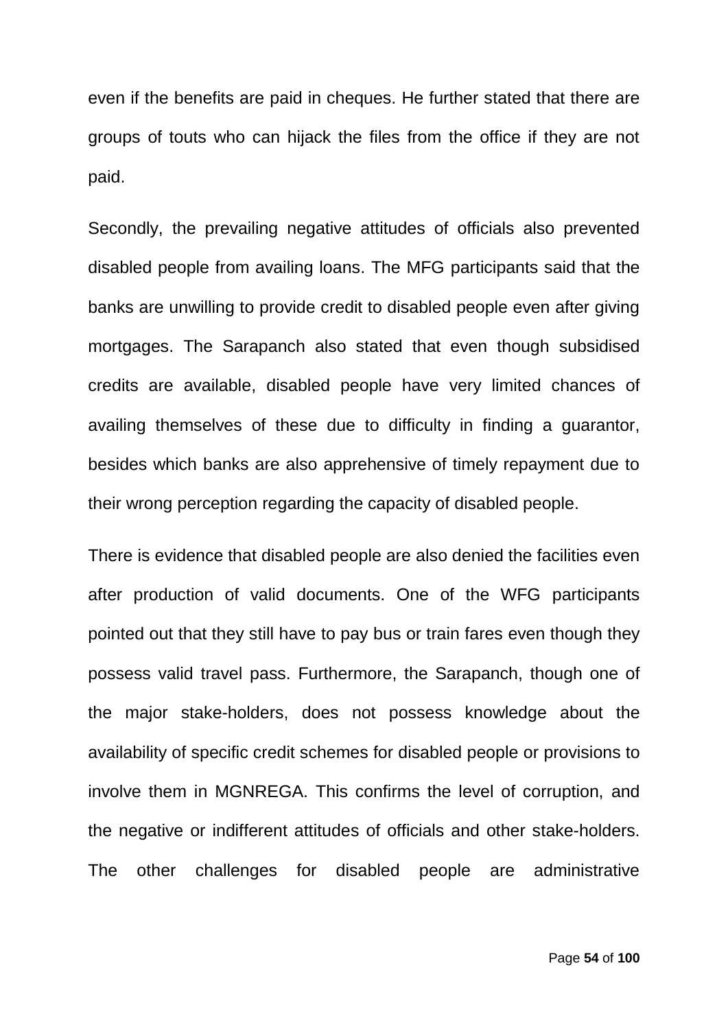even if the benefits are paid in cheques. He further stated that there are groups of touts who can hijack the files from the office if they are not paid.

Secondly, the prevailing negative attitudes of officials also prevented disabled people from availing loans. The MFG participants said that the banks are unwilling to provide credit to disabled people even after giving mortgages. The Sarapanch also stated that even though subsidised credits are available, disabled people have very limited chances of availing themselves of these due to difficulty in finding a guarantor, besides which banks are also apprehensive of timely repayment due to their wrong perception regarding the capacity of disabled people.

There is evidence that disabled people are also denied the facilities even after production of valid documents. One of the WFG participants pointed out that they still have to pay bus or train fares even though they possess valid travel pass. Furthermore, the Sarapanch, though one of the major stake-holders, does not possess knowledge about the availability of specific credit schemes for disabled people or provisions to involve them in MGNREGA. This confirms the level of corruption, and the negative or indifferent attitudes of officials and other stake-holders. The other challenges for disabled people are administrative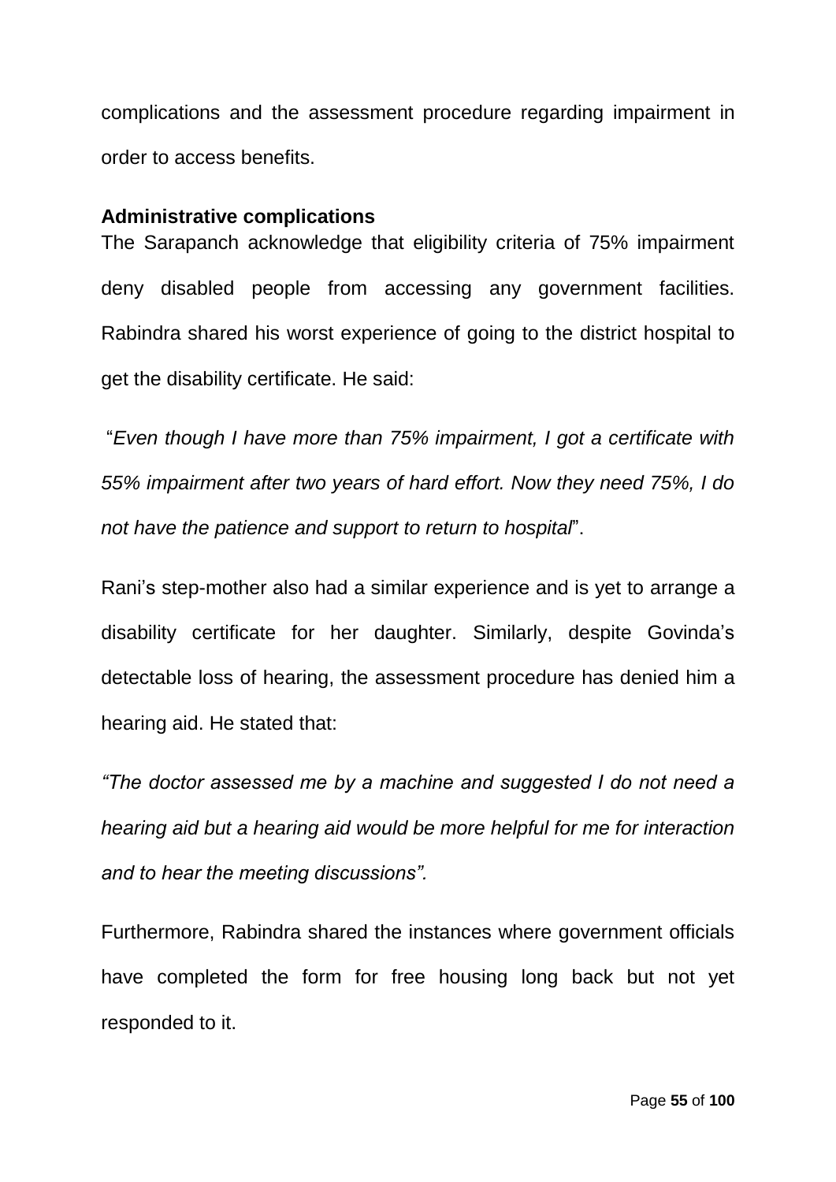complications and the assessment procedure regarding impairment in order to access benefits.

**Administrative complications**

The Sarapanch acknowledge that eligibility criteria of 75% impairment deny disabled people from accessing any government facilities. Rabindra shared his worst experience of going to the district hospital to get the disability certificate. He said:

"*Even though I have more than 75% impairment, I got a certificate with 55% impairment after two years of hard effort. Now they need 75%, I do not have the patience and support to return to hospital*".

Rani's step-mother also had a similar experience and is yet to arrange a disability certificate for her daughter. Similarly, despite Govinda's detectable loss of hearing, the assessment procedure has denied him a hearing aid. He stated that:

*"The doctor assessed me by a machine and suggested I do not need a hearing aid but a hearing aid would be more helpful for me for interaction and to hear the meeting discussions".*

Furthermore, Rabindra shared the instances where government officials have completed the form for free housing long back but not yet responded to it.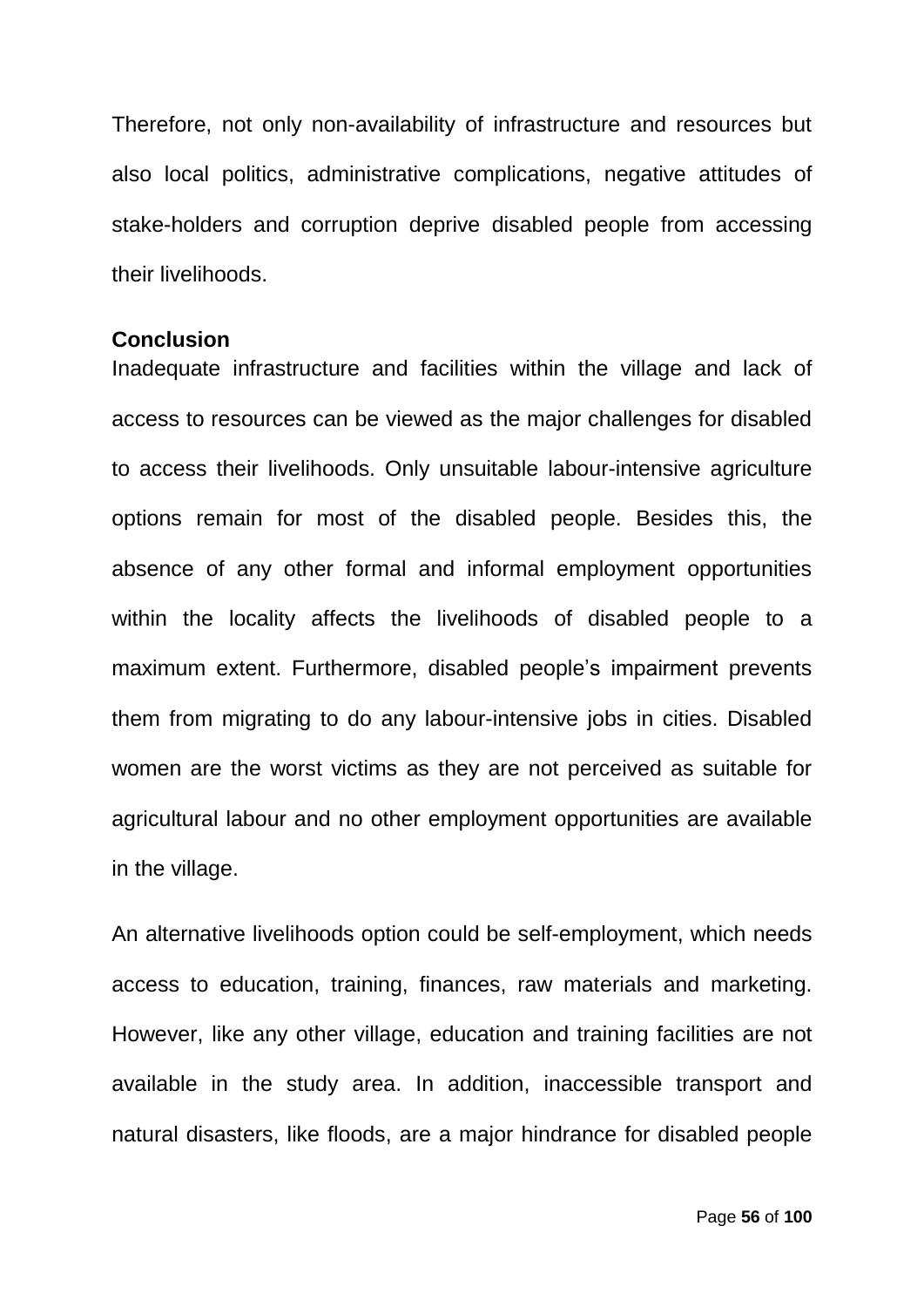Therefore, not only non-availability of infrastructure and resources but also local politics, administrative complications, negative attitudes of stake-holders and corruption deprive disabled people from accessing their livelihoods.

**Conclusion**

Inadequate infrastructure and facilities within the village and lack of access to resources can be viewed as the major challenges for disabled to access their livelihoods. Only unsuitable labour-intensive agriculture options remain for most of the disabled people. Besides this, the absence of any other formal and informal employment opportunities within the locality affects the livelihoods of disabled people to a maximum extent. Furthermore, disabled people's impairment prevents them from migrating to do any labour-intensive jobs in cities. Disabled women are the worst victims as they are not perceived as suitable for agricultural labour and no other employment opportunities are available in the village.

An alternative livelihoods option could be self-employment, which needs access to education, training, finances, raw materials and marketing. However, like any other village, education and training facilities are not available in the study area. In addition, inaccessible transport and natural disasters, like floods, are a major hindrance for disabled people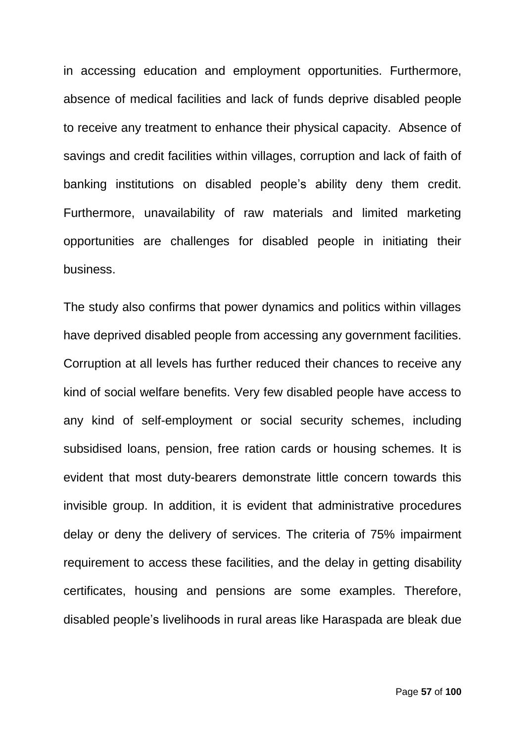in accessing education and employment opportunities. Furthermore, absence of medical facilities and lack of funds deprive disabled people to receive any treatment to enhance their physical capacity. Absence of savings and credit facilities within villages, corruption and lack of faith of banking institutions on disabled people's ability deny them credit. Furthermore, unavailability of raw materials and limited marketing opportunities are challenges for disabled people in initiating their business.

The study also confirms that power dynamics and politics within villages have deprived disabled people from accessing any government facilities. Corruption at all levels has further reduced their chances to receive any kind of social welfare benefits. Very few disabled people have access to any kind of self-employment or social security schemes, including subsidised loans, pension, free ration cards or housing schemes. It is evident that most duty-bearers demonstrate little concern towards this invisible group. In addition, it is evident that administrative procedures delay or deny the delivery of services. The criteria of 75% impairment requirement to access these facilities, and the delay in getting disability certificates, housing and pensions are some examples. Therefore, disabled people's livelihoods in rural areas like Haraspada are bleak due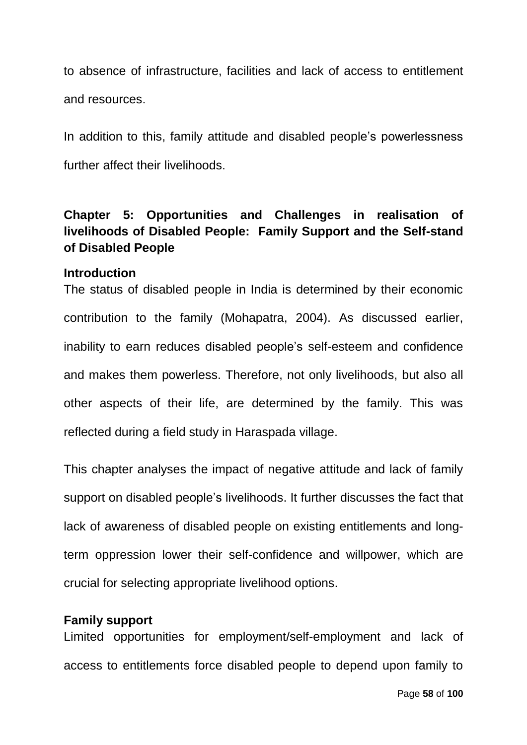to absence of infrastructure, facilities and lack of access to entitlement and resources.

In addition to this, family attitude and disabled people's powerlessness further affect their livelihoods.

## Chapter 5: Opportunities and Challenges in realisation of livelihoods of Disabled People: Family Support and the Self-stand of Disabled People

### Introduction

The status of disabled people in India is determined by their economic contribution to the family (Mohapatra, 2004). As discussed earlier, inability to earn reduces disabled people's self-esteem and confidence and makes them powerless. Therefore, not only livelihoods, but also all other aspects of their life, are determined by the family. This was reflected during a field study in Haraspada village.

This chapter analyses the impact of negative attitude and lack of family support on disabled people's livelihoods. It further discusses the fact that lack of awareness of disabled people on existing entitlements and long-term oppression lower their self-confidence and willpower, which are crucial for selecting appropriate livelihood options.

### Family support

Limited opportunities for employment/self-employment and lack of access to entitlements force disabled people to depend upon family to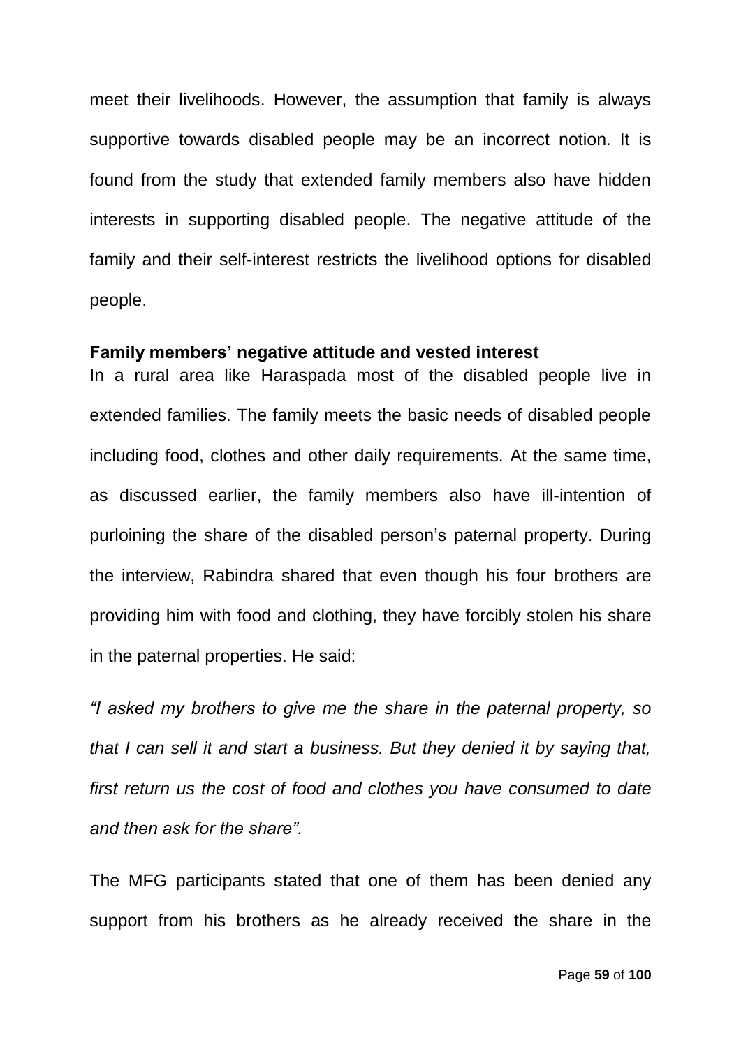meet their livelihoods. However, the assumption that family is always supportive towards disabled people may be an incorrect notion. It is found from the study that extended family members also have hidden interests in supporting disabled people. The negative attitude of the family and their self-interest restricts the livelihood options for disabled people.

**Family members' negative attitude and vested interest**

In a rural area like Haraspada most of the disabled people live in extended families. The family meets the basic needs of disabled people including food, clothes and other daily requirements. At the same time, as discussed earlier, the family members also have ill-intention of purloining the share of the disabled person's paternal property. During the interview, Rabindra shared that even though his four brothers are providing him with food and clothing, they have forcibly stolen his share in the paternal properties. He said:

*"I asked my brothers to give me the share in the paternal property, so that I can sell it and start a business. But they denied it by saying that, first return us the cost of food and clothes you have consumed to date and then ask for the share".*

The MFG participants stated that one of them has been denied any support from his brothers as he already received the share in the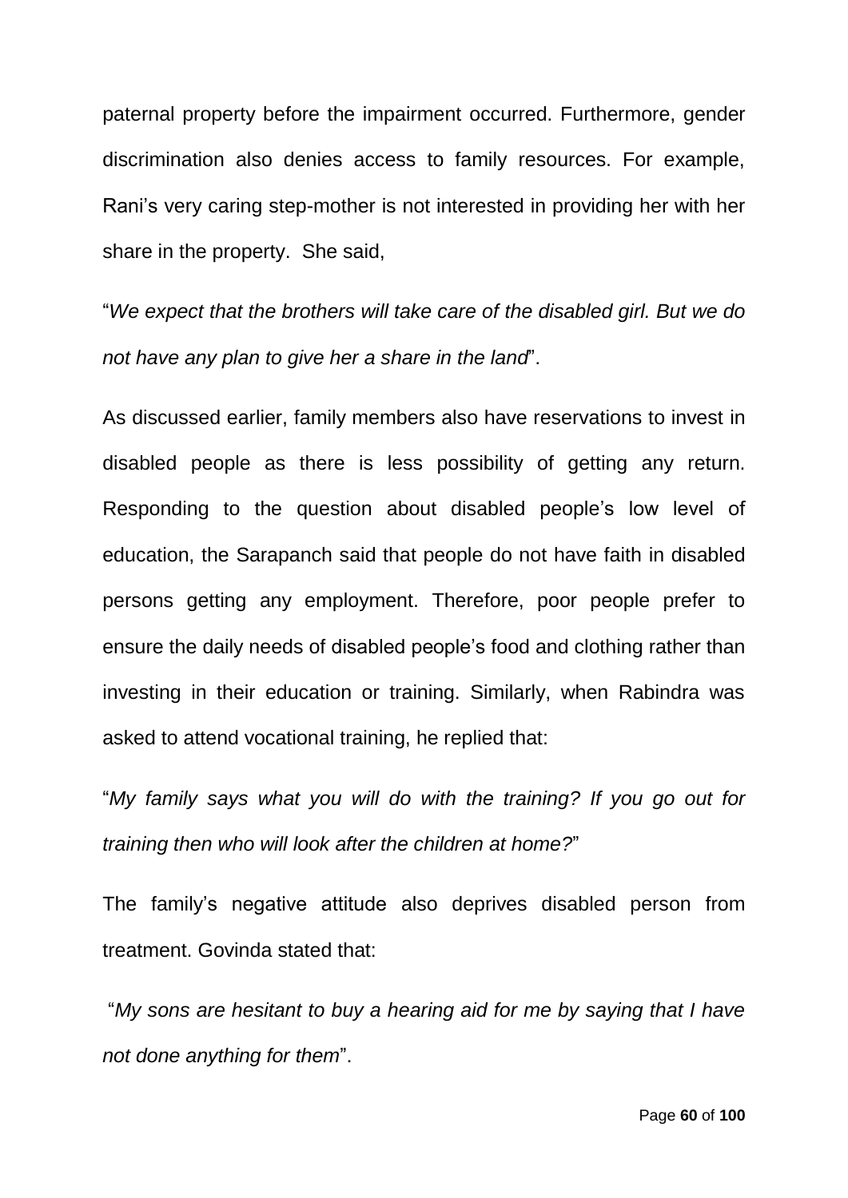paternal property before the impairment occurred. Furthermore, gender discrimination also denies access to family resources. For example, Rani's very caring step-mother is not interested in providing her with her share in the property. She said,

"*We expect that the brothers will take care of the disabled girl. But we do not have any plan to give her a share in the land*".

As discussed earlier, family members also have reservations to invest in disabled people as there is less possibility of getting any return. Responding to the question about disabled people's low level of education, the Sarapanch said that people do not have faith in disabled persons getting any employment. Therefore, poor people prefer to ensure the daily needs of disabled people's food and clothing rather than investing in their education or training. Similarly, when Rabindra was asked to attend vocational training, he replied that:

"*My family says what you will do with the training? If you go out for training then who will look after the children at home?*"

The family's negative attitude also deprives disabled person from treatment. Govinda stated that:

"*My sons are hesitant to buy a hearing aid for me by saying that I have not done anything for them*".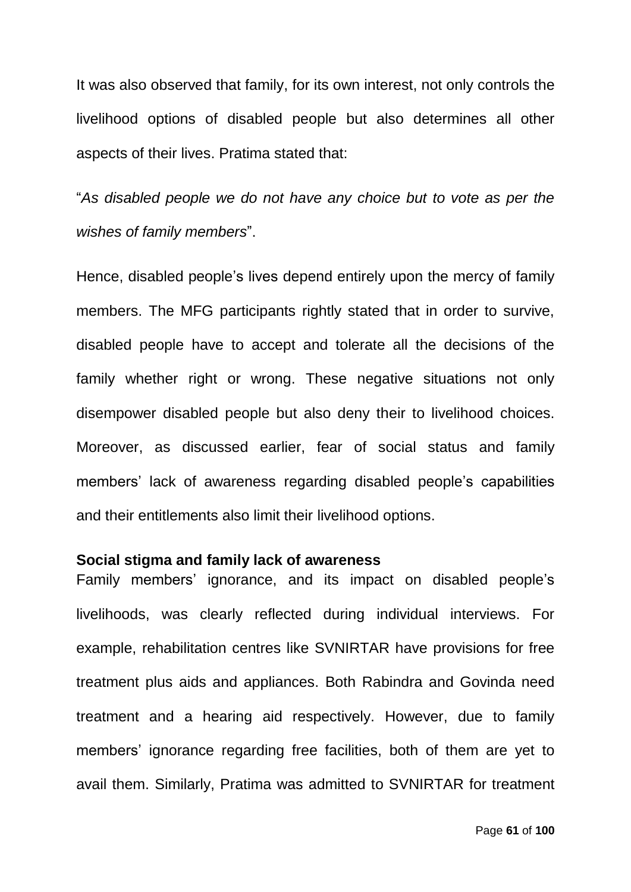It was also observed that family, for its own interest, not only controls the livelihood options of disabled people but also determines all other aspects of their lives. Pratima stated that:

"*As disabled people we do not have any choice but to vote as per the wishes of family members*".

Hence, disabled people's lives depend entirely upon the mercy of family members. The MFG participants rightly stated that in order to survive, disabled people have to accept and tolerate all the decisions of the family whether right or wrong. These negative situations not only disempower disabled people but also deny their to livelihood choices. Moreover, as discussed earlier, fear of social status and family members' lack of awareness regarding disabled people's capabilities and their entitlements also limit their livelihood options.

**Social stigma and family lack of awareness**

Family members' ignorance, and its impact on disabled people's livelihoods, was clearly reflected during individual interviews. For example, rehabilitation centres like SVNIRTAR have provisions for free treatment plus aids and appliances. Both Rabindra and Govinda need treatment and a hearing aid respectively. However, due to family members' ignorance regarding free facilities, both of them are yet to avail them. Similarly, Pratima was admitted to SVNIRTAR for treatment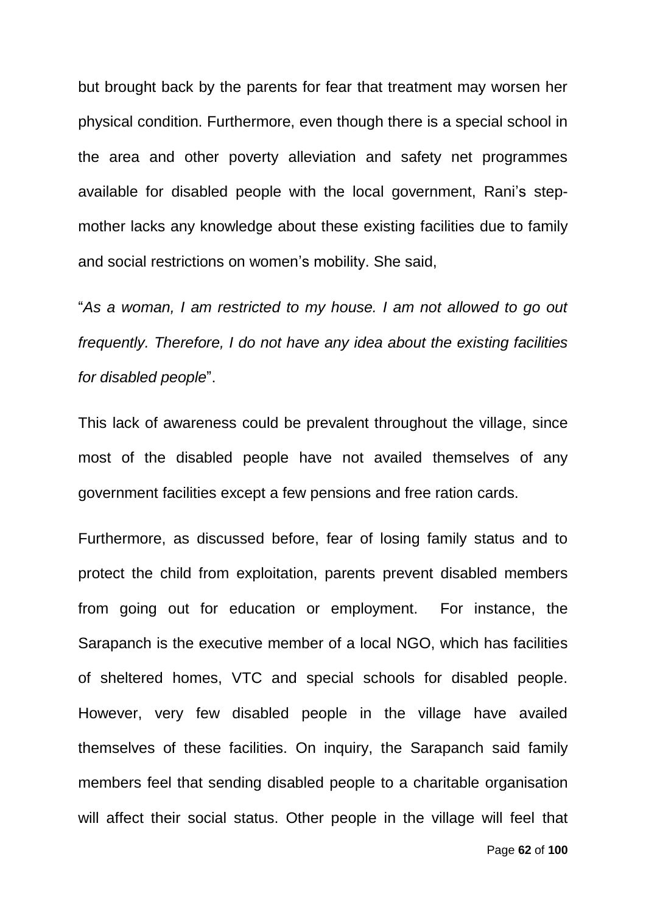but brought back by the parents for fear that treatment may worsen her physical condition. Furthermore, even though there is a special school in the area and other poverty alleviation and safety net programmes available for disabled people with the local government, Rani's step-mother lacks any knowledge about these existing facilities due to family and social restrictions on women's mobility. She said,

"*As a woman, I am restricted to my house. I am not allowed to go out frequently. Therefore, I do not have any idea about the existing facilities for disabled people*".

This lack of awareness could be prevalent throughout the village, since most of the disabled people have not availed themselves of any government facilities except a few pensions and free ration cards.

Furthermore, as discussed before, fear of losing family status and to protect the child from exploitation, parents prevent disabled members from going out for education or employment. For instance, the Sarapanch is the executive member of a local NGO, which has facilities of sheltered homes, VTC and special schools for disabled people. However, very few disabled people in the village have availed themselves of these facilities. On inquiry, the Sarapanch said family members feel that sending disabled people to a charitable organisation will affect their social status. Other people in the village will feel that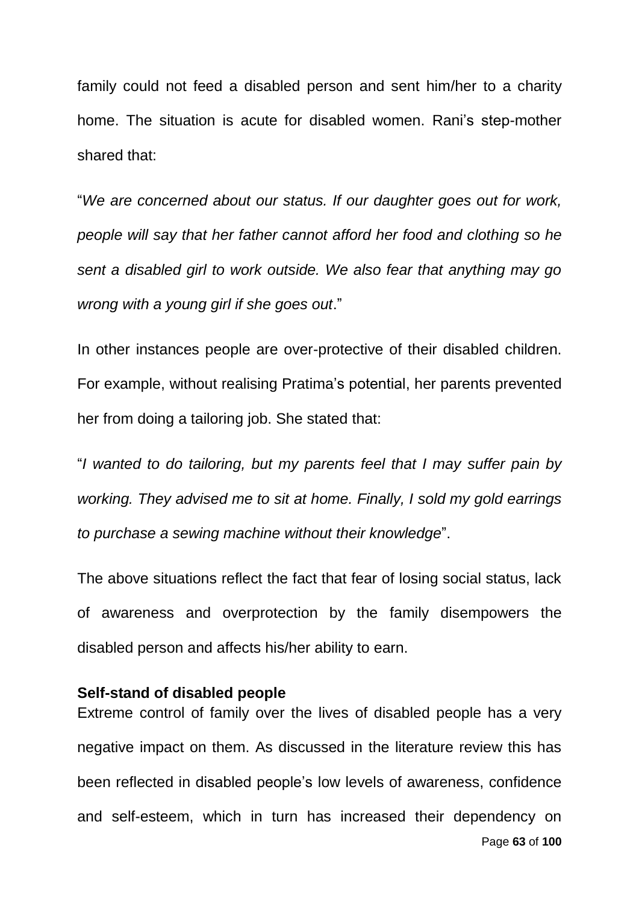family could not feed a disabled person and sent him/her to a charity home. The situation is acute for disabled women. Rani's step-mother shared that:

"*We are concerned about our status. If our daughter goes out for work, people will say that her father cannot afford her food and clothing so he sent a disabled girl to work outside. We also fear that anything may go wrong with a young girl if she goes out*."

In other instances people are over-protective of their disabled children. For example, without realising Pratima's potential, her parents prevented her from doing a tailoring job. She stated that:

"*I wanted to do tailoring, but my parents feel that I may suffer pain by working. They advised me to sit at home. Finally, I sold my gold earrings to purchase a sewing machine without their knowledge*".

The above situations reflect the fact that fear of losing social status, lack of awareness and overprotection by the family disempowers the disabled person and affects his/her ability to earn.

**Self-stand of disabled people**

Extreme control of family over the lives of disabled people has a very negative impact on them. As discussed in the literature review this has been reflected in disabled people's low levels of awareness, confidence and self-esteem, which in turn has increased their dependency on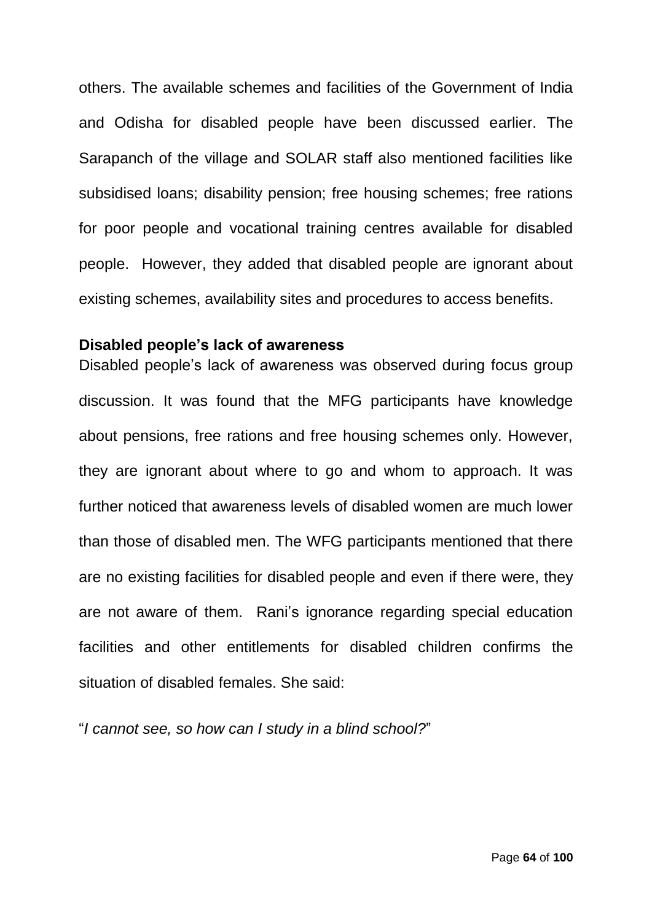others. The available schemes and facilities of the Government of India and Odisha for disabled people have been discussed earlier. The Sarapanch of the village and SOLAR staff also mentioned facilities like subsidised loans; disability pension; free housing schemes; free rations for poor people and vocational training centres available for disabled people. However, they added that disabled people are ignorant about existing schemes, availability sites and procedures to access benefits.

**Disabled people's lack of awareness**

Disabled people's lack of awareness was observed during focus group discussion. It was found that the MFG participants have knowledge about pensions, free rations and free housing schemes only. However, they are ignorant about where to go and whom to approach. It was further noticed that awareness levels of disabled women are much lower than those of disabled men. The WFG participants mentioned that there are no existing facilities for disabled people and even if there were, they are not aware of them. Rani's ignorance regarding special education facilities and other entitlements for disabled children confirms the situation of disabled females. She said:

"*I cannot see, so how can I study in a blind school?*"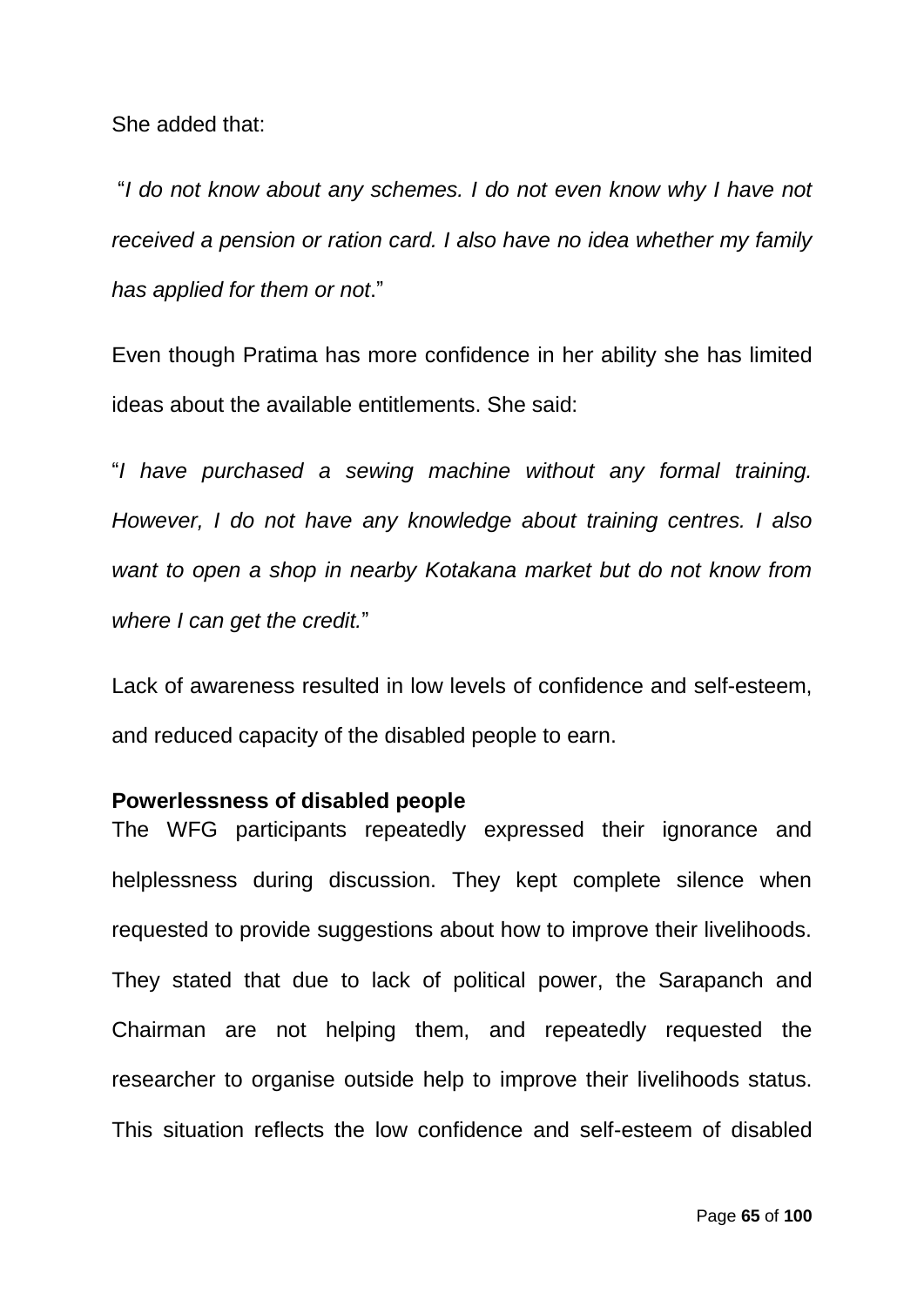She added that:

"*I do not know about any schemes. I do not even know why I have not received a pension or ration card. I also have no idea whether my family has applied for them or not*."

Even though Pratima has more confidence in her ability she has limited ideas about the available entitlements. She said:

"*I have purchased a sewing machine without any formal training. However, I do not have any knowledge about training centres. I also want to open a shop in nearby Kotakana market but do not know from where I can get the credit.*"

Lack of awareness resulted in low levels of confidence and self-esteem, and reduced capacity of the disabled people to earn.

**Powerlessness of disabled people**

The WFG participants repeatedly expressed their ignorance and helplessness during discussion. They kept complete silence when requested to provide suggestions about how to improve their livelihoods. They stated that due to lack of political power, the Sarapanch and Chairman are not helping them, and repeatedly requested the researcher to organise outside help to improve their livelihoods status. This situation reflects the low confidence and self-esteem of disabled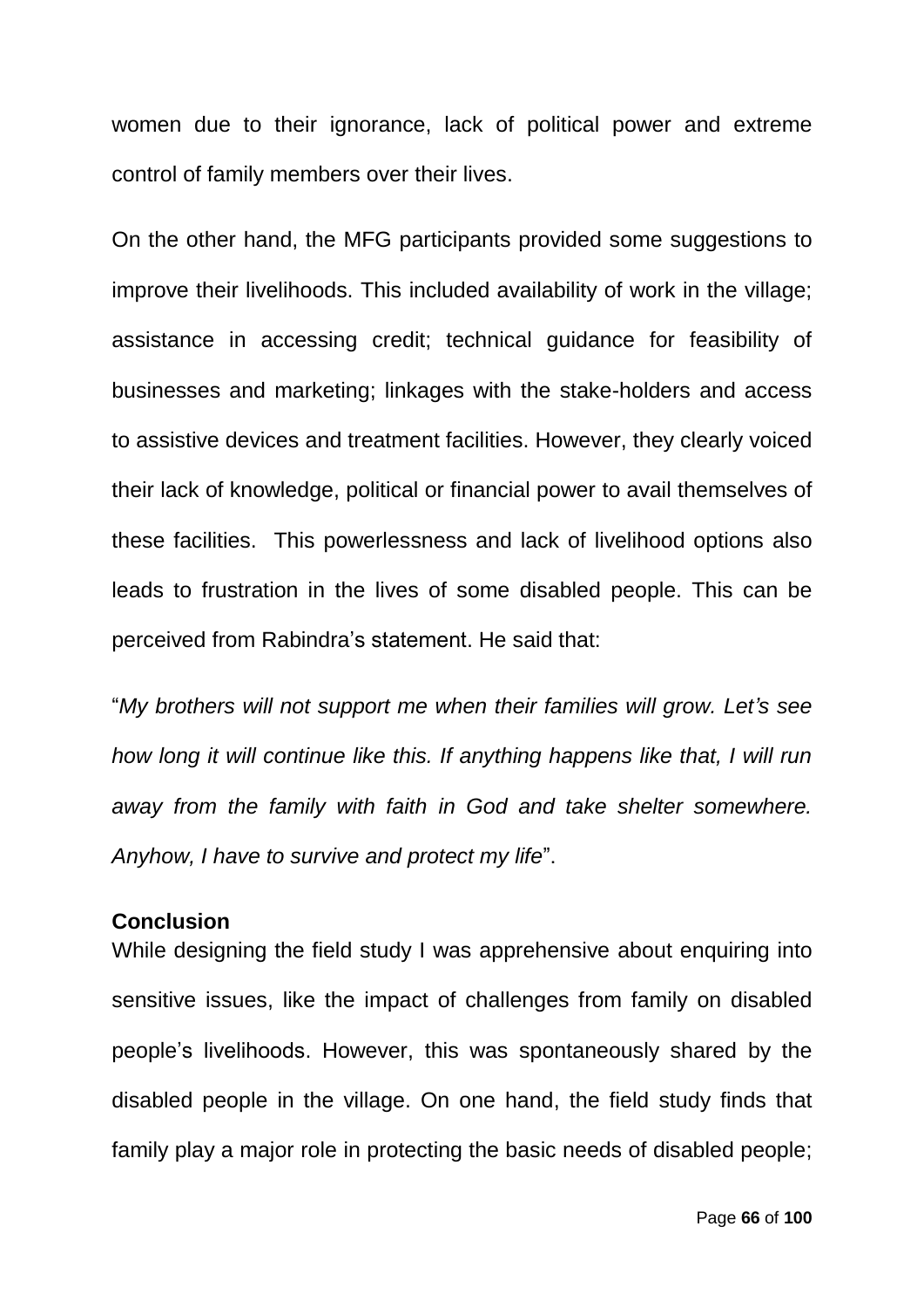women due to their ignorance, lack of political power and extreme control of family members over their lives.

On the other hand, the MFG participants provided some suggestions to improve their livelihoods. This included availability of work in the village; assistance in accessing credit; technical guidance for feasibility of businesses and marketing; linkages with the stake-holders and access to assistive devices and treatment facilities. However, they clearly voiced their lack of knowledge, political or financial power to avail themselves of these facilities. This powerlessness and lack of livelihood options also leads to frustration in the lives of some disabled people. This can be perceived from Rabindra's statement. He said that:

"*My brothers will not support me when their families will grow. Let's see how long it will continue like this. If anything happens like that, I will run away from the family with faith in God and take shelter somewhere. Anyhow, I have to survive and protect my life*".

**Conclusion**

While designing the field study I was apprehensive about enquiring into sensitive issues, like the impact of challenges from family on disabled people's livelihoods. However, this was spontaneously shared by the disabled people in the village. On one hand, the field study finds that family play a major role in protecting the basic needs of disabled people;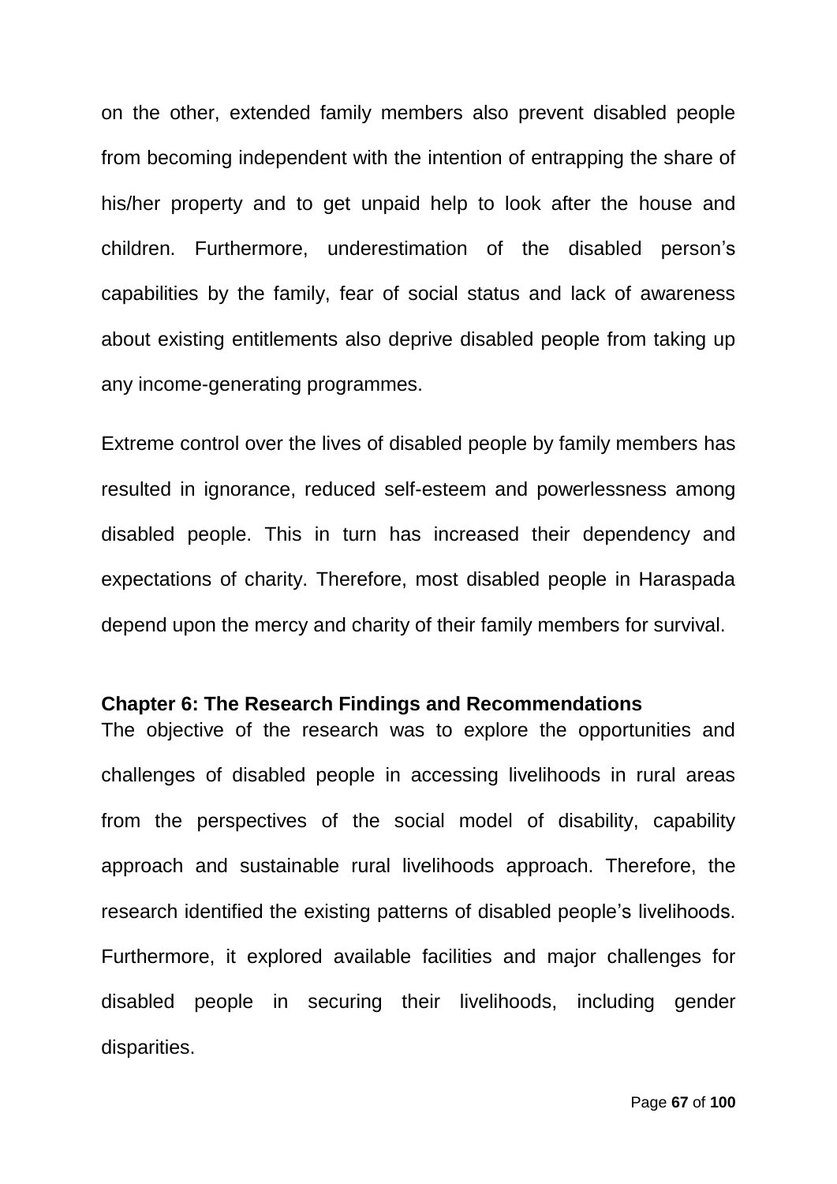on the other, extended family members also prevent disabled people from becoming independent with the intention of entrapping the share of his/her property and to get unpaid help to look after the house and children. Furthermore, underestimation of the disabled person's capabilities by the family, fear of social status and lack of awareness about existing entitlements also deprive disabled people from taking up any income-generating programmes.

Extreme control over the lives of disabled people by family members has resulted in ignorance, reduced self-esteem and powerlessness among disabled people. This in turn has increased their dependency and expectations of charity. Therefore, most disabled people in Haraspada depend upon the mercy and charity of their family members for survival.

## Chapter 6: The Research Findings and Recommendations

The objective of the research was to explore the opportunities and challenges of disabled people in accessing livelihoods in rural areas from the perspectives of the social model of disability, capability approach and sustainable rural livelihoods approach. Therefore, the research identified the existing patterns of disabled people's livelihoods. Furthermore, it explored available facilities and major challenges for disabled people in securing their livelihoods, including gender disparities.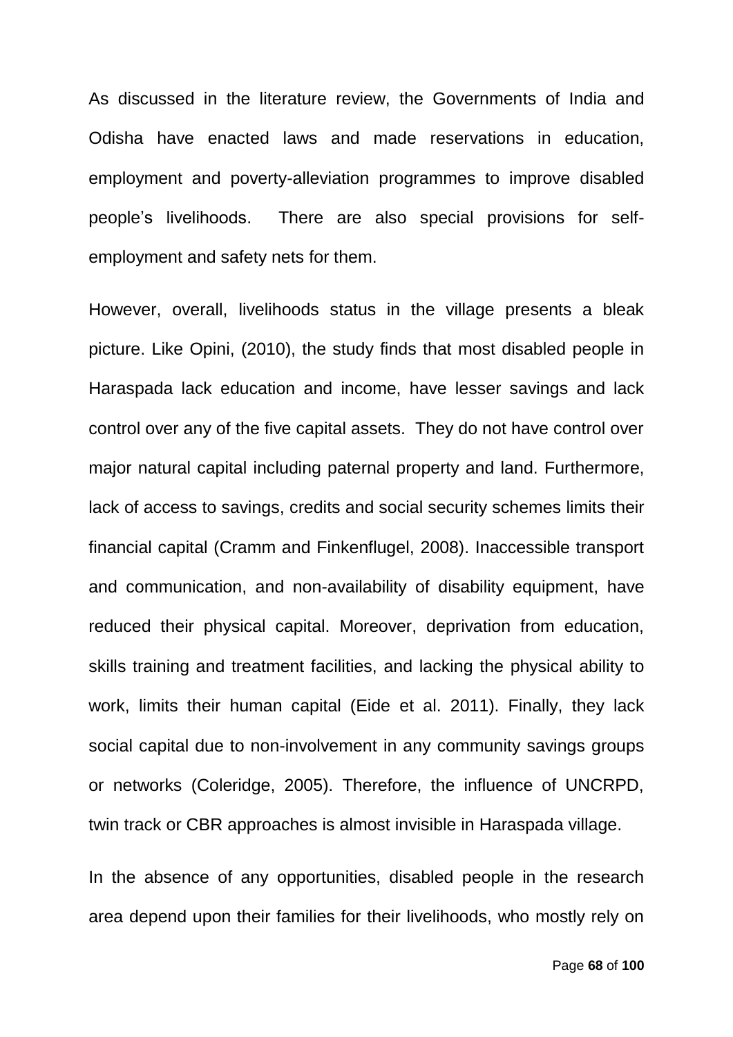As discussed in the literature review, the Governments of India and Odisha have enacted laws and made reservations in education, employment and poverty-alleviation programmes to improve disabled people's livelihoods. There are also special provisions for self-employment and safety nets for them.

However, overall, livelihoods status in the village presents a bleak picture. Like Opini, (2010), the study finds that most disabled people in Haraspada lack education and income, have lesser savings and lack control over any of the five capital assets. They do not have control over major natural capital including paternal property and land. Furthermore, lack of access to savings, credits and social security schemes limits their financial capital (Cramm and Finkenflugel, 2008). Inaccessible transport and communication, and non-availability of disability equipment, have reduced their physical capital. Moreover, deprivation from education, skills training and treatment facilities, and lacking the physical ability to work, limits their human capital (Eide et al. 2011). Finally, they lack social capital due to non-involvement in any community savings groups or networks (Coleridge, 2005). Therefore, the influence of UNCRPD, twin track or CBR approaches is almost invisible in Haraspada village.

In the absence of any opportunities, disabled people in the research area depend upon their families for their livelihoods, who mostly rely on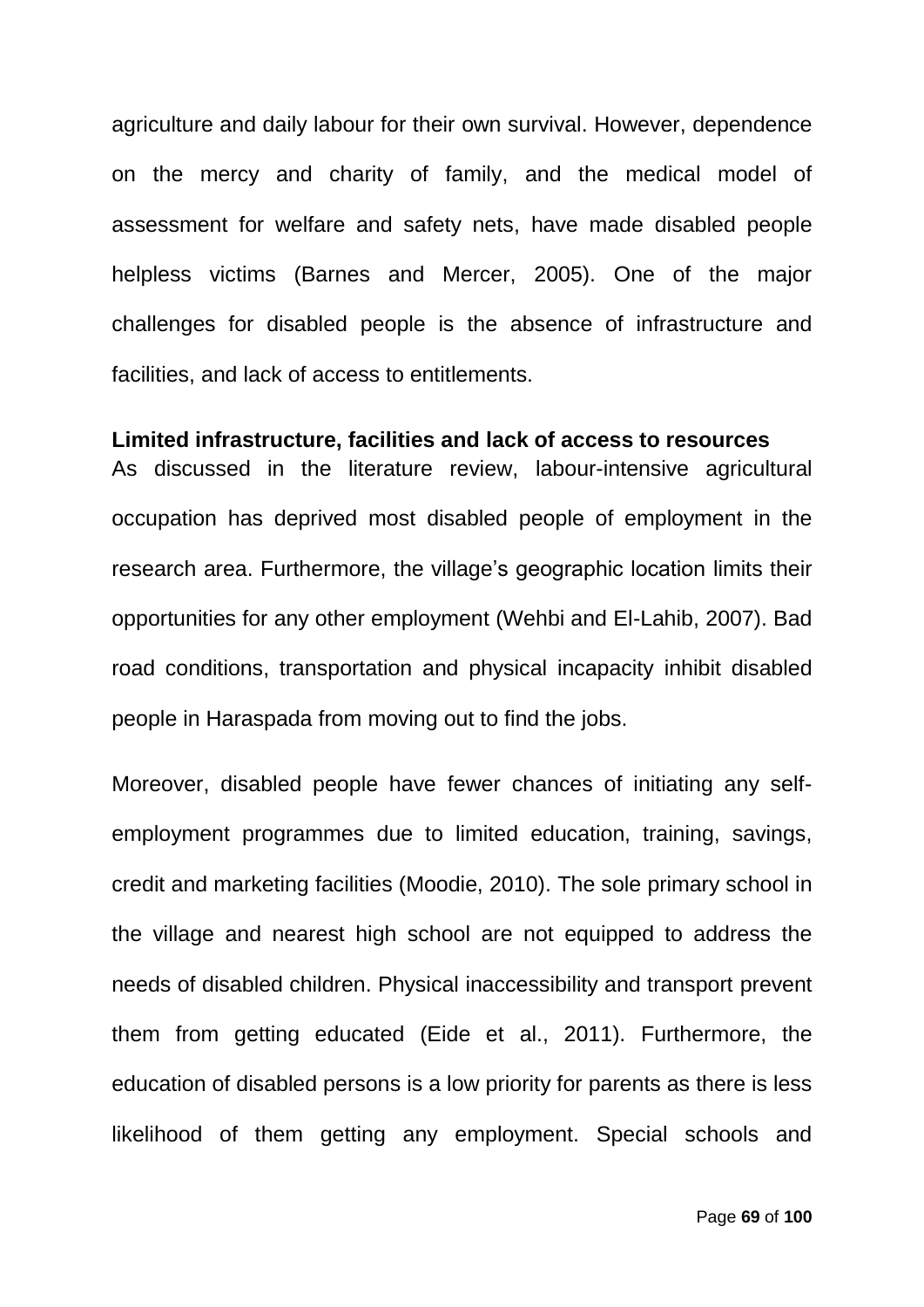agriculture and daily labour for their own survival. However, dependence on the mercy and charity of family, and the medical model of assessment for welfare and safety nets, have made disabled people helpless victims (Barnes and Mercer, 2005). One of the major challenges for disabled people is the absence of infrastructure and facilities, and lack of access to entitlements.

**Limited infrastructure, facilities and lack of access to resources**

As discussed in the literature review, labour-intensive agricultural occupation has deprived most disabled people of employment in the research area. Furthermore, the village's geographic location limits their opportunities for any other employment (Wehbi and El-Lahib, 2007). Bad road conditions, transportation and physical incapacity inhibit disabled people in Haraspada from moving out to find the jobs.

Moreover, disabled people have fewer chances of initiating any self-employment programmes due to limited education, training, savings, credit and marketing facilities (Moodie, 2010). The sole primary school in the village and nearest high school are not equipped to address the needs of disabled children. Physical inaccessibility and transport prevent them from getting educated (Eide et al., 2011). Furthermore, the education of disabled persons is a low priority for parents as there is less likelihood of them getting any employment. Special schools and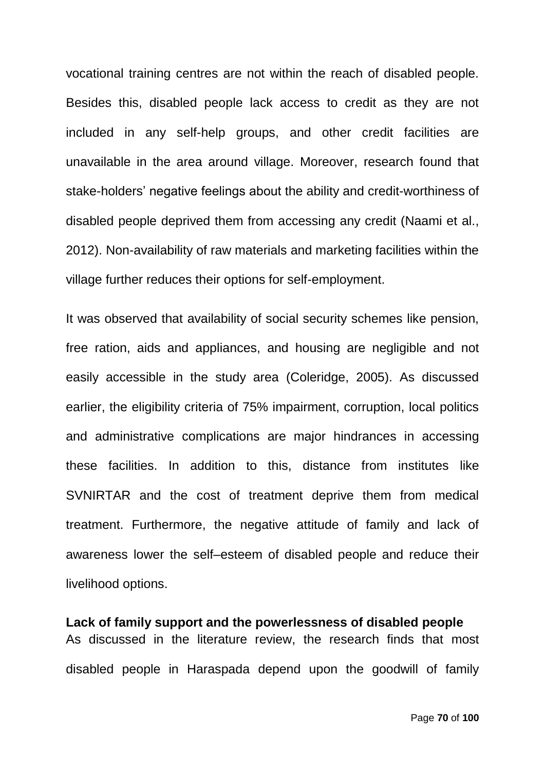vocational training centres are not within the reach of disabled people. Besides this, disabled people lack access to credit as they are not included in any self-help groups, and other credit facilities are unavailable in the area around village. Moreover, research found that stake-holders' negative feelings about the ability and credit-worthiness of disabled people deprived them from accessing any credit (Naami et al., 2012). Non-availability of raw materials and marketing facilities within the village further reduces their options for self-employment.

It was observed that availability of social security schemes like pension, free ration, aids and appliances, and housing are negligible and not easily accessible in the study area (Coleridge, 2005). As discussed earlier, the eligibility criteria of 75% impairment, corruption, local politics and administrative complications are major hindrances in accessing these facilities. In addition to this, distance from institutes like SVNIRTAR and the cost of treatment deprive them from medical treatment. Furthermore, the negative attitude of family and lack of awareness lower the self–esteem of disabled people and reduce their livelihood options.

**Lack of family support and the powerlessness of disabled people**

As discussed in the literature review, the research finds that most disabled people in Haraspada depend upon the goodwill of family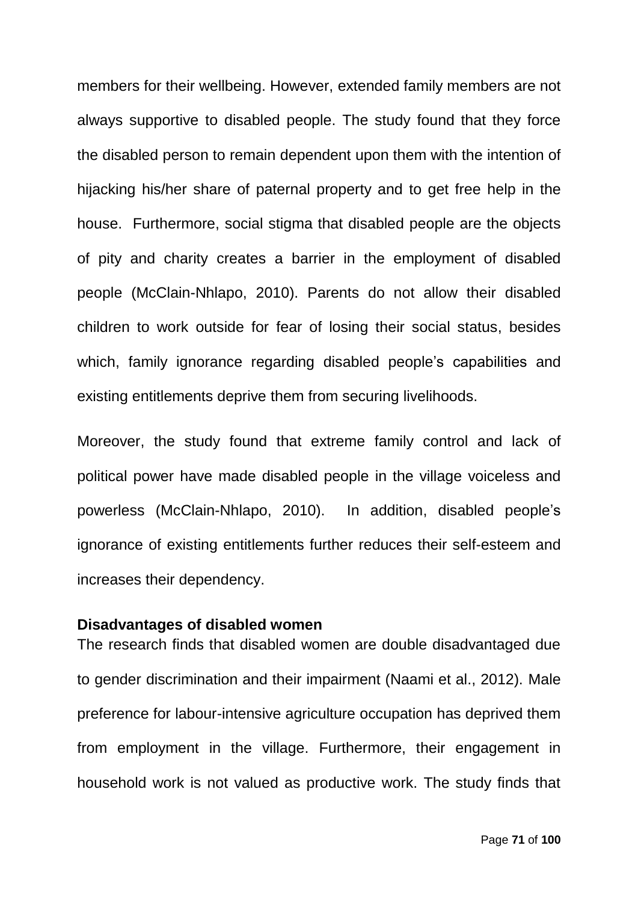members for their wellbeing. However, extended family members are not always supportive to disabled people. The study found that they force the disabled person to remain dependent upon them with the intention of hijacking his/her share of paternal property and to get free help in the house. Furthermore, social stigma that disabled people are the objects of pity and charity creates a barrier in the employment of disabled people (McClain-Nhlapo, 2010). Parents do not allow their disabled children to work outside for fear of losing their social status, besides which, family ignorance regarding disabled people's capabilities and existing entitlements deprive them from securing livelihoods.

Moreover, the study found that extreme family control and lack of political power have made disabled people in the village voiceless and powerless (McClain-Nhlapo, 2010). In addition, disabled people's ignorance of existing entitlements further reduces their self-esteem and increases their dependency.

**Disadvantages of disabled women**

The research finds that disabled women are double disadvantaged due to gender discrimination and their impairment (Naami et al., 2012). Male preference for labour-intensive agriculture occupation has deprived them from employment in the village. Furthermore, their engagement in household work is not valued as productive work. The study finds that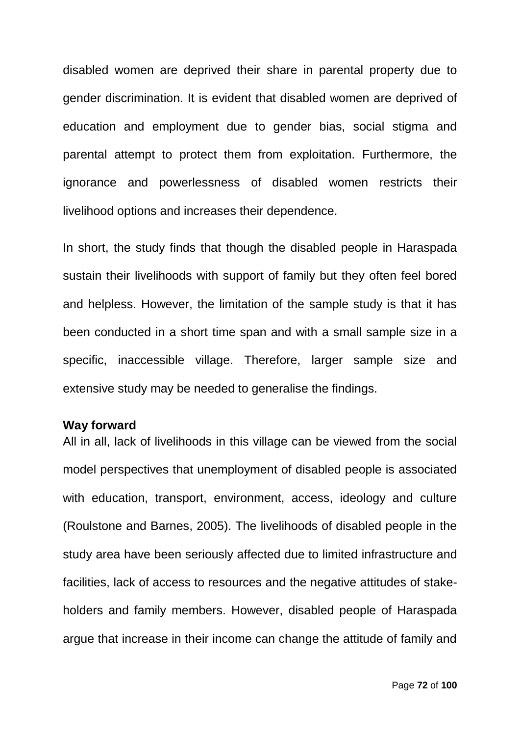disabled women are deprived their share in parental property due to gender discrimination. It is evident that disabled women are deprived of education and employment due to gender bias, social stigma and parental attempt to protect them from exploitation. Furthermore, the ignorance and powerlessness of disabled women restricts their livelihood options and increases their dependence.

In short, the study finds that though the disabled people in Haraspada sustain their livelihoods with support of family but they often feel bored and helpless. However, the limitation of the sample study is that it has been conducted in a short time span and with a small sample size in a specific, inaccessible village. Therefore, larger sample size and extensive study may be needed to generalise the findings.

**Way forward**

All in all, lack of livelihoods in this village can be viewed from the social model perspectives that unemployment of disabled people is associated with education, transport, environment, access, ideology and culture (Roulstone and Barnes, 2005). The livelihoods of disabled people in the study area have been seriously affected due to limited infrastructure and facilities, lack of access to resources and the negative attitudes of stake-holders and family members. However, disabled people of Haraspada argue that increase in their income can change the attitude of family and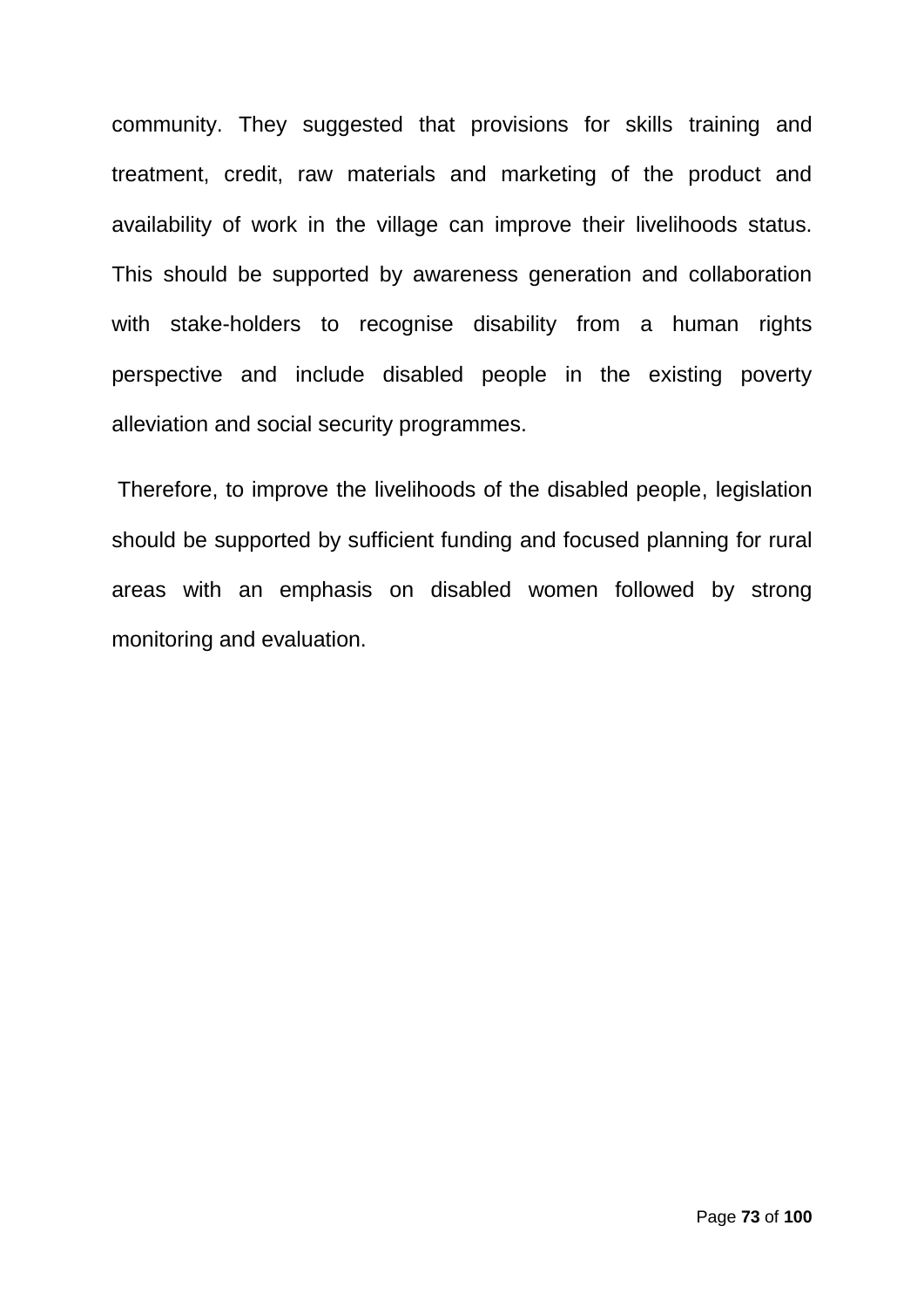community. They suggested that provisions for skills training and treatment, credit, raw materials and marketing of the product and availability of work in the village can improve their livelihoods status. This should be supported by awareness generation and collaboration with stake-holders to recognise disability from a human rights perspective and include disabled people in the existing poverty alleviation and social security programmes.

Therefore, to improve the livelihoods of the disabled people, legislation should be supported by sufficient funding and focused planning for rural areas with an emphasis on disabled women followed by strong monitoring and evaluation.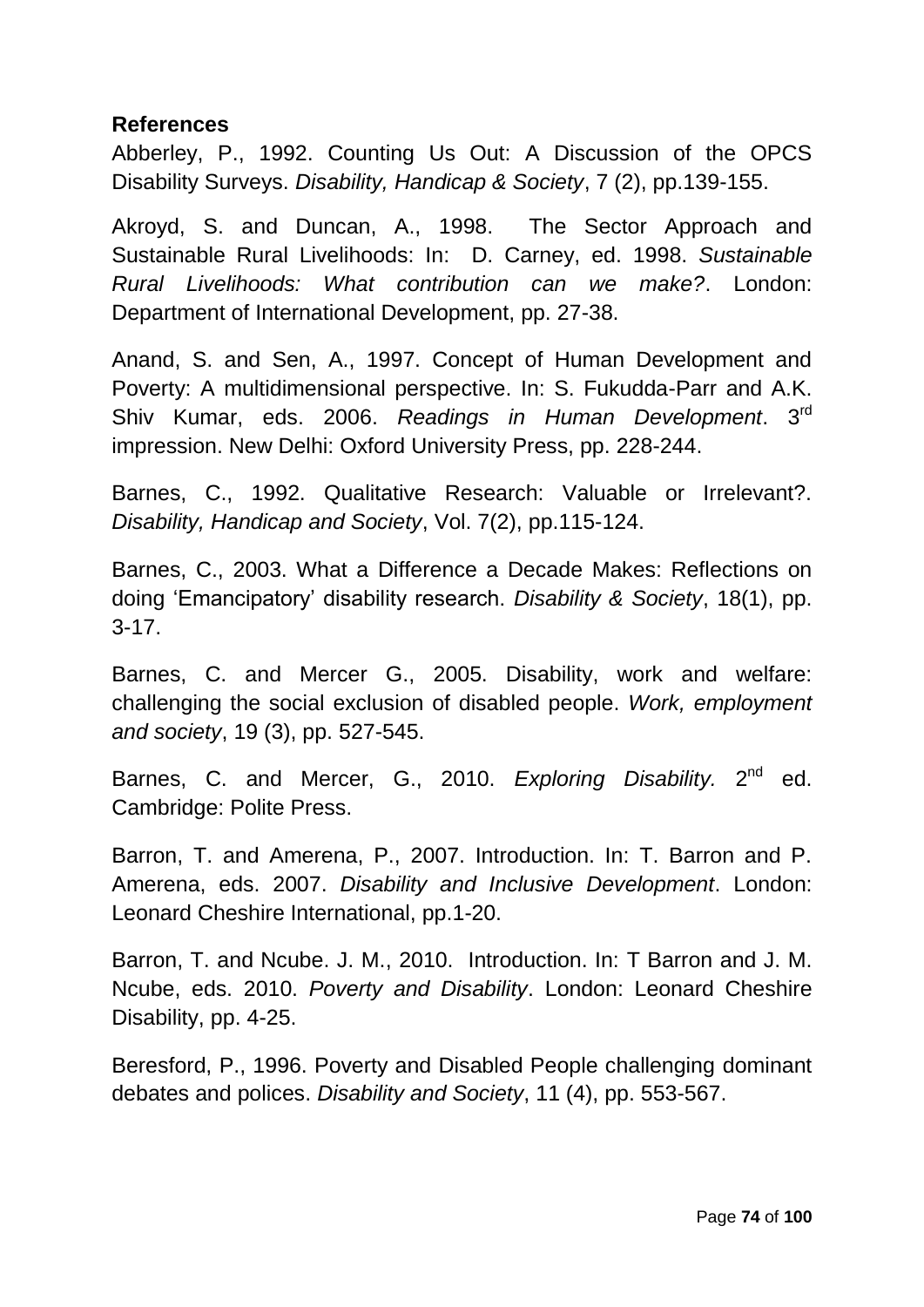**References**

Abberley, P., 1992. Counting Us Out: A Discussion of the OPCS Disability Surveys. *Disability, Handicap & Society*, 7 (2), pp.139-155.

Akroyd, S. and Duncan, A., 1998. The Sector Approach and Sustainable Rural Livelihoods: In: D. Carney, ed. 1998. *Sustainable Rural Livelihoods: What contribution can we make?*. London: Department of International Development, pp. 27-38.

Anand, S. and Sen, A., 1997. Concept of Human Development and Poverty: A multidimensional perspective. In: S. Fukudda-Parr and A.K. Shiv Kumar, eds. 2006. *Readings in Human Development*. 3rd impression. New Delhi: Oxford University Press, pp. 228-244.

Barnes, C., 1992. Qualitative Research: Valuable or Irrelevant?. *Disability, Handicap and Society*, Vol. 7(2), pp.115-124.

Barnes, C., 2003. What a Difference a Decade Makes: Reflections on doing 'Emancipatory' disability research. *Disability & Society*, 18(1), pp. 3-17.

Barnes, C. and Mercer G., 2005. Disability, work and welfare: challenging the social exclusion of disabled people. *Work, employment and society*, 19 (3), pp. 527-545.

Barnes, C. and Mercer, G., 2010. *Exploring Disability.* 2nd ed. Cambridge: Polite Press.

Barron, T. and Amerena, P., 2007. Introduction. In: T. Barron and P. Amerena, eds. 2007. *Disability and Inclusive Development*. London: Leonard Cheshire International, pp.1-20.

Barron, T. and Ncube. J. M., 2010. Introduction. In: T Barron and J. M. Ncube, eds. 2010. *Poverty and Disability*. London: Leonard Cheshire Disability, pp. 4-25.

Beresford, P., 1996. Poverty and Disabled People challenging dominant debates and polices. *Disability and Society*, 11 (4), pp. 553-567.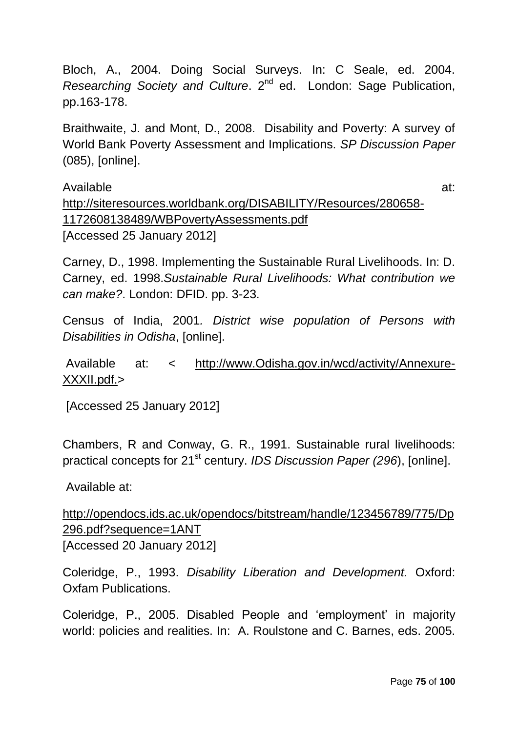Bloch, A., 2004. Doing Social Surveys. In: C Seale, ed. 2004. *Researching Society and Culture*. 2nd ed. London: Sage Publication, pp.163-178.

Braithwaite, J. and Mont, D., 2008. Disability and Poverty: A survey of World Bank Poverty Assessment and Implications. *SP Discussion Paper* (085), [online].

Available at: http://siteresources.worldbank.org/DISABILITY/Resources/280658-1172608138489/WBPovertyAssessments.pdf
[Accessed 25 January 2012]

Carney, D., 1998. Implementing the Sustainable Rural Livelihoods. In: D. Carney, ed. 1998.*Sustainable Rural Livelihoods: What contribution we can make?*. London: DFID. pp. 3-23.

Census of India, 2001*. District wise population of Persons with Disabilities in Odisha*, [online].

Available at: < http://www.Odisha.gov.in/wcd/activity/Annexure-XXXII.pdf.>

[Accessed 25 January 2012]

Chambers, R and Conway, G. R., 1991. Sustainable rural livelihoods: practical concepts for 21st century. *IDS Discussion Paper (296*), [online].

Available at:

http://opendocs.ids.ac.uk/opendocs/bitstream/handle/123456789/775/Dp296.pdf?sequence=1ANT
[Accessed 20 January 2012]

Coleridge, P., 1993. *Disability Liberation and Development.* Oxford: Oxfam Publications.

Coleridge, P., 2005. Disabled People and 'employment' in majority world: policies and realities. In: A. Roulstone and C. Barnes, eds. 2005.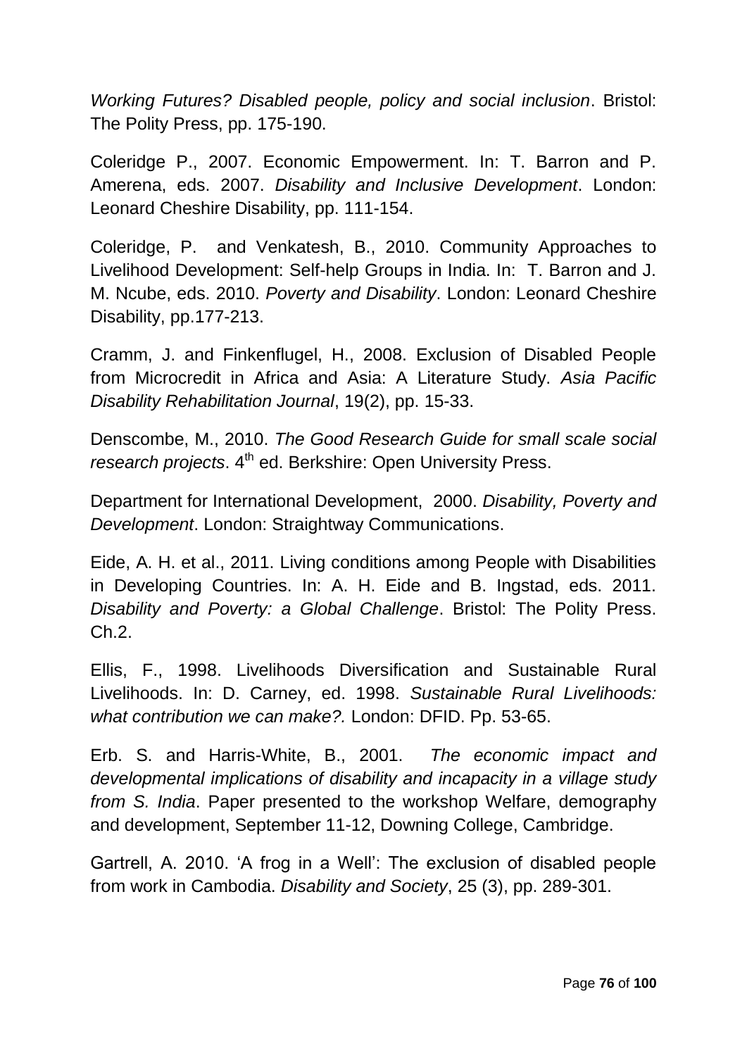*Working Futures? Disabled people, policy and social inclusion*. Bristol: The Polity Press, pp. 175-190.

Coleridge P., 2007. Economic Empowerment. In: T. Barron and P. Amerena, eds. 2007. *Disability and Inclusive Development*. London: Leonard Cheshire Disability, pp. 111-154.

Coleridge, P. and Venkatesh, B., 2010. Community Approaches to Livelihood Development: Self-help Groups in India. In: T. Barron and J. M. Ncube, eds. 2010. *Poverty and Disability*. London: Leonard Cheshire Disability, pp.177-213.

Cramm, J. and Finkenflugel, H., 2008. Exclusion of Disabled People from Microcredit in Africa and Asia: A Literature Study. *Asia Pacific Disability Rehabilitation Journal*, 19(2), pp. 15-33.

Denscombe, M., 2010. *The Good Research Guide for small scale social research projects*. 4th ed. Berkshire: Open University Press.

Department for International Development, 2000. *Disability, Poverty and Development*. London: Straightway Communications.

Eide, A. H. et al., 2011. Living conditions among People with Disabilities in Developing Countries. In: A. H. Eide and B. Ingstad, eds. 2011. *Disability and Poverty: a Global Challenge*. Bristol: The Polity Press. Ch.2.

Ellis, F., 1998. Livelihoods Diversification and Sustainable Rural Livelihoods. In: D. Carney, ed. 1998. *Sustainable Rural Livelihoods: what contribution we can make?.* London: DFID. Pp. 53-65.

Erb. S. and Harris-White, B., 2001. *The economic impact and developmental implications of disability and incapacity in a village study from S. India*. Paper presented to the workshop Welfare, demography and development, September 11-12, Downing College, Cambridge.

Gartrell, A. 2010. 'A frog in a Well': The exclusion of disabled people from work in Cambodia. *Disability and Society*, 25 (3), pp. 289-301.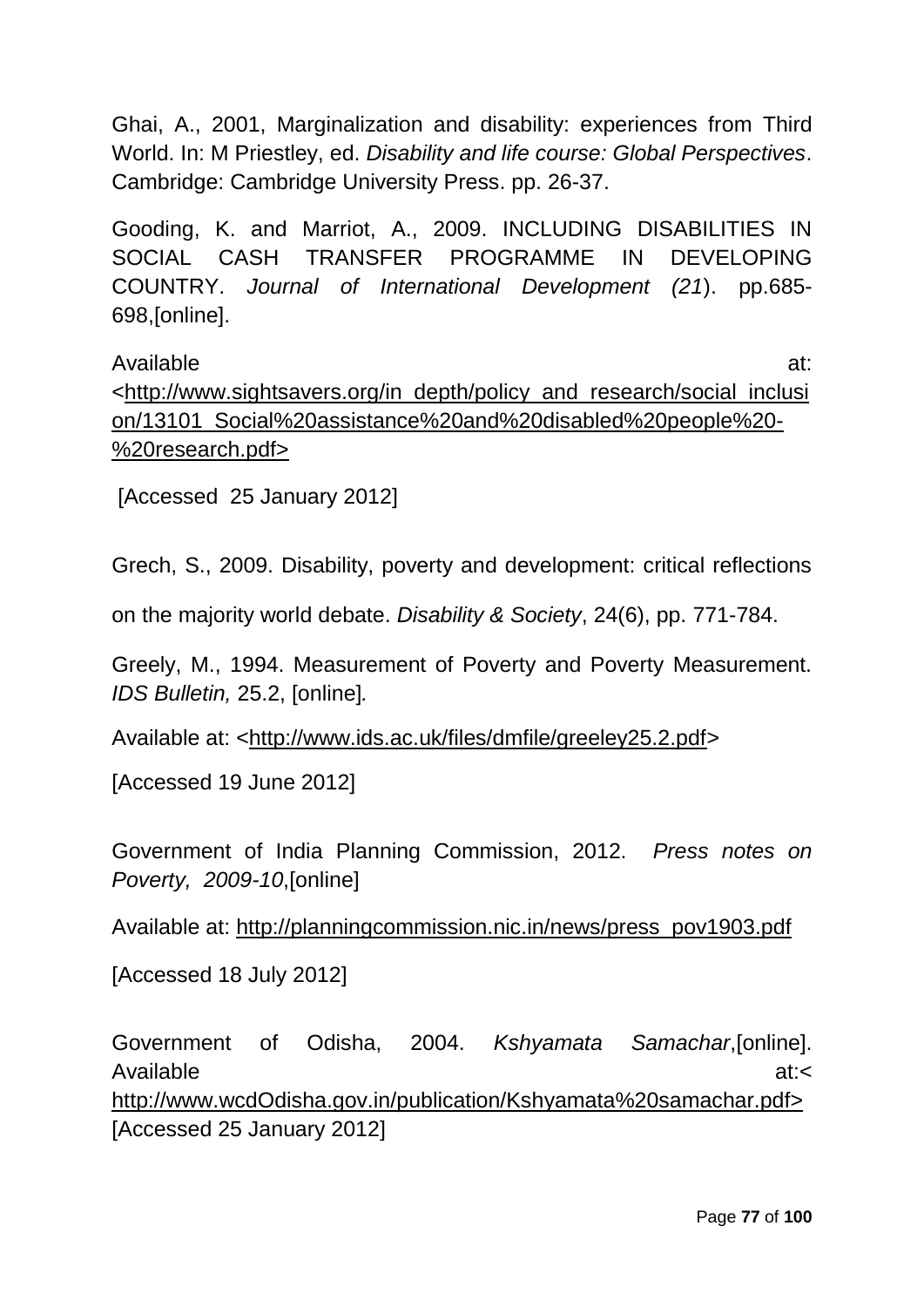Ghai, A., 2001, Marginalization and disability: experiences from Third World. In: M Priestley, ed. *Disability and life course: Global Perspectives*. Cambridge: Cambridge University Press. pp. 26-37.

Gooding, K. and Marriot, A., 2009. INCLUDING DISABILITIES IN SOCIAL CASH TRANSFER PROGRAMME IN DEVELOPING COUNTRY. *Journal of International Development (21*). pp.685-698,[online].

Available at: <http://www.sightsavers.org/in_depth/policy_and_research/social_inclusion/13101_Social%20assistance%20and%20disabled%20people%20-%20research.pdf>

[Accessed 25 January 2012]

Grech, S., 2009. Disability, poverty and development: critical reflections on the majority world debate. *Disability & Society*, 24(6), pp. 771-784.

Greely, M., 1994. Measurement of Poverty and Poverty Measurement. *IDS Bulletin,* 25.2, [online].

Available at: <http://www.ids.ac.uk/files/dmfile/greeley25.2.pdf>

[Accessed 19 June 2012]

Government of India Planning Commission, 2012. *Press notes on Poverty, 2009-10*,[online]

Available at: http://planningcommission.nic.in/news/press_pov1903.pdf

[Accessed 18 July 2012]

Government of Odisha, 2004. *Kshyamata Samachar*,[online]. Available at:< http://www.wcdOdisha.gov.in/publication/Kshyamata%20samachar.pdf> [Accessed 25 January 2012]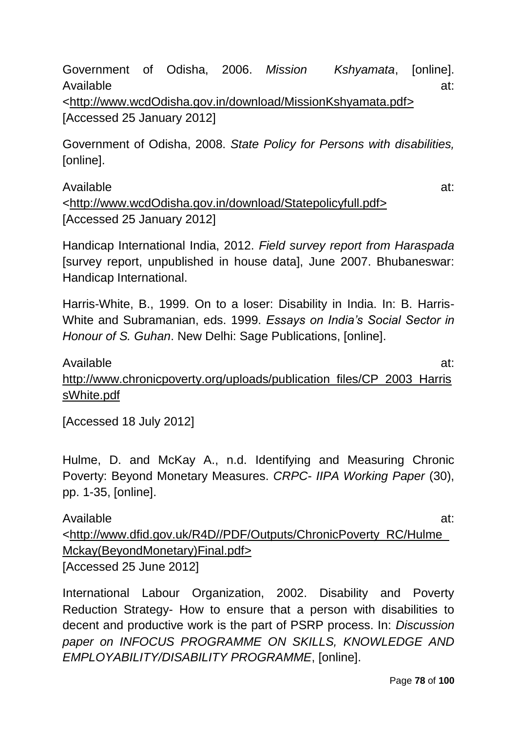Government of Odisha, 2006. *Mission Kshyamata*, [online]. Available at: <http://www.wcdOdisha.gov.in/download/MissionKshyamata.pdf> [Accessed 25 January 2012]

Government of Odisha, 2008. *State Policy for Persons with disabilities,* [online].

Available at: <http://www.wcdOdisha.gov.in/download/Statepolicyfull.pdf> [Accessed 25 January 2012]

Handicap International India, 2012. *Field survey report from Haraspada* [survey report, unpublished in house data], June 2007. Bhubaneswar: Handicap International.

Harris-White, B., 1999. On to a loser: Disability in India. In: B. Harris-White and Subramanian, eds. 1999. *Essays on India's Social Sector in Honour of S. Guhan*. New Delhi: Sage Publications, [online].

Available at: http://www.chronicpoverty.org/uploads/publication_files/CP_2003_HarrissWhite.pdf

[Accessed 18 July 2012]

Hulme, D. and McKay A., n.d. Identifying and Measuring Chronic Poverty: Beyond Monetary Measures. *CRPC- IIPA Working Paper* (30), pp. 1-35, [online].

Available at: <http://www.dfid.gov.uk/R4D//PDF/Outputs/ChronicPoverty_RC/Hulme_Mckay(BeyondMonetary)Final.pdf> [Accessed 25 June 2012]

International Labour Organization, 2002. Disability and Poverty Reduction Strategy- How to ensure that a person with disabilities to decent and productive work is the part of PSRP process. In: *Discussion paper on INFOCUS PROGRAMME ON SKILLS, KNOWLEDGE AND EMPLOYABILITY/DISABILITY PROGRAMME*, [online].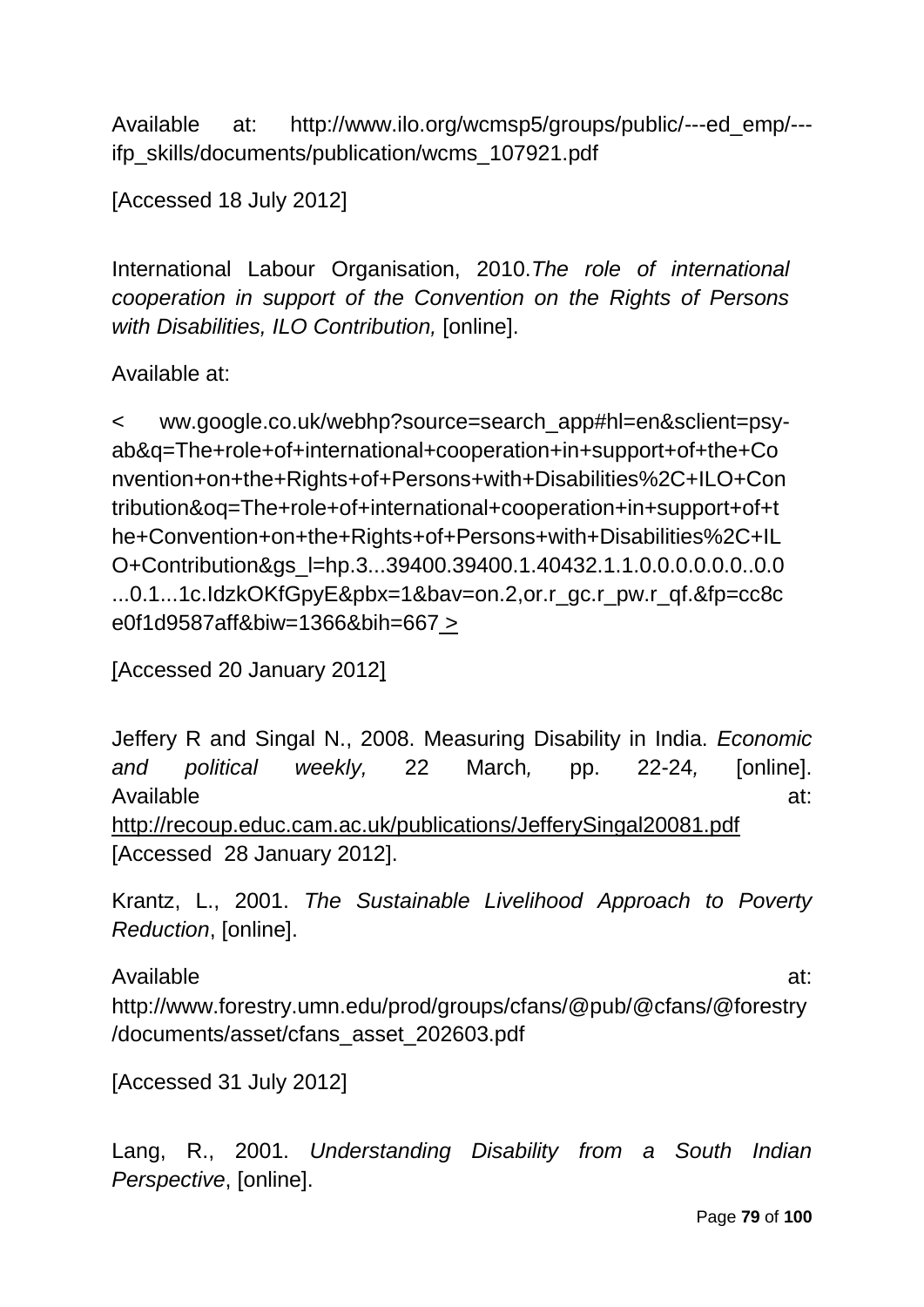Available at: http://www.ilo.org/wcmsp5/groups/public/---ed_emp/---ifp_skills/documents/publication/wcms_107921.pdf

[Accessed 18 July 2012]

International Labour Organisation, 2010.*The role of international cooperation in support of the Convention on the Rights of Persons with Disabilities, ILO Contribution,* [online].

Available at:

< ww.google.co.uk/webhp?source=search_app#hl=en&sclient=psy-ab&q=The+role+of+international+cooperation+in+support+of+the+Convention+on+the+Rights+of+Persons+with+Disabilities%2C+ILO+Contribution&oq=The+role+of+international+cooperation+in+support+of+the+Convention+on+the+Rights+of+Persons+with+Disabilities%2C+ILO+Contribution&gs_l=hp.3...39400.39400.1.40432.1.1.0.0.0.0.0.0..0.0...0.1...1c.IdzkOKfGpyE&pbx=1&bav=on.2,or.r_gc.r_pw.r_qf.&fp=cc8ce0f1d9587aff&biw=1366&bih=667 >

[Accessed 20 January 2012]

Jeffery R and Singal N., 2008. Measuring Disability in India. *Economic and political weekly,* 22 March*,* pp. 22-24*,* [online]. Available at: http://recoup.educ.cam.ac.uk/publications/JefferySingal20081.pdf [Accessed 28 January 2012].

Krantz, L., 2001. *The Sustainable Livelihood Approach to Poverty Reduction*, [online].

Available at: http://www.forestry.umn.edu/prod/groups/cfans/@pub/@cfans/@forestry/documents/asset/cfans_asset_202603.pdf

[Accessed 31 July 2012]

Lang, R., 2001. *Understanding Disability from a South Indian Perspective*, [online].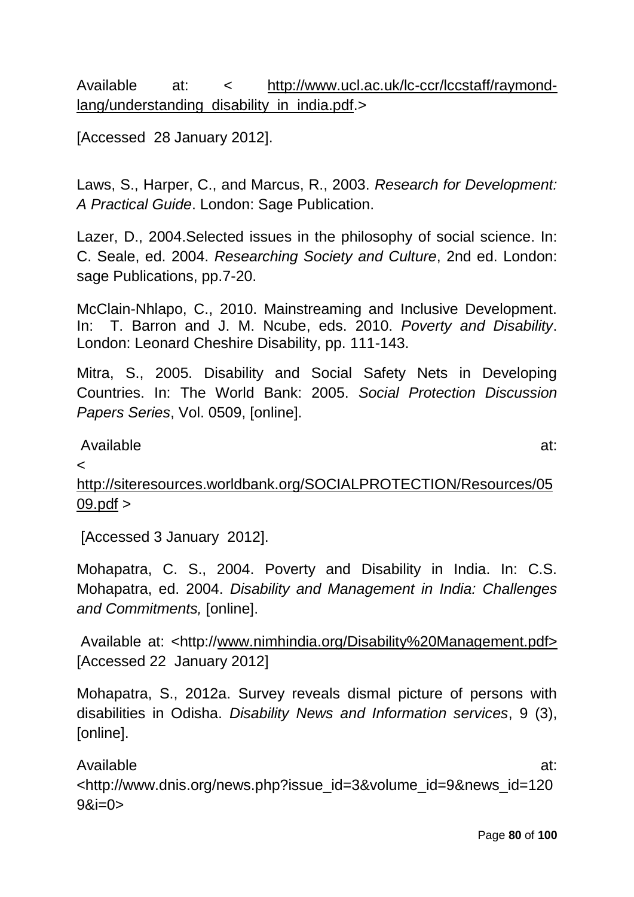Available at: < http://www.ucl.ac.uk/lc-ccr/lccstaff/raymond-lang/understanding_disability_in_india.pdf.>

[Accessed 28 January 2012].

Laws, S., Harper, C., and Marcus, R., 2003. *Research for Development: A Practical Guide*. London: Sage Publication.

Lazer, D., 2004.Selected issues in the philosophy of social science. In: C. Seale, ed. 2004. *Researching Society and Culture*, 2nd ed. London: sage Publications, pp.7-20.

McClain-Nhlapo, C., 2010. Mainstreaming and Inclusive Development. In: T. Barron and J. M. Ncube, eds. 2010. *Poverty and Disability*. London: Leonard Cheshire Disability, pp. 111-143.

Mitra, S., 2005. Disability and Social Safety Nets in Developing Countries. In: The World Bank: 2005. *Social Protection Discussion Papers Series*, Vol. 0509, [online].

Available at: < http://siteresources.worldbank.org/SOCIALPROTECTION/Resources/0509.pdf >

[Accessed 3 January 2012].

Mohapatra, C. S., 2004. Poverty and Disability in India. In: C.S. Mohapatra, ed. 2004. *Disability and Management in India: Challenges and Commitments,* [online].

Available at: <http://www.nimhindia.org/Disability%20Management.pdf> [Accessed 22 January 2012]

Mohapatra, S., 2012a. Survey reveals dismal picture of persons with disabilities in Odisha. *Disability News and Information services*, 9 (3), [online].

Available at: <http://www.dnis.org/news.php?issue_id=3&volume_id=9&news_id=1209&i=0>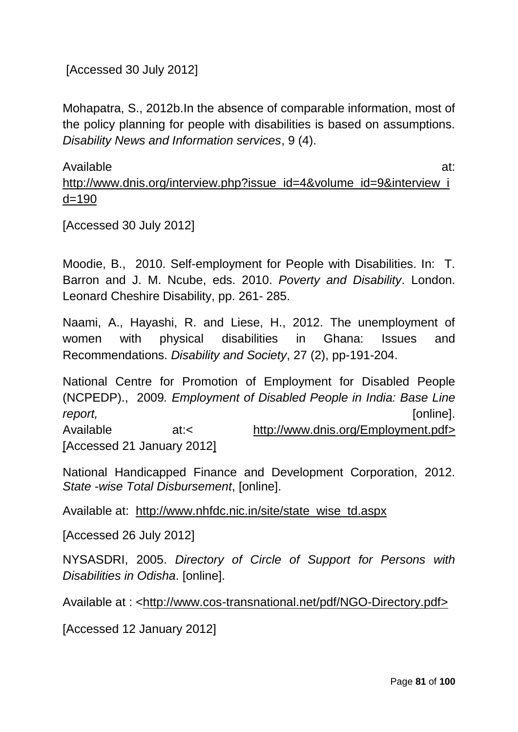[Accessed 30 July 2012]

Mohapatra, S., 2012b.In the absence of comparable information, most of the policy planning for people with disabilities is based on assumptions. *Disability News and Information services*, 9 (4).

Available at: http://www.dnis.org/interview.php?issue_id=4&volume_id=9&interview_id=190

[Accessed 30 July 2012]

Moodie, B., 2010. Self-employment for People with Disabilities. In: T. Barron and J. M. Ncube, eds. 2010. *Poverty and Disability*. London. Leonard Cheshire Disability, pp. 261- 285.

Naami, A., Hayashi, R. and Liese, H., 2012. The unemployment of women with physical disabilities in Ghana: Issues and Recommendations. *Disability and Society*, 27 (2), pp-191-204.

National Centre for Promotion of Employment for Disabled People (NCPEDP)., 2009*. Employment of Disabled People in India: Base Line report,* [online]. Available at:< http://www.dnis.org/Employment.pdf> [Accessed 21 January 2012]

National Handicapped Finance and Development Corporation, 2012. *State -wise Total Disbursement*, [online].

Available at: http://www.nhfdc.nic.in/site/state_wise_td.aspx

[Accessed 26 July 2012]

NYSASDRI, 2005. *Directory of Circle of Support for Persons with Disabilities in Odisha*. [online].

Available at : <http://www.cos-transnational.net/pdf/NGO-Directory.pdf>

[Accessed 12 January 2012]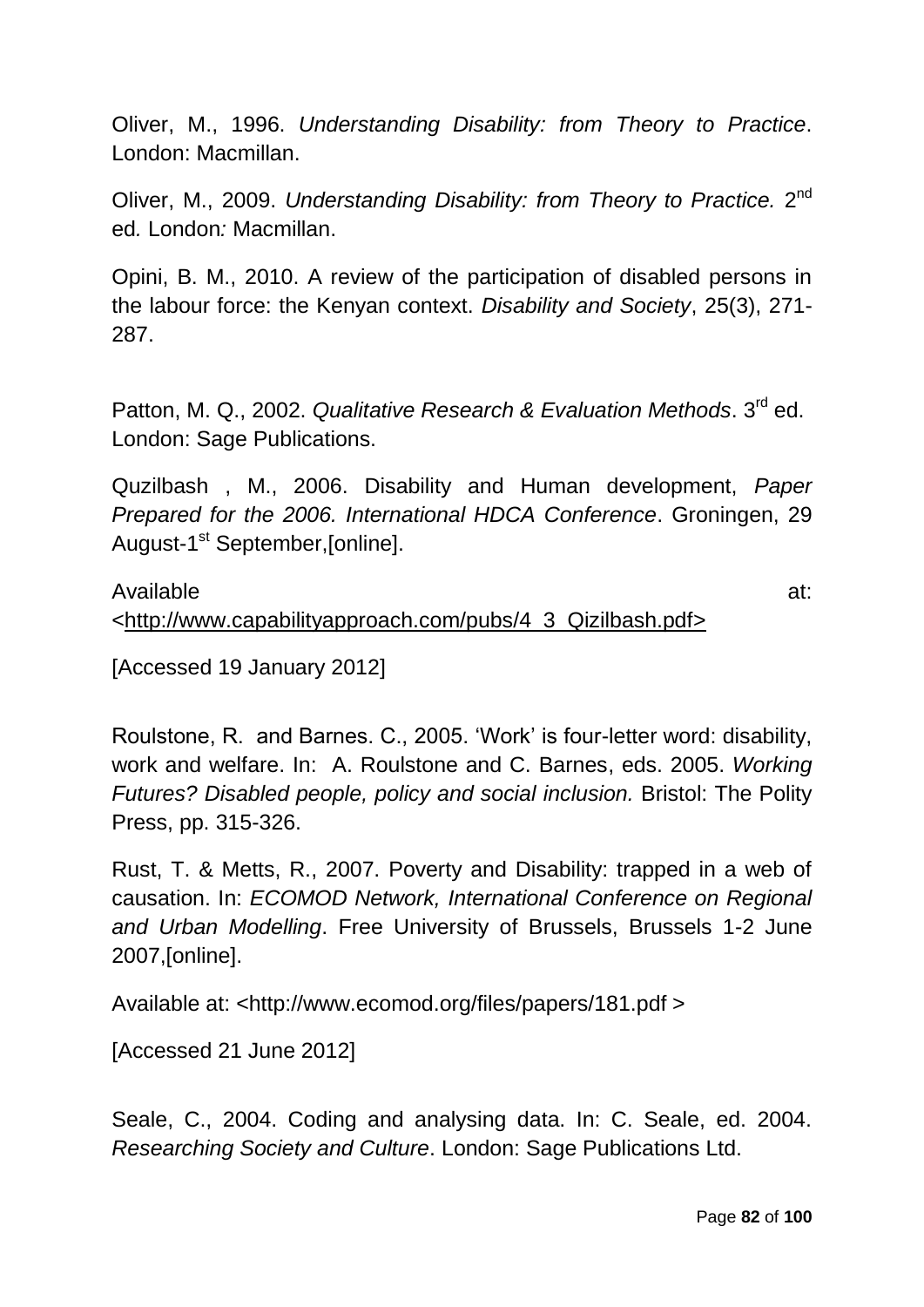Oliver, M., 1996. *Understanding Disability: from Theory to Practice*. London: Macmillan.

Oliver, M., 2009. *Understanding Disability: from Theory to Practice.* 2nd ed*.* London*:* Macmillan.

Opini, B. M., 2010. A review of the participation of disabled persons in the labour force: the Kenyan context. *Disability and Society*, 25(3), 271-287.

Patton, M. Q., 2002. *Qualitative Research & Evaluation Methods*. 3rd ed. London: Sage Publications.

Quzilbash , M., 2006. Disability and Human development, *Paper Prepared for the 2006. International HDCA Conference*. Groningen, 29 August-1st September,[online].

Available at: <http://www.capabilityapproach.com/pubs/4_3_Qizilbash.pdf>

[Accessed 19 January 2012]

Roulstone, R. and Barnes. C., 2005. 'Work' is four-letter word: disability, work and welfare. In: A. Roulstone and C. Barnes, eds. 2005. *Working Futures? Disabled people, policy and social inclusion.* Bristol: The Polity Press, pp. 315-326.

Rust, T. & Metts, R., 2007. Poverty and Disability: trapped in a web of causation. In: *ECOMOD Network, International Conference on Regional and Urban Modelling*. Free University of Brussels, Brussels 1-2 June 2007,[online].

Available at: <http://www.ecomod.org/files/papers/181.pdf >

[Accessed 21 June 2012]

Seale, C., 2004. Coding and analysing data. In: C. Seale, ed. 2004. *Researching Society and Culture*. London: Sage Publications Ltd.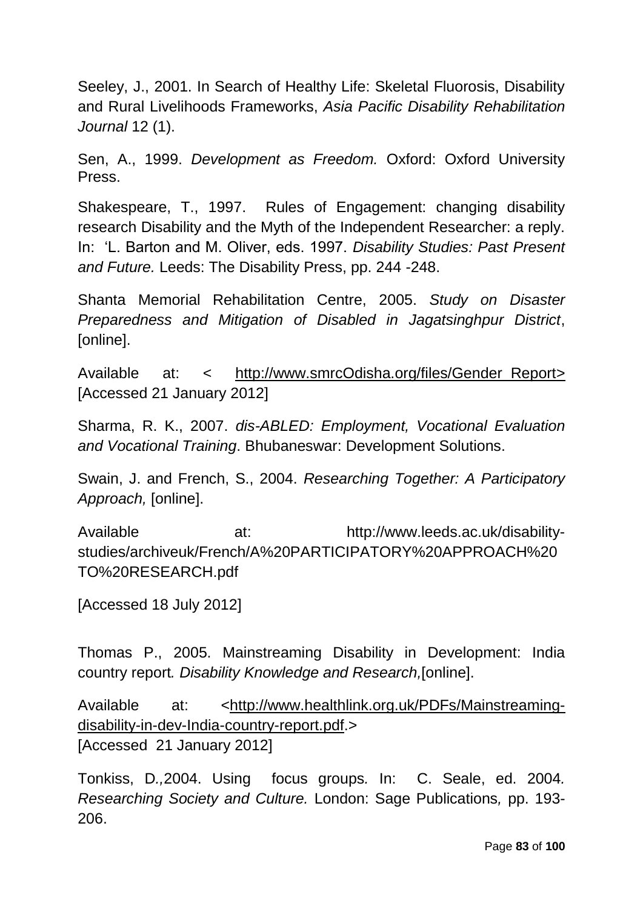Seeley, J., 2001. In Search of Healthy Life: Skeletal Fluorosis, Disability and Rural Livelihoods Frameworks, *Asia Pacific Disability Rehabilitation Journal* 12 (1).

Sen, A., 1999. *Development as Freedom.* Oxford: Oxford University Press.

Shakespeare, T., 1997. Rules of Engagement: changing disability research Disability and the Myth of the Independent Researcher: a reply. In: 'L. Barton and M. Oliver, eds. 1997. *Disability Studies: Past Present and Future.* Leeds: The Disability Press, pp. 244 -248.

Shanta Memorial Rehabilitation Centre, 2005. *Study on Disaster Preparedness and Mitigation of Disabled in Jagatsinghpur District*, [online].

Available at: < http://www.smrcOdisha.org/files/Gender_Report> [Accessed 21 January 2012]

Sharma, R. K., 2007. *dis-ABLED: Employment, Vocational Evaluation and Vocational Training*. Bhubaneswar: Development Solutions.

Swain, J. and French, S., 2004. *Researching Together: A Participatory Approach,* [online].

Available at: http://www.leeds.ac.uk/disability-studies/archiveuk/French/A%20PARTICIPATORY%20APPROACH%20TO%20RESEARCH.pdf

[Accessed 18 July 2012]

Thomas P., 2005. Mainstreaming Disability in Development: India country report*. Disability Knowledge and Research,*[online].

Available at: <http://www.healthlink.org.uk/PDFs/Mainstreaming-disability-in-dev-India-country-report.pdf.>
[Accessed 21 January 2012]

Tonkiss, D.*,*2004. Using focus groups*.* In: C. Seale, ed. 2004*. Researching Society and Culture.* London: Sage Publications*,* pp. 193-206.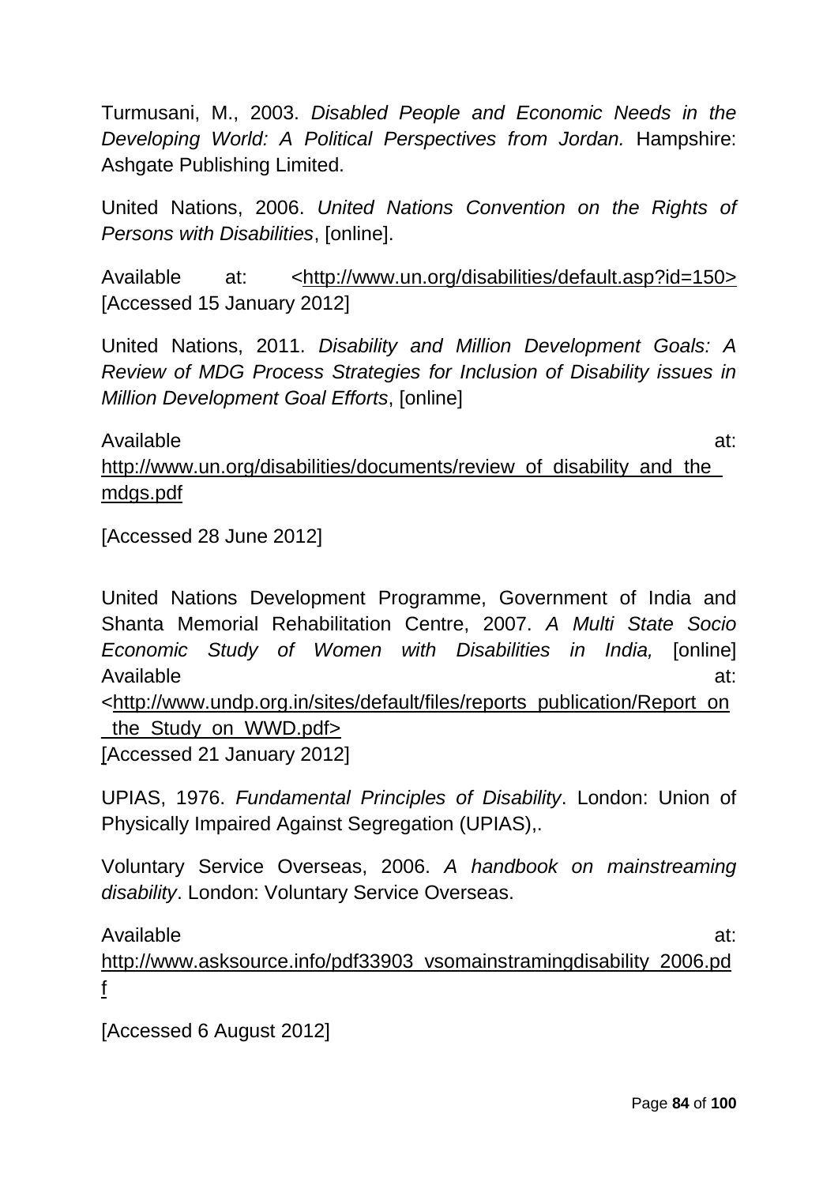Turmusani, M., 2003. *Disabled People and Economic Needs in the Developing World: A Political Perspectives from Jordan.* Hampshire: Ashgate Publishing Limited.

United Nations, 2006. *United Nations Convention on the Rights of Persons with Disabilities*, [online].

Available at: <http://www.un.org/disabilities/default.asp?id=150> [Accessed 15 January 2012]

United Nations, 2011. *Disability and Million Development Goals: A Review of MDG Process Strategies for Inclusion of Disability issues in Million Development Goal Efforts*, [online]

Available at: http://www.un.org/disabilities/documents/review_of_disability_and_the_mdgs.pdf

[Accessed 28 June 2012]

United Nations Development Programme, Government of India and Shanta Memorial Rehabilitation Centre, 2007. *A Multi State Socio Economic Study of Women with Disabilities in India,* [online] Available at: <http://www.undp.org.in/sites/default/files/reports_publication/Report_on_the_Study_on_WWD.pdf>
[Accessed 21 January 2012]

UPIAS, 1976. *Fundamental Principles of Disability*. London: Union of Physically Impaired Against Segregation (UPIAS),.

Voluntary Service Overseas, 2006. *A handbook on mainstreaming disability*. London: Voluntary Service Overseas.

Available at: http://www.asksource.info/pdf33903_vsomainstramingdisability_2006.pdf

[Accessed 6 August 2012]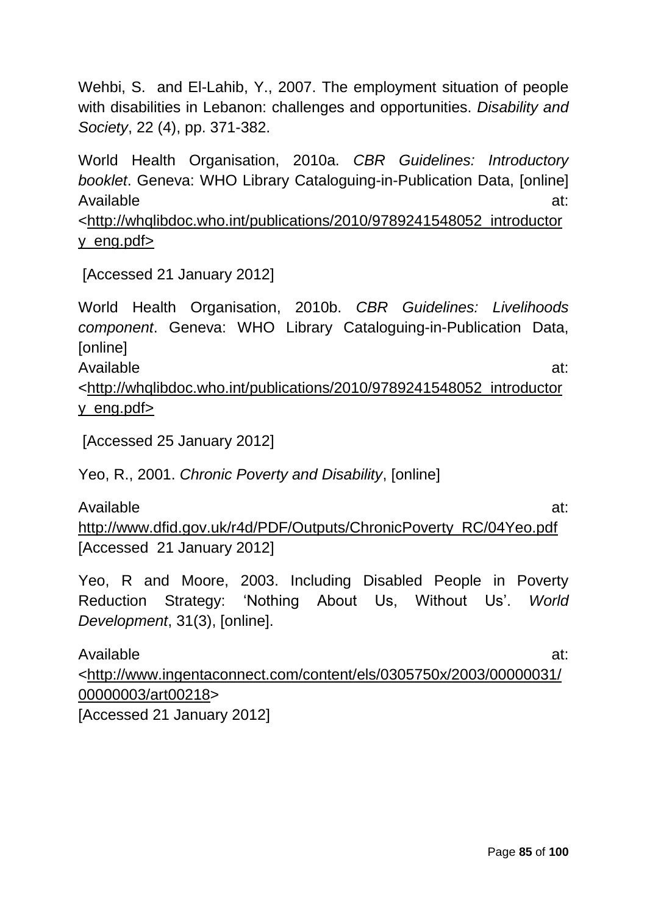Wehbi, S. and El-Lahib, Y., 2007. The employment situation of people with disabilities in Lebanon: challenges and opportunities. *Disability and Society*, 22 (4), pp. 371-382.

World Health Organisation, 2010a. *CBR Guidelines: Introductory booklet*. Geneva: WHO Library Cataloguing-in-Publication Data, [online] Available at: <http://whqlibdoc.who.int/publications/2010/9789241548052_introductory_eng.pdf>

[Accessed 21 January 2012]

World Health Organisation, 2010b. *CBR Guidelines: Livelihoods component*. Geneva: WHO Library Cataloguing-in-Publication Data, [online]
Available at: <http://whqlibdoc.who.int/publications/2010/9789241548052_introductory_eng.pdf>

[Accessed 25 January 2012]

Yeo, R., 2001. *Chronic Poverty and Disability*, [online]

Available at: http://www.dfid.gov.uk/r4d/PDF/Outputs/ChronicPoverty_RC/04Yeo.pdf [Accessed 21 January 2012]

Yeo, R and Moore, 2003. Including Disabled People in Poverty Reduction Strategy: 'Nothing About Us, Without Us'. *World Development*, 31(3), [online].

Available at: <http://www.ingentaconnect.com/content/els/0305750x/2003/00000031/00000003/art00218>
[Accessed 21 January 2012]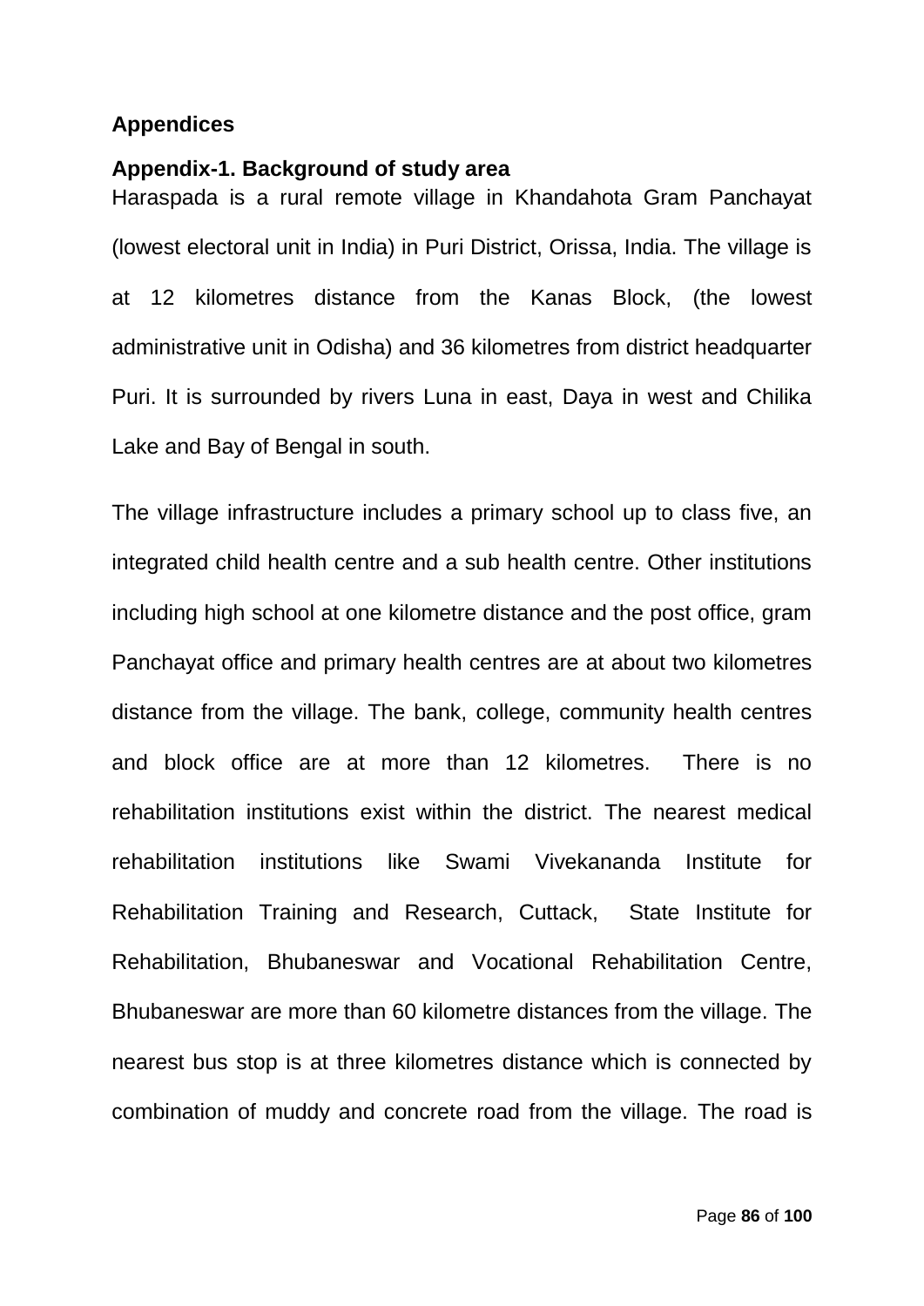## Appendices

### Appendix-1. Background of study area

Haraspada is a rural remote village in Khandahota Gram Panchayat (lowest electoral unit in India) in Puri District, Orissa, India. The village is at 12 kilometres distance from the Kanas Block, (the lowest administrative unit in Odisha) and 36 kilometres from district headquarter Puri. It is surrounded by rivers Luna in east, Daya in west and Chilika Lake and Bay of Bengal in south.

The village infrastructure includes a primary school up to class five, an integrated child health centre and a sub health centre. Other institutions including high school at one kilometre distance and the post office, gram Panchayat office and primary health centres are at about two kilometres distance from the village. The bank, college, community health centres and block office are at more than 12 kilometres. There is no rehabilitation institutions exist within the district. The nearest medical rehabilitation institutions like Swami Vivekananda Institute for Rehabilitation Training and Research, Cuttack, State Institute for Rehabilitation, Bhubaneswar and Vocational Rehabilitation Centre, Bhubaneswar are more than 60 kilometre distances from the village. The nearest bus stop is at three kilometres distance which is connected by combination of muddy and concrete road from the village. The road is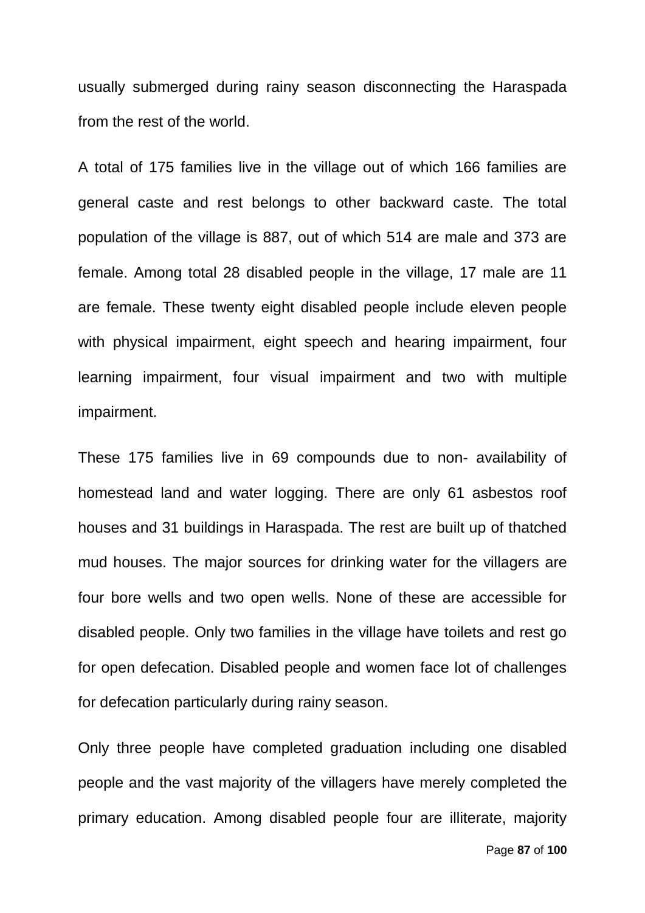usually submerged during rainy season disconnecting the Haraspada from the rest of the world.

A total of 175 families live in the village out of which 166 families are general caste and rest belongs to other backward caste. The total population of the village is 887, out of which 514 are male and 373 are female. Among total 28 disabled people in the village, 17 male are 11 are female. These twenty eight disabled people include eleven people with physical impairment, eight speech and hearing impairment, four learning impairment, four visual impairment and two with multiple impairment.

These 175 families live in 69 compounds due to non- availability of homestead land and water logging. There are only 61 asbestos roof houses and 31 buildings in Haraspada. The rest are built up of thatched mud houses. The major sources for drinking water for the villagers are four bore wells and two open wells. None of these are accessible for disabled people. Only two families in the village have toilets and rest go for open defecation. Disabled people and women face lot of challenges for defecation particularly during rainy season.

Only three people have completed graduation including one disabled people and the vast majority of the villagers have merely completed the primary education. Among disabled people four are illiterate, majority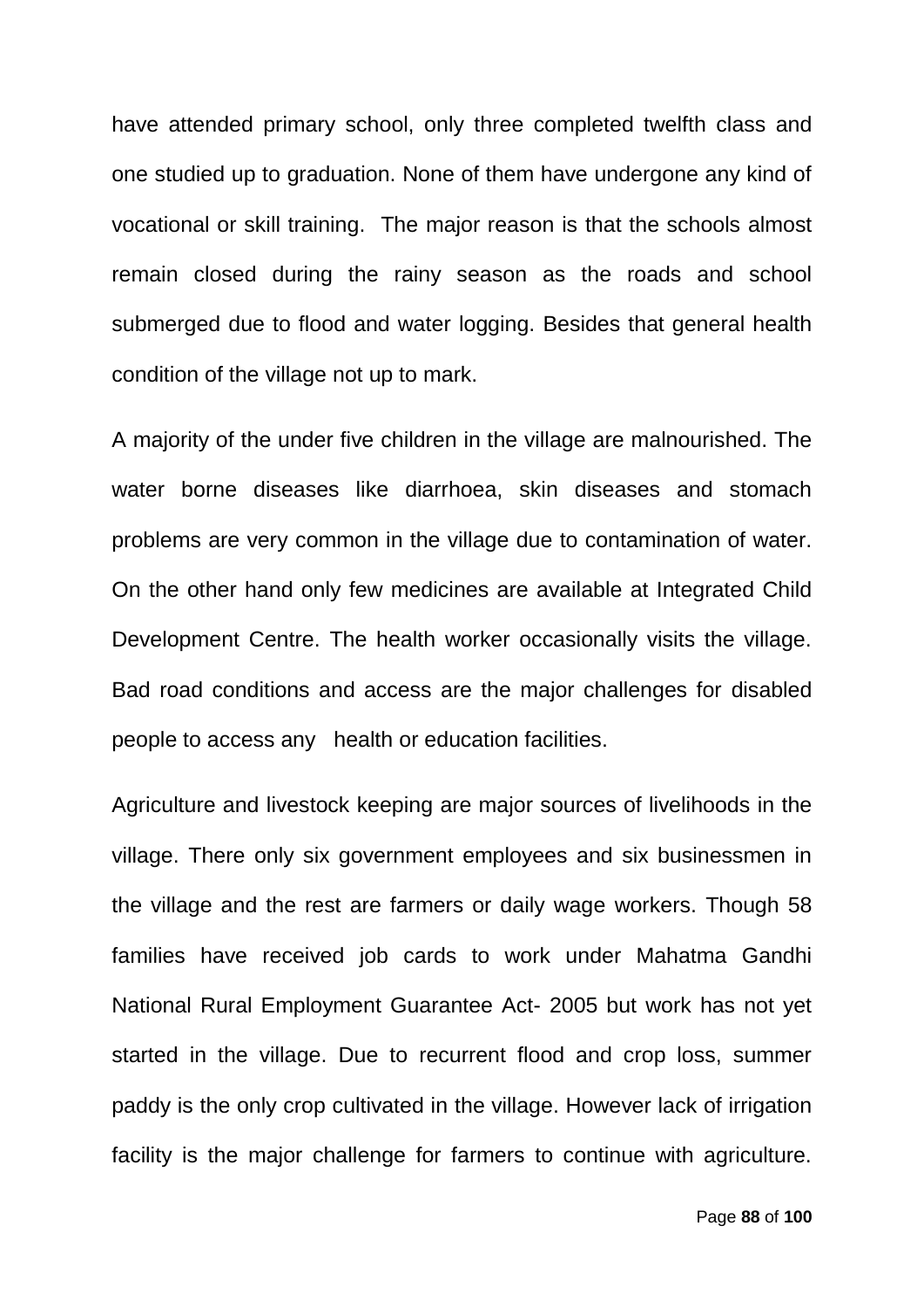have attended primary school, only three completed twelfth class and one studied up to graduation. None of them have undergone any kind of vocational or skill training. The major reason is that the schools almost remain closed during the rainy season as the roads and school submerged due to flood and water logging. Besides that general health condition of the village not up to mark.

A majority of the under five children in the village are malnourished. The water borne diseases like diarrhoea, skin diseases and stomach problems are very common in the village due to contamination of water. On the other hand only few medicines are available at Integrated Child Development Centre. The health worker occasionally visits the village. Bad road conditions and access are the major challenges for disabled people to access any health or education facilities.

Agriculture and livestock keeping are major sources of livelihoods in the village. There only six government employees and six businessmen in the village and the rest are farmers or daily wage workers. Though 58 families have received job cards to work under Mahatma Gandhi National Rural Employment Guarantee Act- 2005 but work has not yet started in the village. Due to recurrent flood and crop loss, summer paddy is the only crop cultivated in the village. However lack of irrigation facility is the major challenge for farmers to continue with agriculture.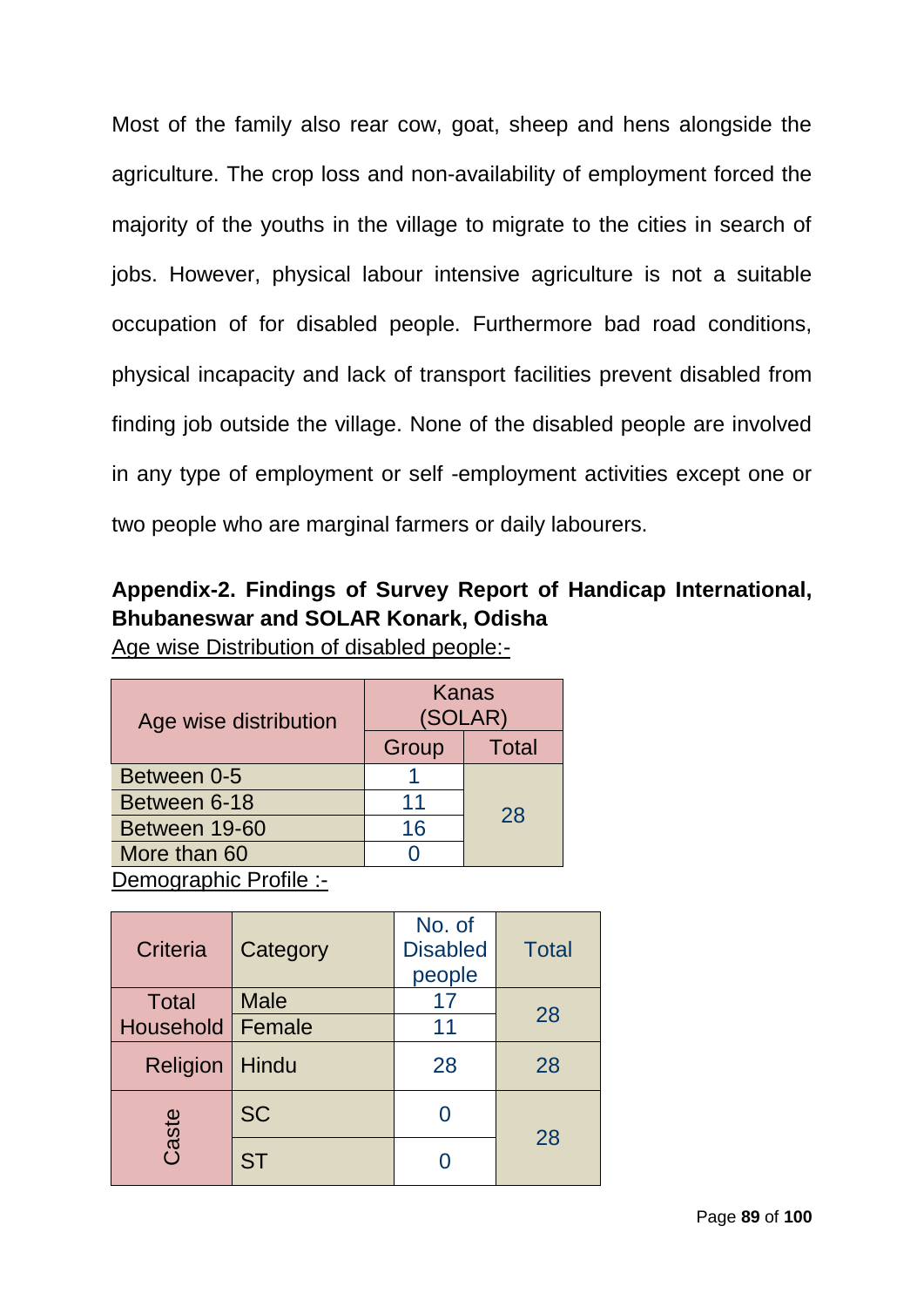Most of the family also rear cow, goat, sheep and hens alongside the agriculture. The crop loss and non-availability of employment forced the majority of the youths in the village to migrate to the cities in search of jobs. However, physical labour intensive agriculture is not a suitable occupation of for disabled people. Furthermore bad road conditions, physical incapacity and lack of transport facilities prevent disabled from finding job outside the village. None of the disabled people are involved in any type of employment or self -employment activities except one or two people who are marginal farmers or daily labourers.

**Appendix-2. Findings of Survey Report of Handicap International, Bhubaneswar and SOLAR Konark, Odisha**

Age wise Distribution of disabled people:-

| Age wise distribution | Kanas (SOLAR) | |
|---|---|---|
| | Group | Total |
| Between 0-5 | 1 | 28 |
| Between 6-18 | 11 | |
| Between 19-60 | 16 | |
| More than 60 | 0 | |

Demographic Profile :-

| Criteria | Category | No. of Disabled people | Total |
|---|---|---|---|
| Total Household | Male | 17 | 28 |
| | Female | 11 | |
| Religion | Hindu | 28 | 28 |
| Caste | SC | 0 | 28 |
| | ST | 0 | |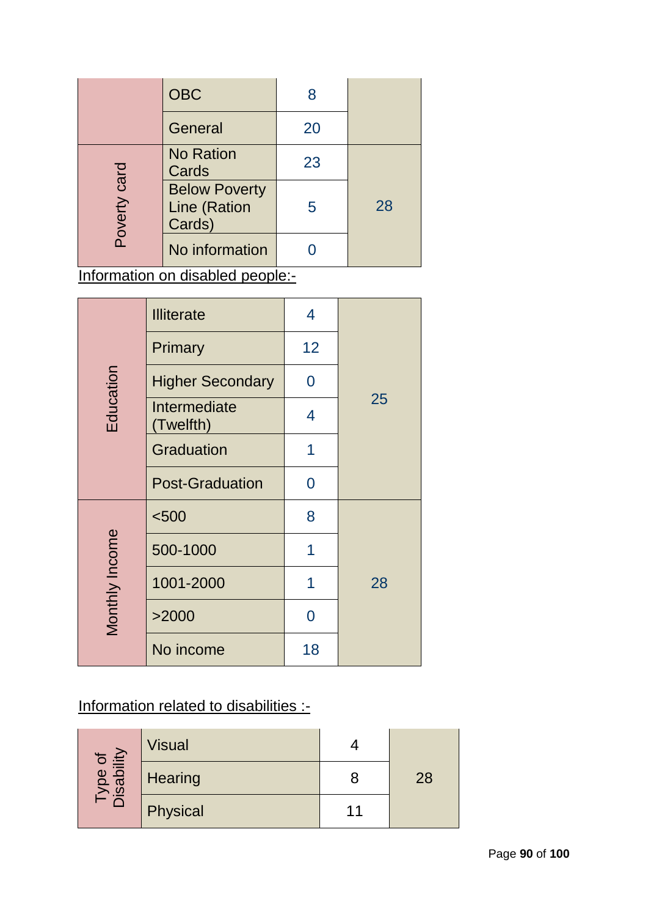| | | | |
|---|---|---|---|
| | OBC | 8 | |
| | General | 20 | |
| Poverty card | No Ration Cards | 23 | 28 |
| | Below Poverty Line (Ration Cards) | 5 | |
| | No information | 0 | |

Information on disabled people:-

| | | | |
|---|---|---|---|
| Education | Illiterate | 4 | 25 |
| | Primary | 12 | |
| | Higher Secondary | 0 | |
| | Intermediate (Twelfth) | 4 | |
| | Graduation | 1 | |
| | Post-Graduation | 0 | |
| Monthly Income | <500 | 8 | 28 |
| | 500-1000 | 1 | |
| | 1001-2000 | 1 | |
| | >2000 | 0 | |
| | No income | 18 | |

Information related to disabilities :-

| | | | |
|---|---|---|---|
| Type of Disability | Visual | 4 | 28 |
| | Hearing | 8 | |
| | Physical | 11 | |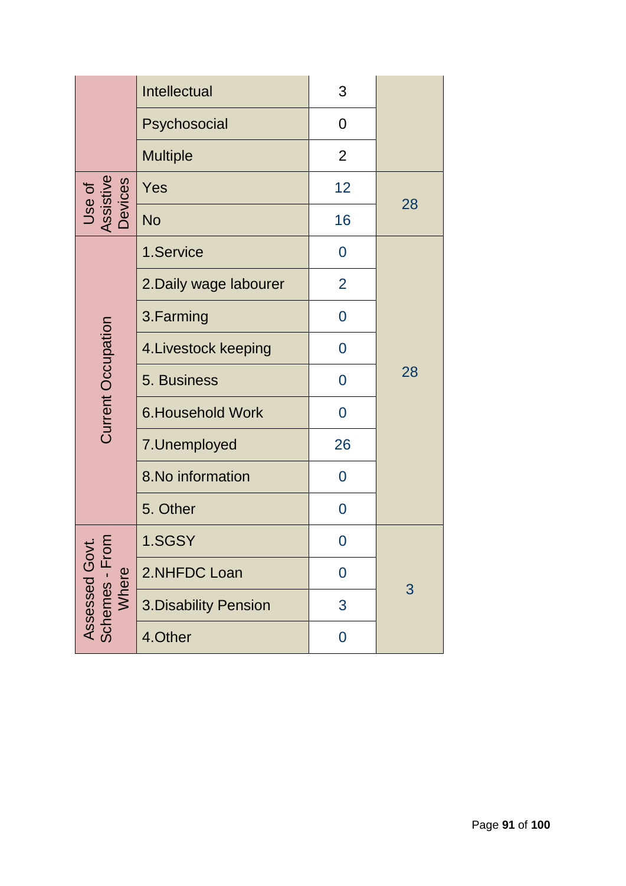| | | | |
|---|---|---|---|
| | Intellectual | 3 | |
| | Psychosocial | 0 | |
| | Multiple | 2 | |
| Use of Assistive Devices | Yes | 12 | 28 |
| | No | 16 | |
| Current Occupation | 1.Service | 0 | 28 |
| | 2.Daily wage labourer | 2 | |
| | 3.Farming | 0 | |
| | 4.Livestock keeping | 0 | |
| | 5. Business | 0 | |
| | 6.Household Work | 0 | |
| | 7.Unemployed | 26 | |
| | 8.No information | 0 | |
| | 5. Other | 0 | |
| Assessed Govt. Schemes - From Where | 1.SGSY | 0 | 3 |
| | 2.NHFDC Loan | 0 | |
| | 3.Disability Pension | 3 | |
| | 4.Other | 0 | |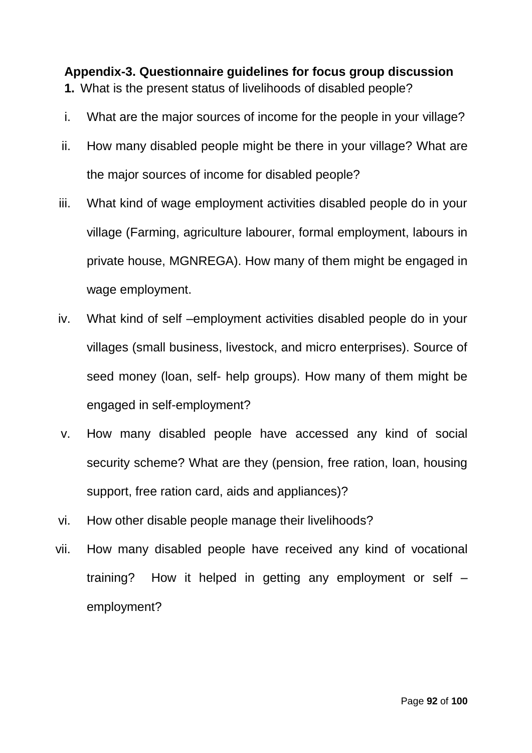**Appendix-3. Questionnaire guidelines for focus group discussion**

**1.** What is the present status of livelihoods of disabled people?

i. What are the major sources of income for the people in your village?

ii. How many disabled people might be there in your village? What are the major sources of income for disabled people?

iii. What kind of wage employment activities disabled people do in your village (Farming, agriculture labourer, formal employment, labours in private house, MGNREGA). How many of them might be engaged in wage employment.

iv. What kind of self –employment activities disabled people do in your villages (small business, livestock, and micro enterprises). Source of seed money (loan, self- help groups). How many of them might be engaged in self-employment?

v. How many disabled people have accessed any kind of social security scheme? What are they (pension, free ration, loan, housing support, free ration card, aids and appliances)?

vi. How other disable people manage their livelihoods?

vii. How many disabled people have received any kind of vocational training? How it helped in getting any employment or self – employment?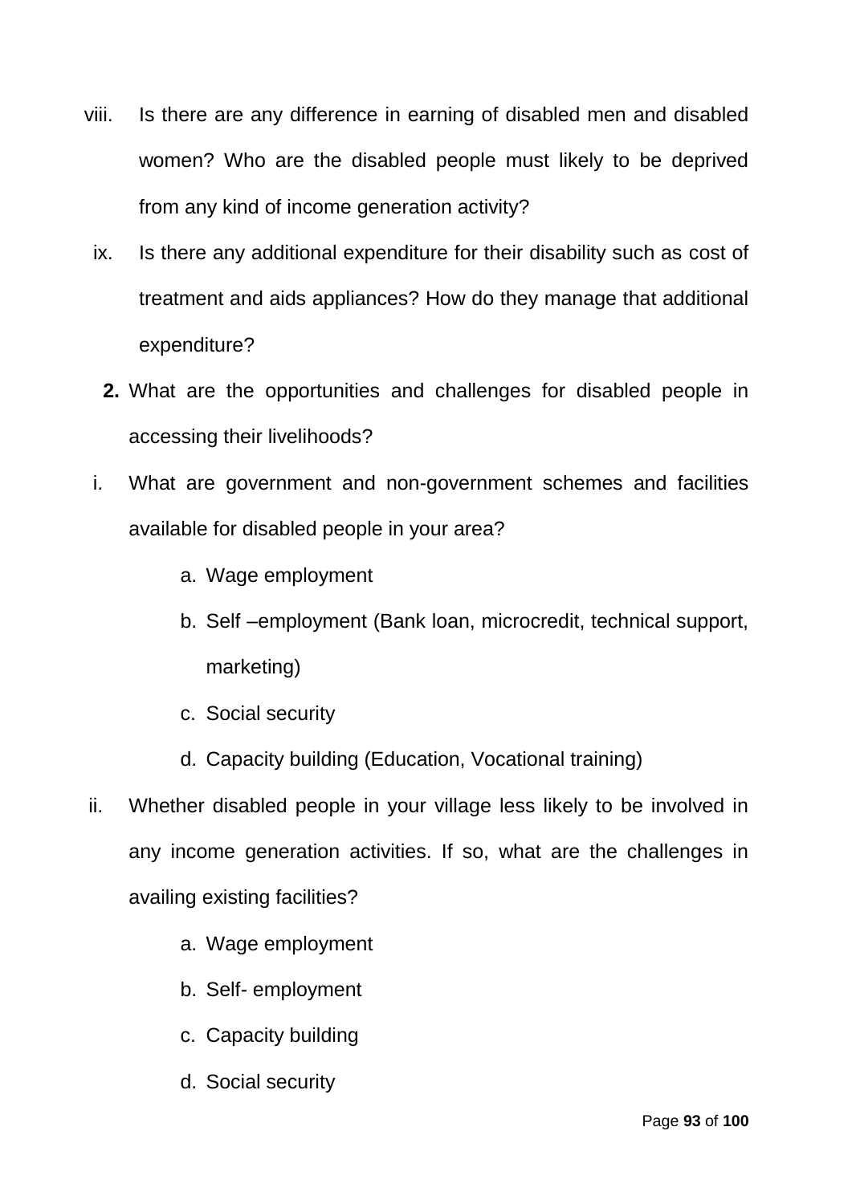viii. Is there are any difference in earning of disabled men and disabled women? Who are the disabled people must likely to be deprived from any kind of income generation activity?

ix. Is there any additional expenditure for their disability such as cost of treatment and aids appliances? How do they manage that additional expenditure?

**2.** What are the opportunities and challenges for disabled people in accessing their livelihoods?

i. What are government and non-government schemes and facilities available for disabled people in your area?

  a. Wage employment
  b. Self –employment (Bank loan, microcredit, technical support, marketing)
  c. Social security
  d. Capacity building (Education, Vocational training)

ii. Whether disabled people in your village less likely to be involved in any income generation activities. If so, what are the challenges in availing existing facilities?

  a. Wage employment
  b. Self- employment
  c. Capacity building
  d. Social security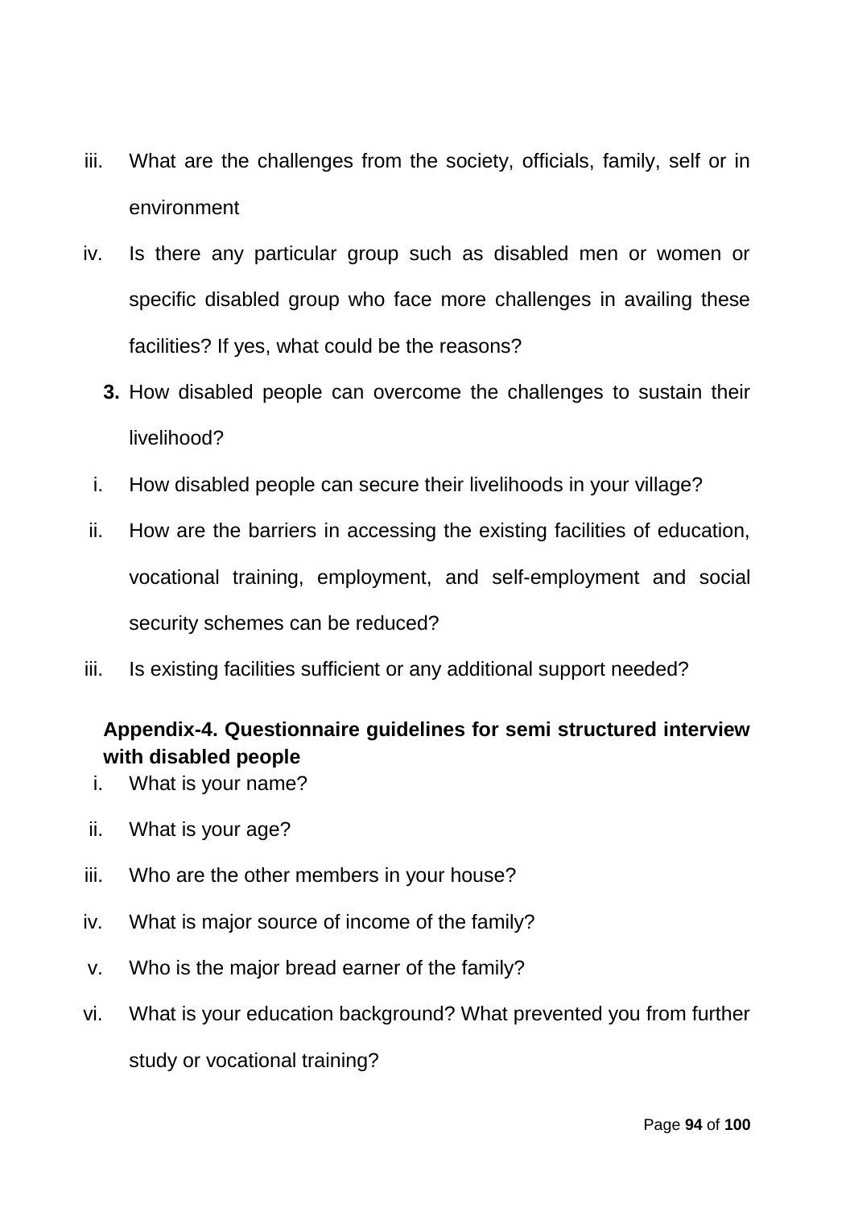iii. What are the challenges from the society, officials, family, self or in environment

iv. Is there any particular group such as disabled men or women or specific disabled group who face more challenges in availing these facilities? If yes, what could be the reasons?

**3.** How disabled people can overcome the challenges to sustain their livelihood?

i. How disabled people can secure their livelihoods in your village?

ii. How are the barriers in accessing the existing facilities of education, vocational training, employment, and self-employment and social security schemes can be reduced?

iii. Is existing facilities sufficient or any additional support needed?

**Appendix-4. Questionnaire guidelines for semi structured interview with disabled people**

i. What is your name?

ii. What is your age?

iii. Who are the other members in your house?

iv. What is major source of income of the family?

v. Who is the major bread earner of the family?

vi. What is your education background? What prevented you from further study or vocational training?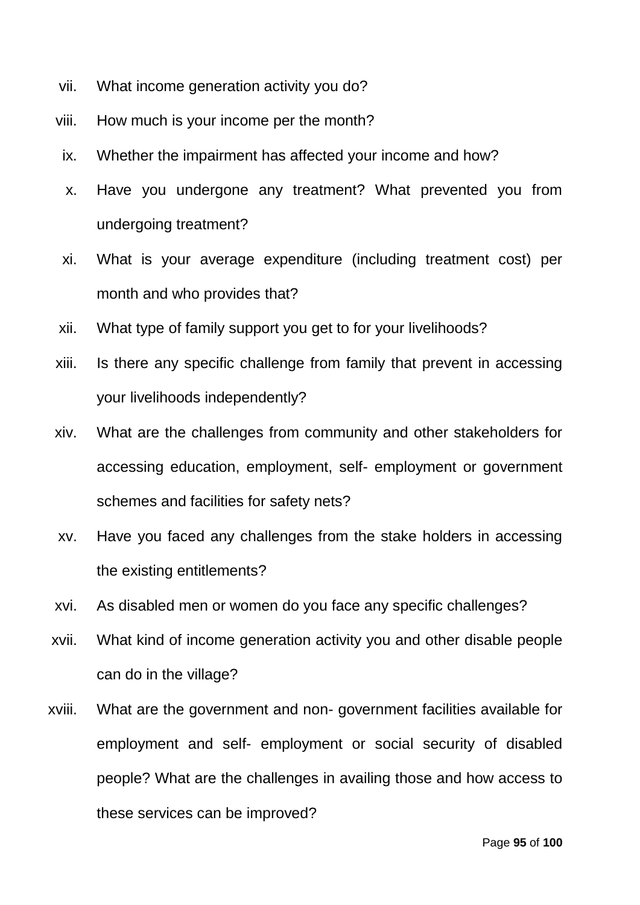vii. What income generation activity you do?

viii. How much is your income per the month?

ix. Whether the impairment has affected your income and how?

x. Have you undergone any treatment? What prevented you from undergoing treatment?

xi. What is your average expenditure (including treatment cost) per month and who provides that?

xii. What type of family support you get to for your livelihoods?

xiii. Is there any specific challenge from family that prevent in accessing your livelihoods independently?

xiv. What are the challenges from community and other stakeholders for accessing education, employment, self- employment or government schemes and facilities for safety nets?

xv. Have you faced any challenges from the stake holders in accessing the existing entitlements?

xvi. As disabled men or women do you face any specific challenges?

xvii. What kind of income generation activity you and other disable people can do in the village?

xviii. What are the government and non- government facilities available for employment and self- employment or social security of disabled people? What are the challenges in availing those and how access to these services can be improved?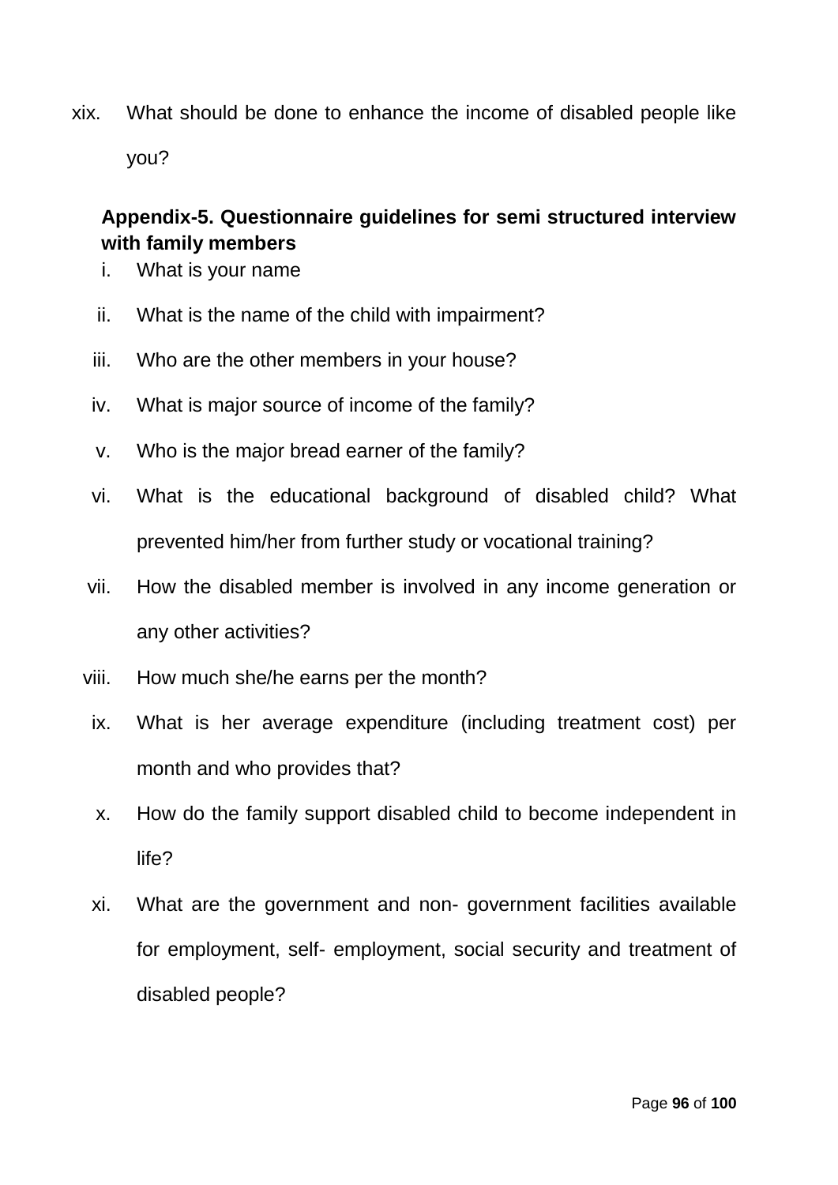xix. What should be done to enhance the income of disabled people like you?

**Appendix-5. Questionnaire guidelines for semi structured interview with family members**

i. What is your name

ii. What is the name of the child with impairment?

iii. Who are the other members in your house?

iv. What is major source of income of the family?

v. Who is the major bread earner of the family?

vi. What is the educational background of disabled child? What prevented him/her from further study or vocational training?

vii. How the disabled member is involved in any income generation or any other activities?

viii. How much she/he earns per the month?

ix. What is her average expenditure (including treatment cost) per month and who provides that?

x. How do the family support disabled child to become independent in life?

xi. What are the government and non- government facilities available for employment, self- employment, social security and treatment of disabled people?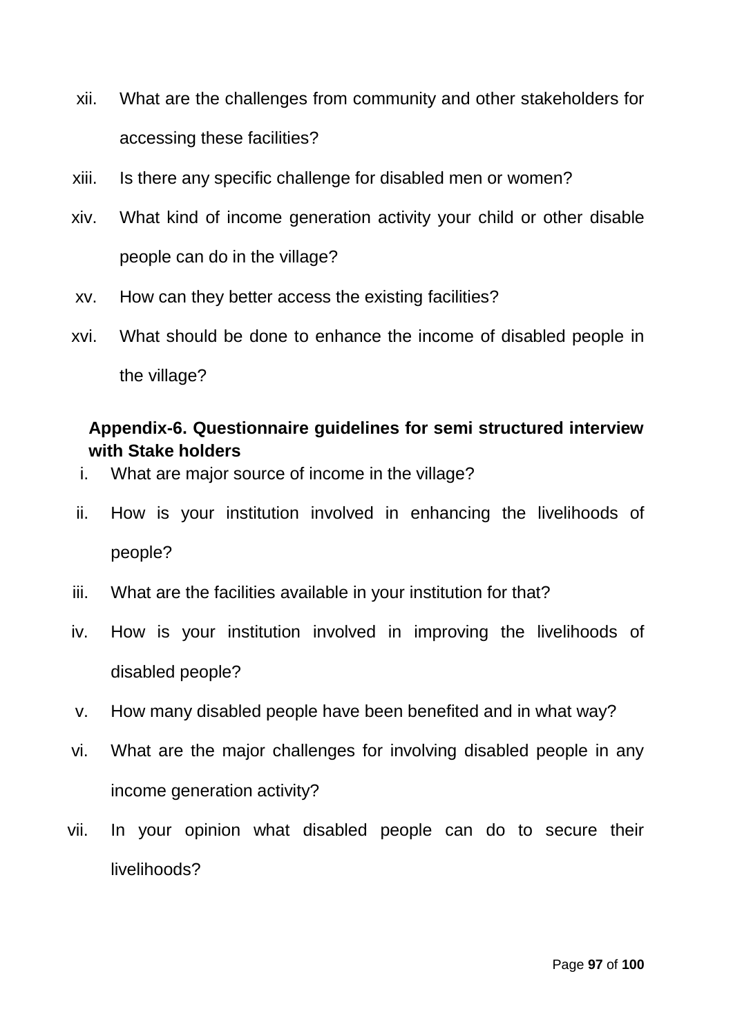xii. What are the challenges from community and other stakeholders for accessing these facilities?

xiii. Is there any specific challenge for disabled men or women?

xiv. What kind of income generation activity your child or other disable people can do in the village?

xv. How can they better access the existing facilities?

xvi. What should be done to enhance the income of disabled people in the village?

**Appendix-6. Questionnaire guidelines for semi structured interview with Stake holders**

i. What are major source of income in the village?

ii. How is your institution involved in enhancing the livelihoods of people?

iii. What are the facilities available in your institution for that?

iv. How is your institution involved in improving the livelihoods of disabled people?

v. How many disabled people have been benefited and in what way?

vi. What are the major challenges for involving disabled people in any income generation activity?

vii. In your opinion what disabled people can do to secure their livelihoods?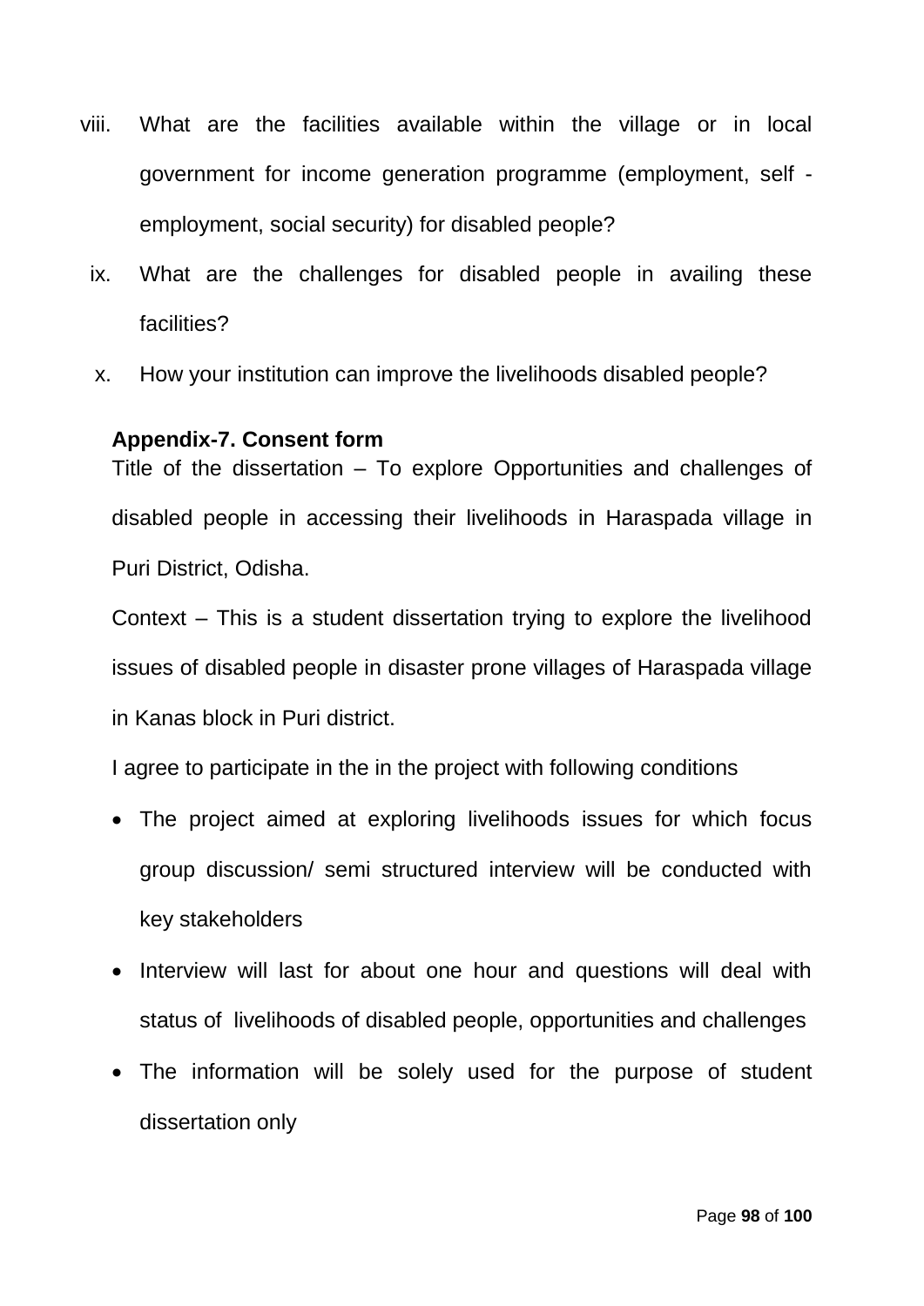viii. What are the facilities available within the village or in local government for income generation programme (employment, self - employment, social security) for disabled people?

ix. What are the challenges for disabled people in availing these facilities?

x. How your institution can improve the livelihoods disabled people?

**Appendix-7. Consent form**

Title of the dissertation – To explore Opportunities and challenges of disabled people in accessing their livelihoods in Haraspada village in Puri District, Odisha.

Context – This is a student dissertation trying to explore the livelihood issues of disabled people in disaster prone villages of Haraspada village in Kanas block in Puri district.

I agree to participate in the in the project with following conditions

- The project aimed at exploring livelihoods issues for which focus group discussion/ semi structured interview will be conducted with key stakeholders
- Interview will last for about one hour and questions will deal with status of livelihoods of disabled people, opportunities and challenges
- The information will be solely used for the purpose of student dissertation only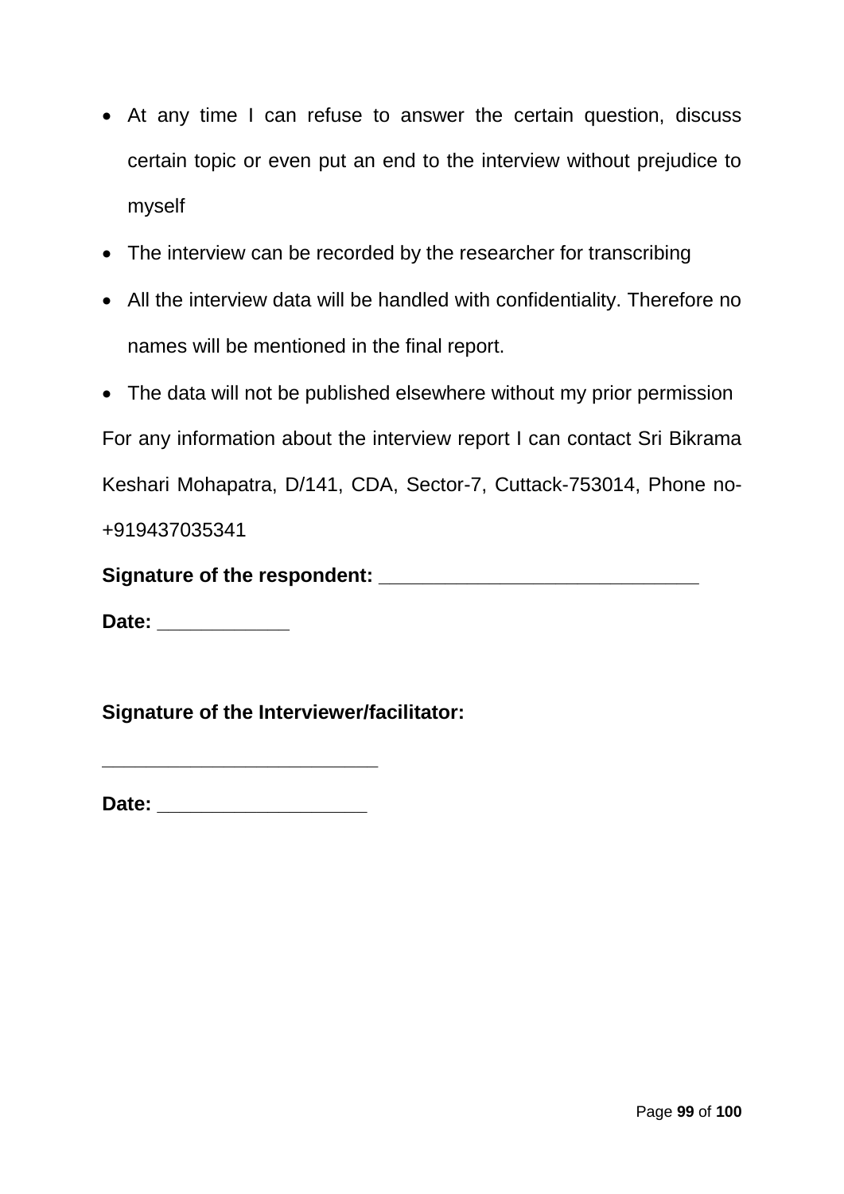- At any time I can refuse to answer the certain question, discuss certain topic or even put an end to the interview without prejudice to myself
- The interview can be recorded by the researcher for transcribing
- All the interview data will be handled with confidentiality. Therefore no names will be mentioned in the final report.
- The data will not be published elsewhere without my prior permission

For any information about the interview report I can contact Sri Bikrama Keshari Mohapatra, D/141, CDA, Sector-7, Cuttack-753014, Phone no- +919437035341

**Signature of the respondent: ______________________________**

**Date: ____________**

**Signature of the Interviewer/facilitator:**

__________________________

**Date: ___________________**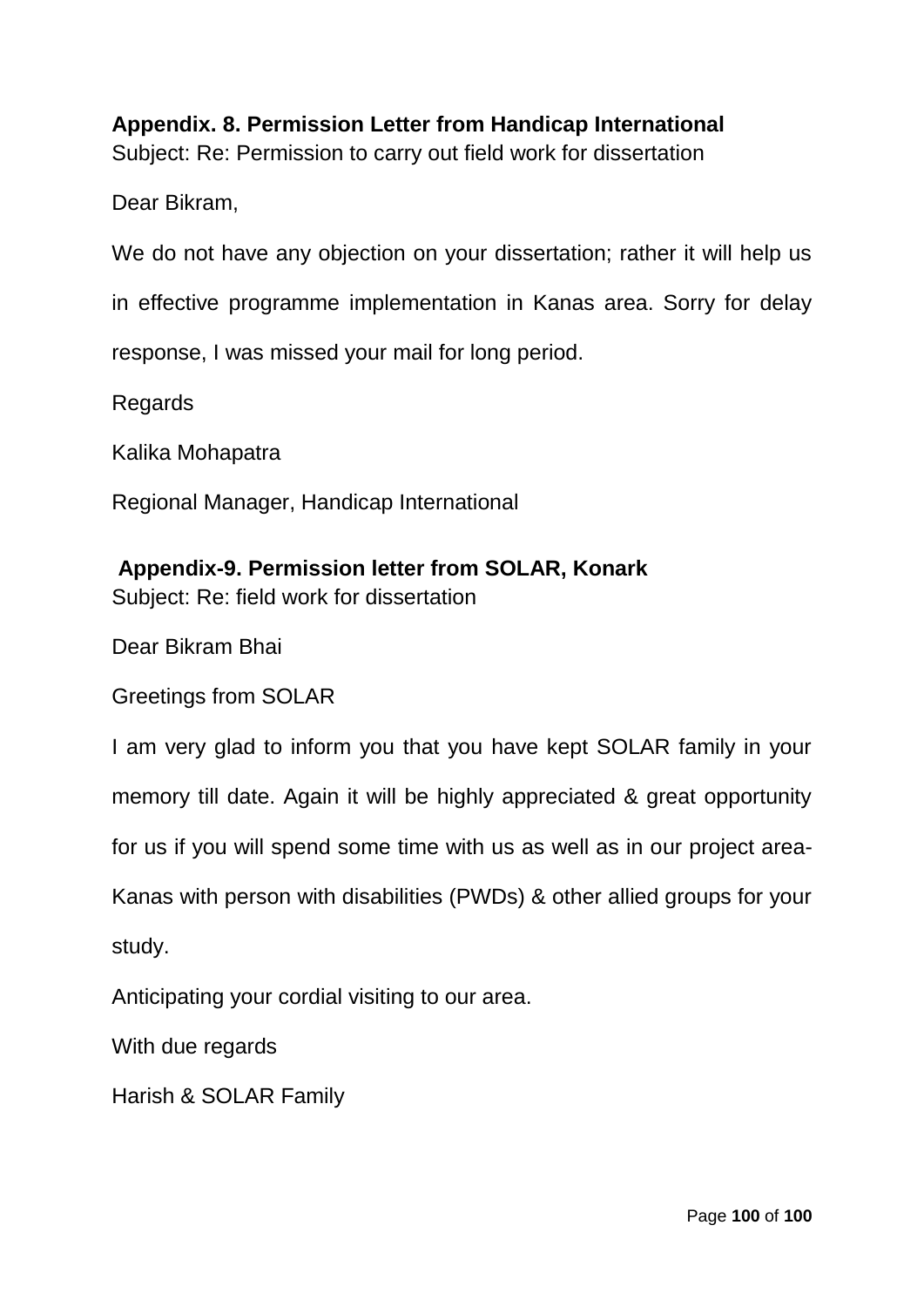**Appendix. 8. Permission Letter from Handicap International**

Subject: Re: Permission to carry out field work for dissertation

Dear Bikram,

We do not have any objection on your dissertation; rather it will help us in effective programme implementation in Kanas area. Sorry for delay response, I was missed your mail for long period.

Regards

Kalika Mohapatra

Regional Manager, Handicap International

**Appendix-9. Permission letter from SOLAR, Konark**

Subject: Re: field work for dissertation

Dear Bikram Bhai

Greetings from SOLAR

I am very glad to inform you that you have kept SOLAR family in your memory till date. Again it will be highly appreciated & great opportunity for us if you will spend some time with us as well as in our project area-Kanas with person with disabilities (PWDs) & other allied groups for your study.

Anticipating your cordial visiting to our area.

With due regards

Harish & SOLAR Family